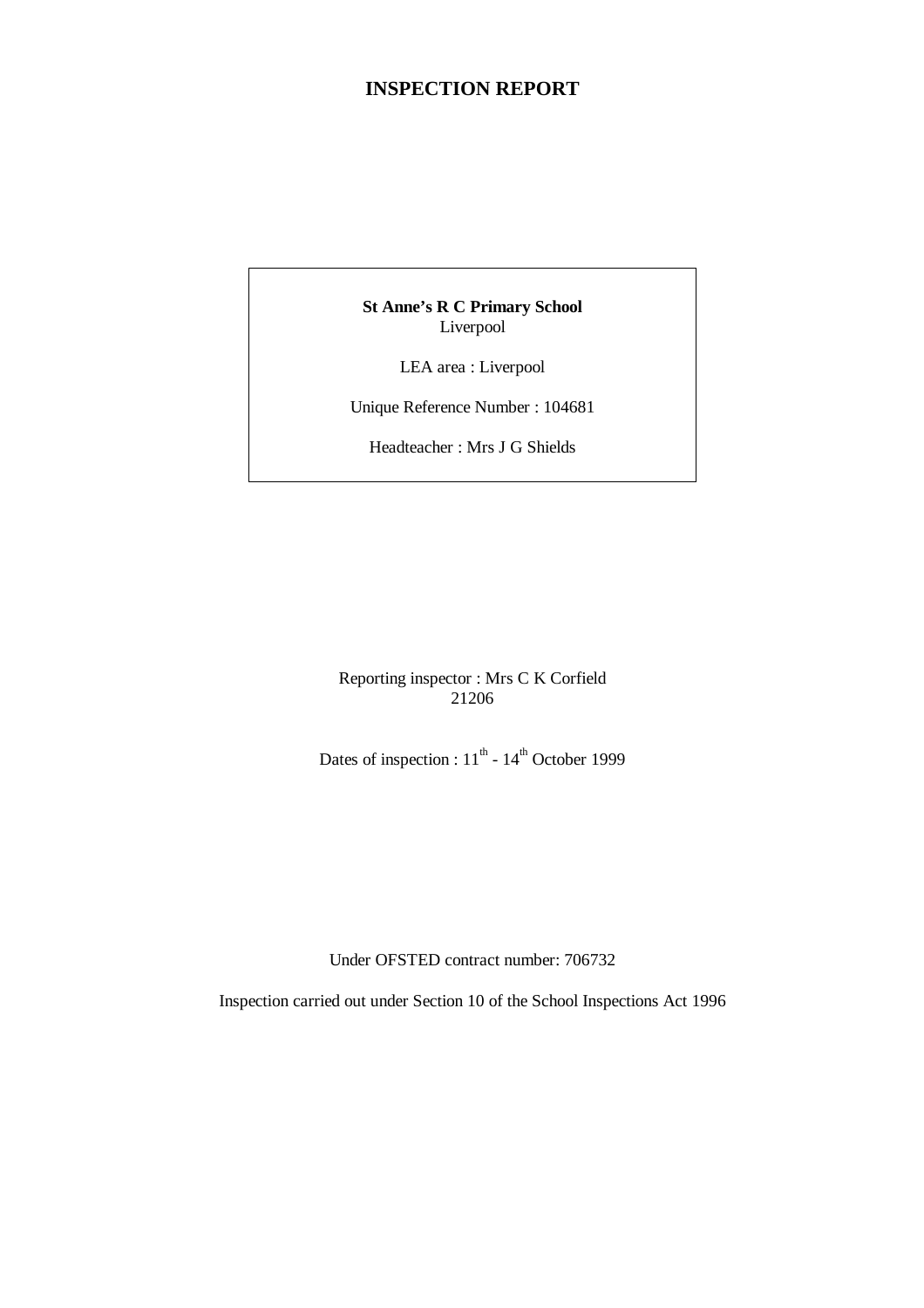# INSPECTION REPORT

**St Anne's R C Primary School**
Liverpool

LEA area : Liverpool

Unique Reference Number : 104681

Headteacher : Mrs J G Shields

Reporting inspector : Mrs C K Corfield
21206

Dates of inspection : 11th - 14th October 1999

Under OFSTED contract number: 706732

Inspection carried out under Section 10 of the School Inspections Act 1996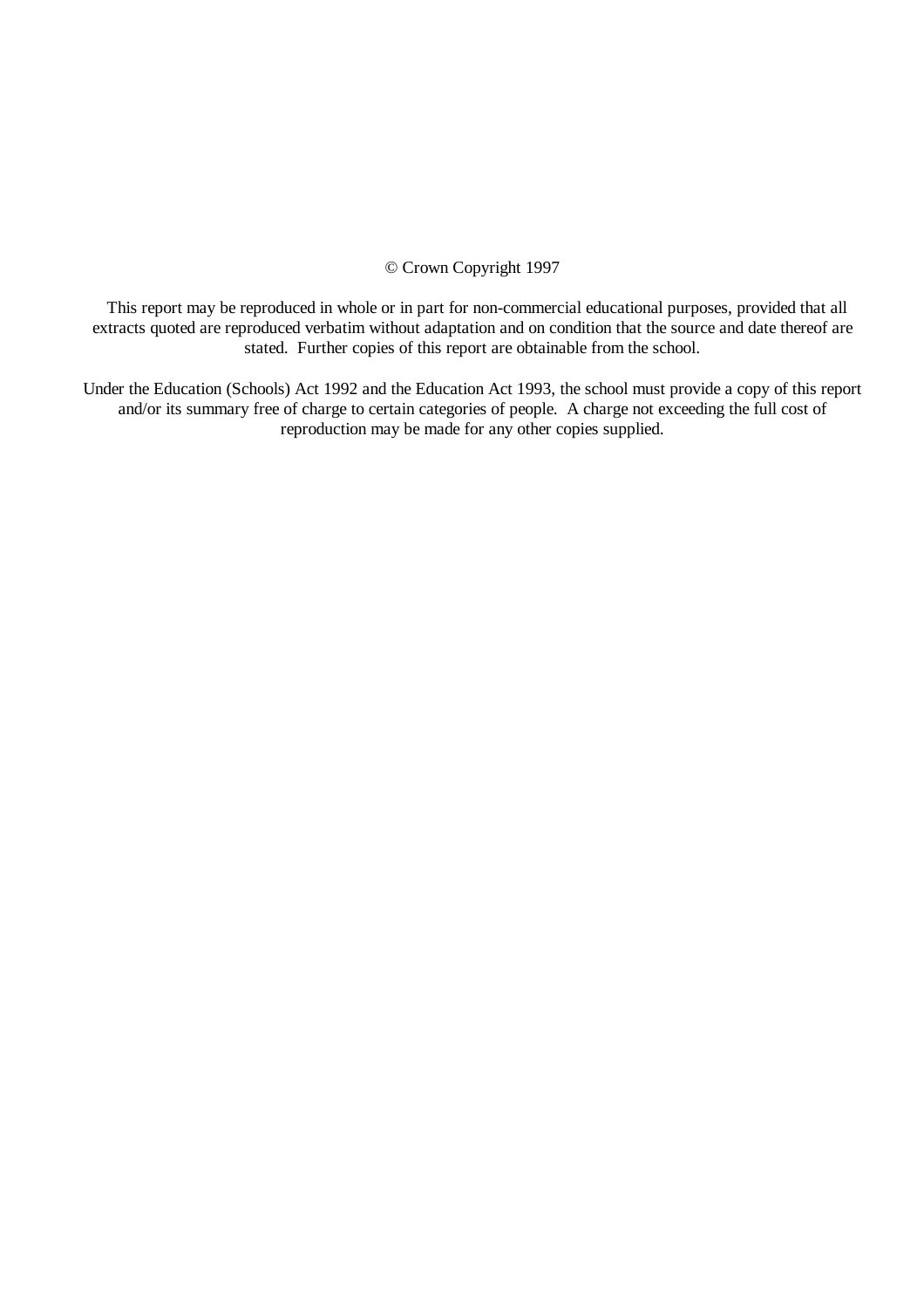© Crown Copyright 1997

This report may be reproduced in whole or in part for non-commercial educational purposes, provided that all extracts quoted are reproduced verbatim without adaptation and on condition that the source and date thereof are stated. Further copies of this report are obtainable from the school.

Under the Education (Schools) Act 1992 and the Education Act 1993, the school must provide a copy of this report and/or its summary free of charge to certain categories of people. A charge not exceeding the full cost of reproduction may be made for any other copies supplied.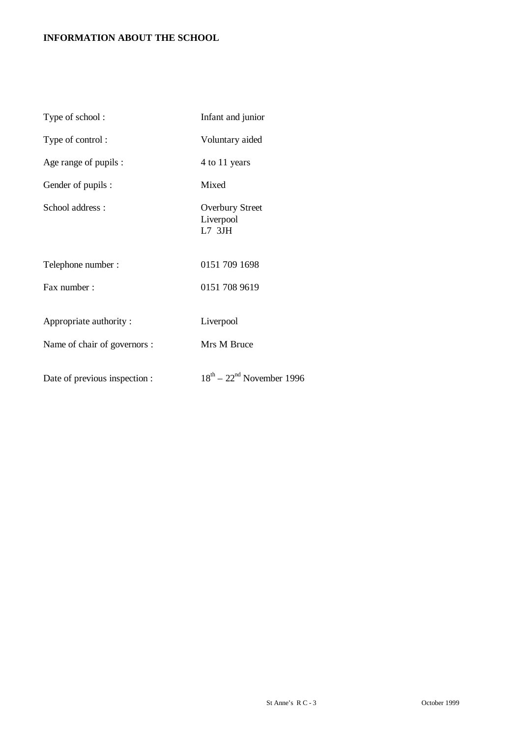**INFORMATION ABOUT THE SCHOOL**

| | |
|---|---|
| Type of school : | Infant and junior |
| Type of control : | Voluntary aided |
| Age range of pupils : | 4 to 11 years |
| Gender of pupils : | Mixed |
| School address : | Overbury Street<br>Liverpool<br>L7 3JH |
| Telephone number : | 0151 709 1698 |
| Fax number : | 0151 708 9619 |
| Appropriate authority : | Liverpool |
| Name of chair of governors : | Mrs M Bruce |
| Date of previous inspection : | 18th – 22nd November 1996 |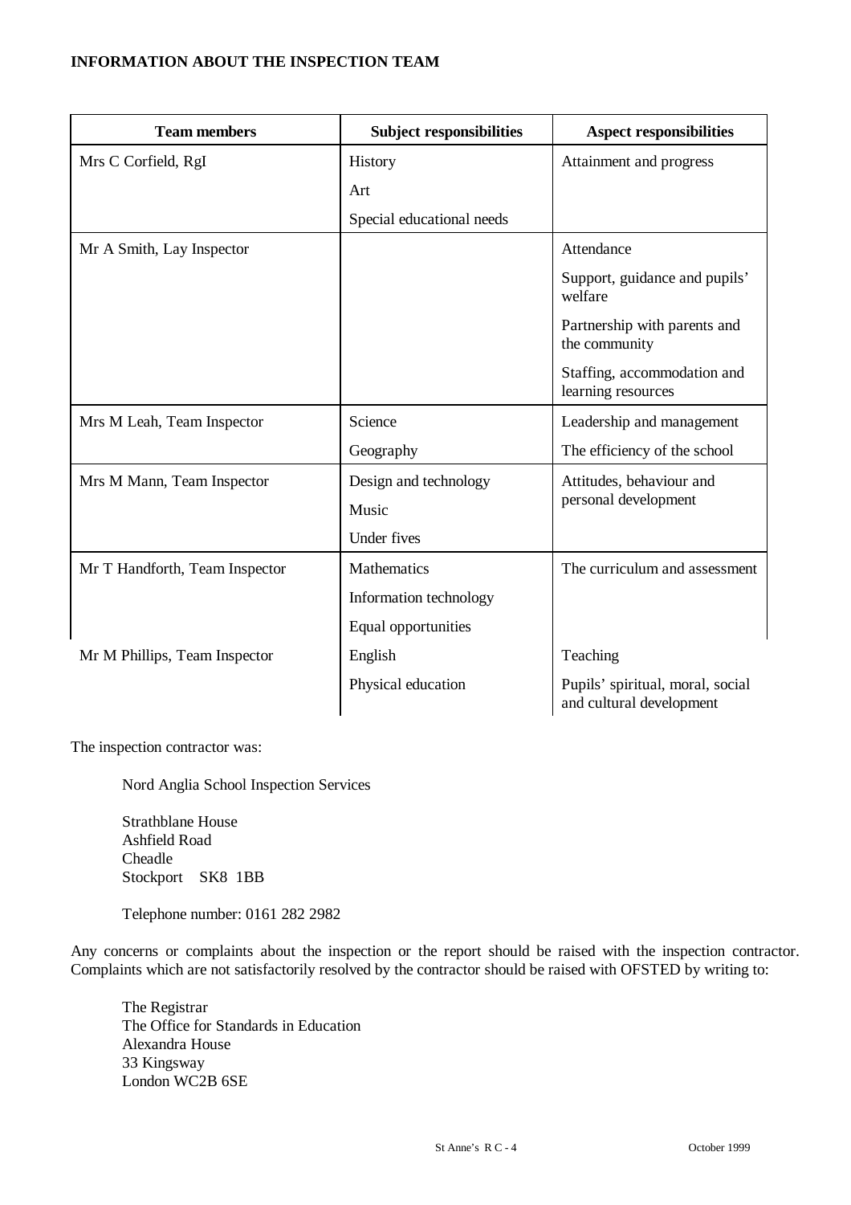**INFORMATION ABOUT THE INSPECTION TEAM**

| Team members | Subject responsibilities | Aspect responsibilities |
|---|---|---|
| Mrs C Corfield, RgI | History<br>Art<br>Special educational needs | Attainment and progress |
| Mr A Smith, Lay Inspector | | Attendance<br>Support, guidance and pupils' welfare<br>Partnership with parents and the community<br>Staffing, accommodation and learning resources |
| Mrs M Leah, Team Inspector | Science<br>Geography | Leadership and management<br>The efficiency of the school |
| Mrs M Mann, Team Inspector | Design and technology<br>Music<br>Under fives | Attitudes, behaviour and personal development |
| Mr T Handforth, Team Inspector | Mathematics<br>Information technology<br>Equal opportunities | The curriculum and assessment |
| Mr M Phillips, Team Inspector | English<br>Physical education | Teaching<br>Pupils' spiritual, moral, social and cultural development |

The inspection contractor was:

Nord Anglia School Inspection Services

Strathblane House
Ashfield Road
Cheadle
Stockport SK8 1BB

Telephone number: 0161 282 2982

Any concerns or complaints about the inspection or the report should be raised with the inspection contractor. Complaints which are not satisfactorily resolved by the contractor should be raised with OFSTED by writing to:

The Registrar
The Office for Standards in Education
Alexandra House
33 Kingsway
London WC2B 6SE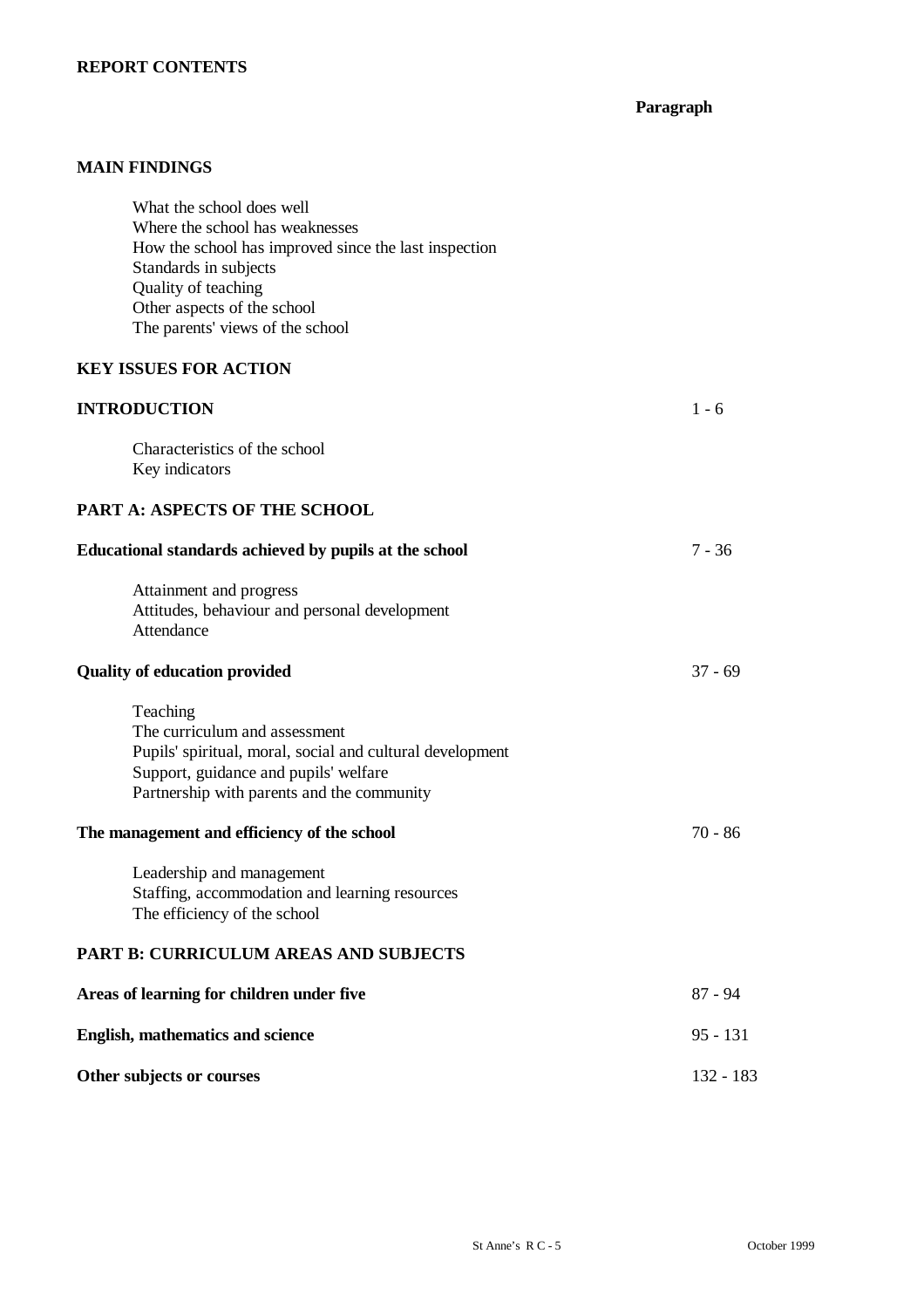**REPORT CONTENTS**

| | Paragraph |
|---|---|
| **MAIN FINDINGS** | |
| What the school does well | |
| Where the school has weaknesses | |
| How the school has improved since the last inspection | |
| Standards in subjects | |
| Quality of teaching | |
| Other aspects of the school | |
| The parents' views of the school | |
| **KEY ISSUES FOR ACTION** | |
| **INTRODUCTION** | 1 - 6 |
| Characteristics of the school | |
| Key indicators | |
| **PART A: ASPECTS OF THE SCHOOL** | |
| **Educational standards achieved by pupils at the school** | 7 - 36 |
| Attainment and progress | |
| Attitudes, behaviour and personal development | |
| Attendance | |
| **Quality of education provided** | 37 - 69 |
| Teaching | |
| The curriculum and assessment | |
| Pupils' spiritual, moral, social and cultural development | |
| Support, guidance and pupils' welfare | |
| Partnership with parents and the community | |
| **The management and efficiency of the school** | 70 - 86 |
| Leadership and management | |
| Staffing, accommodation and learning resources | |
| The efficiency of the school | |
| **PART B: CURRICULUM AREAS AND SUBJECTS** | |
| **Areas of learning for children under five** | 87 - 94 |
| **English, mathematics and science** | 95 - 131 |
| **Other subjects or courses** | 132 - 183 |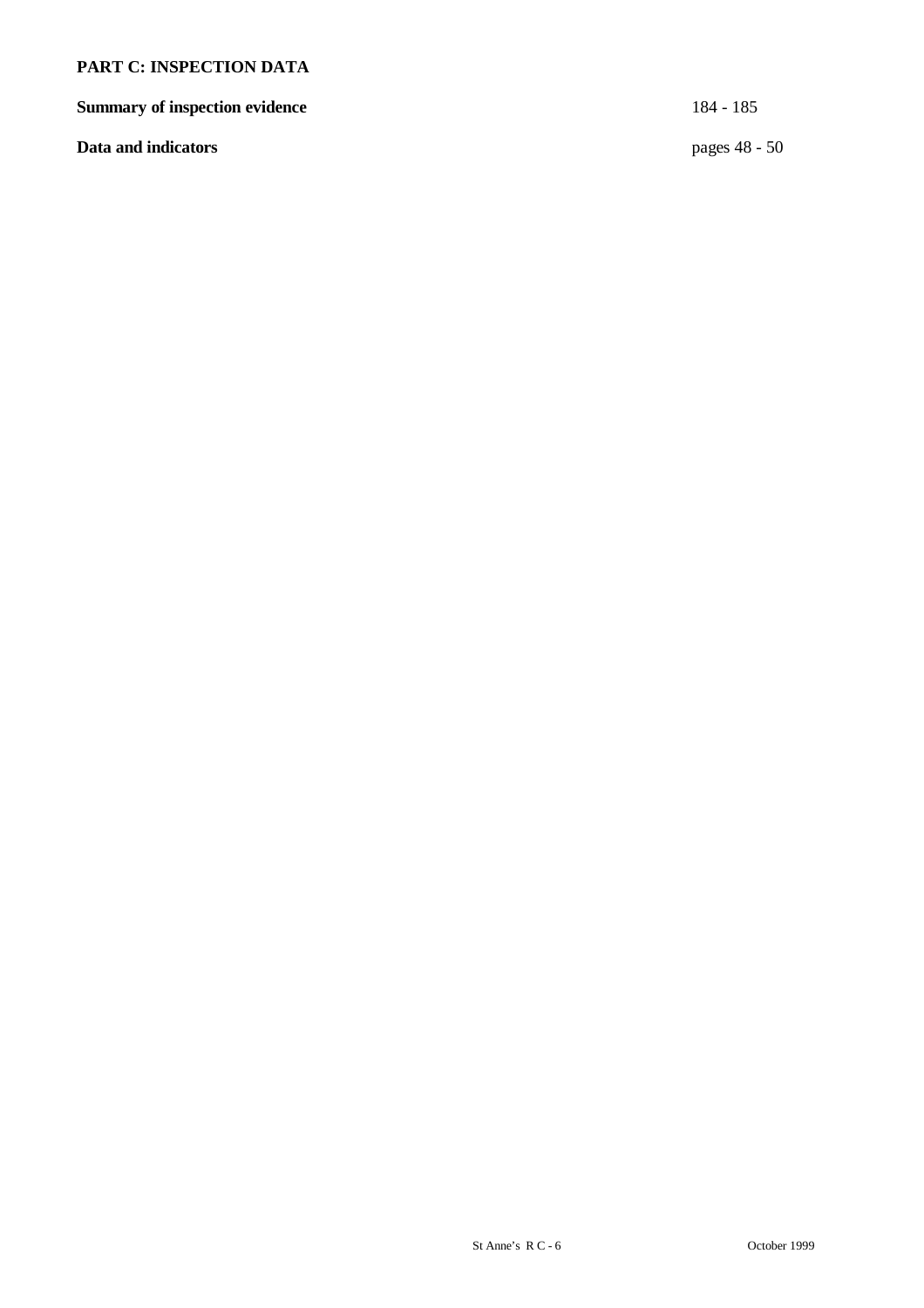**PART C: INSPECTION DATA**

| | |
|---|---|
| **Summary of inspection evidence** | 184 - 185 |
| **Data and indicators** | pages 48 - 50 |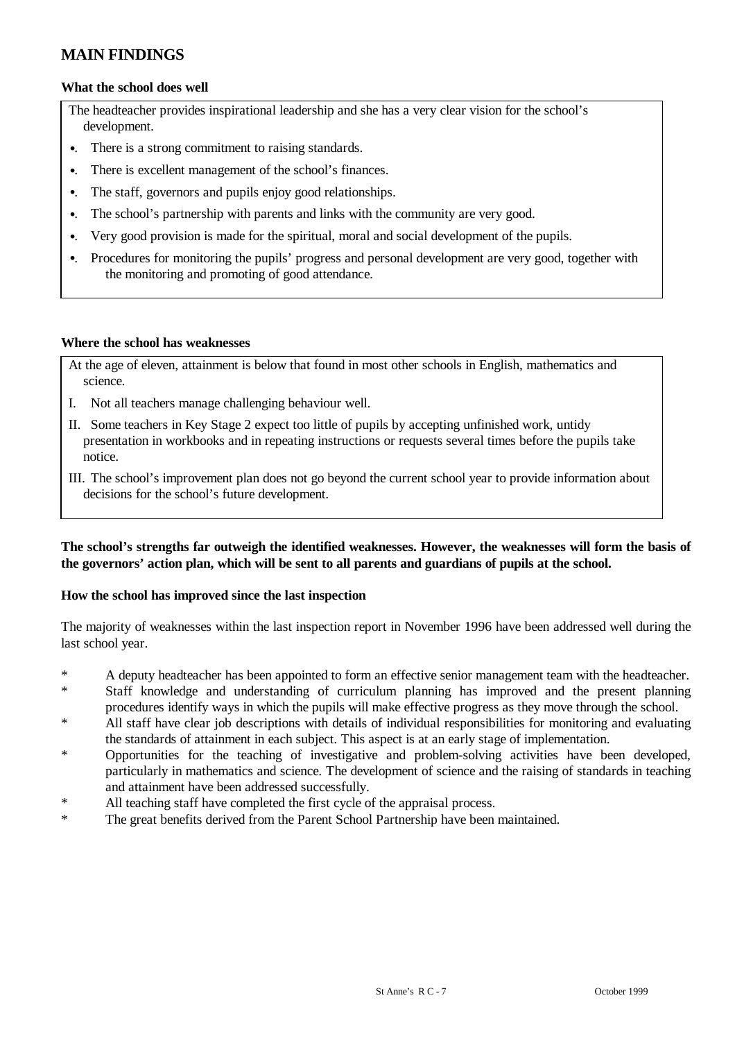# MAIN FINDINGS

**What the school does well**

The headteacher provides inspirational leadership and she has a very clear vision for the school's development.

- There is a strong commitment to raising standards.
- There is excellent management of the school's finances.
- The staff, governors and pupils enjoy good relationships.
- The school's partnership with parents and links with the community are very good.
- Very good provision is made for the spiritual, moral and social development of the pupils.
- Procedures for monitoring the pupils' progress and personal development are very good, together with the monitoring and promoting of good attendance.

**Where the school has weaknesses**

At the age of eleven, attainment is below that found in most other schools in English, mathematics and science.

I. Not all teachers manage challenging behaviour well.

II. Some teachers in Key Stage 2 expect too little of pupils by accepting unfinished work, untidy presentation in workbooks and in repeating instructions or requests several times before the pupils take notice.

III. The school's improvement plan does not go beyond the current school year to provide information about decisions for the school's future development.

**The school's strengths far outweigh the identified weaknesses. However, the weaknesses will form the basis of the governors' action plan, which will be sent to all parents and guardians of pupils at the school.**

**How the school has improved since the last inspection**

The majority of weaknesses within the last inspection report in November 1996 have been addressed well during the last school year.

- A deputy headteacher has been appointed to form an effective senior management team with the headteacher.
- Staff knowledge and understanding of curriculum planning has improved and the present planning procedures identify ways in which the pupils will make effective progress as they move through the school.
- All staff have clear job descriptions with details of individual responsibilities for monitoring and evaluating the standards of attainment in each subject. This aspect is at an early stage of implementation.
- Opportunities for the teaching of investigative and problem-solving activities have been developed, particularly in mathematics and science. The development of science and the raising of standards in teaching and attainment have been addressed successfully.
- All teaching staff have completed the first cycle of the appraisal process.
- The great benefits derived from the Parent School Partnership have been maintained.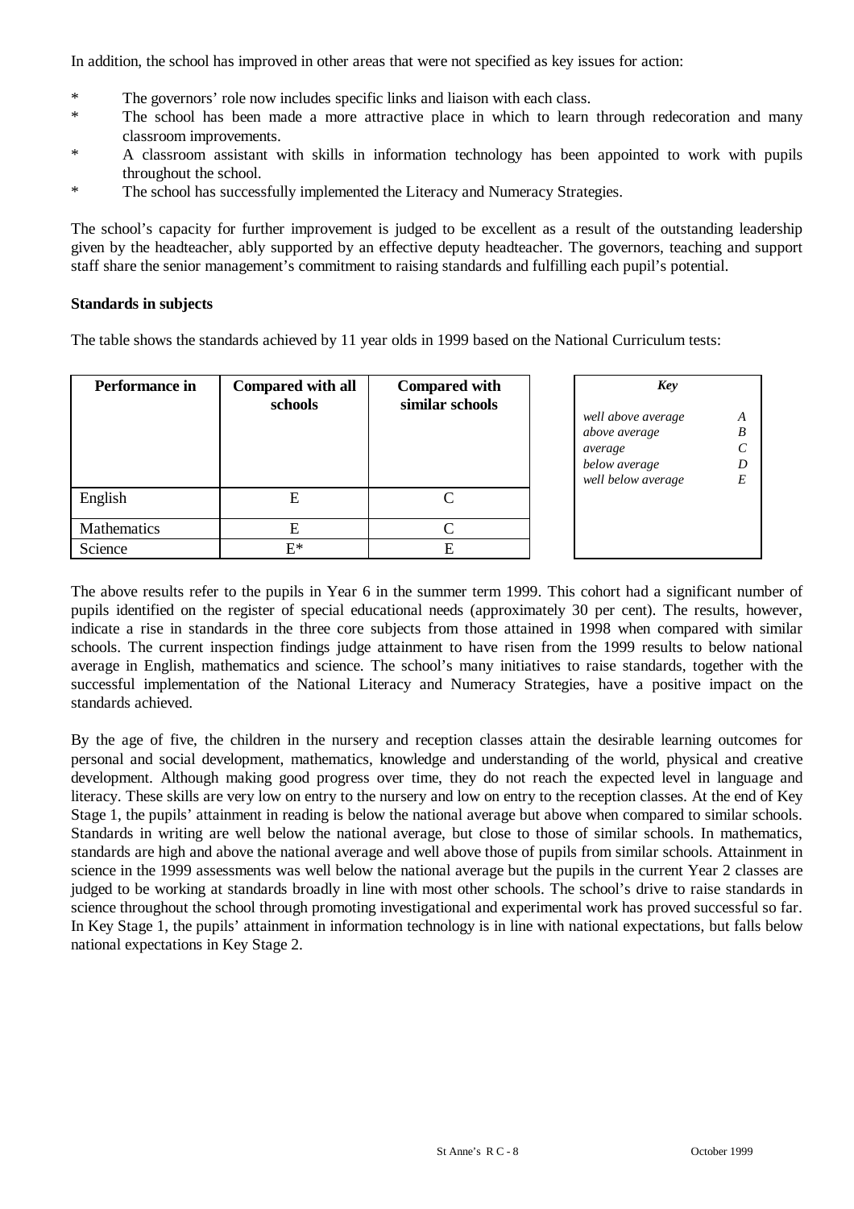In addition, the school has improved in other areas that were not specified as key issues for action:

* The governors' role now includes specific links and liaison with each class.
* The school has been made a more attractive place in which to learn through redecoration and many classroom improvements.
* A classroom assistant with skills in information technology has been appointed to work with pupils throughout the school.
* The school has successfully implemented the Literacy and Numeracy Strategies.

The school's capacity for further improvement is judged to be excellent as a result of the outstanding leadership given by the headteacher, ably supported by an effective deputy headteacher. The governors, teaching and support staff share the senior management's commitment to raising standards and fulfilling each pupil's potential.

**Standards in subjects**

The table shows the standards achieved by 11 year olds in 1999 based on the National Curriculum tests:

| Performance in | Compared with all schools | Compared with similar schools |
|---|---|---|
| English | E | C |
| Mathematics | E | C |
| Science | E* | E |

| *Key* | |
|---|---|
| *well above average* | *A* |
| *above average* | *B* |
| *average* | *C* |
| *below average* | *D* |
| *well below average* | *E* |

The above results refer to the pupils in Year 6 in the summer term 1999. This cohort had a significant number of pupils identified on the register of special educational needs (approximately 30 per cent). The results, however, indicate a rise in standards in the three core subjects from those attained in 1998 when compared with similar schools. The current inspection findings judge attainment to have risen from the 1999 results to below national average in English, mathematics and science. The school's many initiatives to raise standards, together with the successful implementation of the National Literacy and Numeracy Strategies, have a positive impact on the standards achieved.

By the age of five, the children in the nursery and reception classes attain the desirable learning outcomes for personal and social development, mathematics, knowledge and understanding of the world, physical and creative development. Although making good progress over time, they do not reach the expected level in language and literacy. These skills are very low on entry to the nursery and low on entry to the reception classes. At the end of Key Stage 1, the pupils' attainment in reading is below the national average but above when compared to similar schools. Standards in writing are well below the national average, but close to those of similar schools. In mathematics, standards are high and above the national average and well above those of pupils from similar schools. Attainment in science in the 1999 assessments was well below the national average but the pupils in the current Year 2 classes are judged to be working at standards broadly in line with most other schools. The school's drive to raise standards in science throughout the school through promoting investigational and experimental work has proved successful so far. In Key Stage 1, the pupils' attainment in information technology is in line with national expectations, but falls below national expectations in Key Stage 2.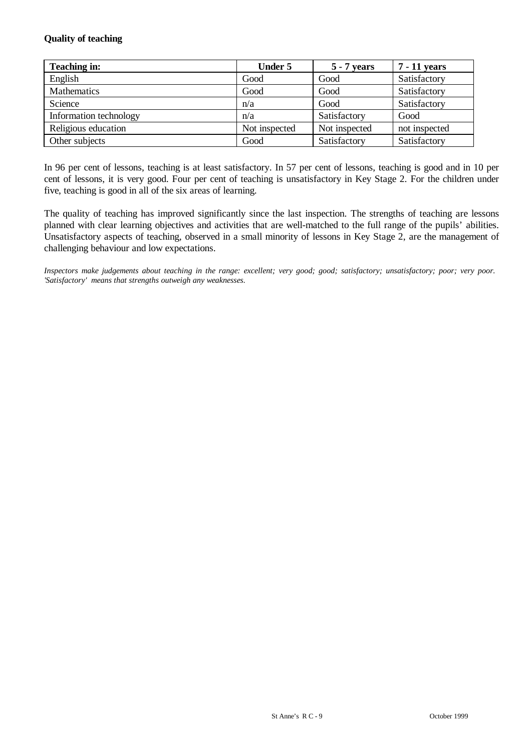**Quality of teaching**

| Teaching in: | Under 5 | 5 - 7 years | 7 - 11 years |
|---|---|---|---|
| English | Good | Good | Satisfactory |
| Mathematics | Good | Good | Satisfactory |
| Science | n/a | Good | Satisfactory |
| Information technology | n/a | Satisfactory | Good |
| Religious education | Not inspected | Not inspected | not inspected |
| Other subjects | Good | Satisfactory | Satisfactory |

In 96 per cent of lessons, teaching is at least satisfactory. In 57 per cent of lessons, teaching is good and in 10 per cent of lessons, it is very good. Four per cent of teaching is unsatisfactory in Key Stage 2. For the children under five, teaching is good in all of the six areas of learning.

The quality of teaching has improved significantly since the last inspection. The strengths of teaching are lessons planned with clear learning objectives and activities that are well-matched to the full range of the pupils' abilities. Unsatisfactory aspects of teaching, observed in a small minority of lessons in Key Stage 2, are the management of challenging behaviour and low expectations.

*Inspectors make judgements about teaching in the range: excellent; very good; good; satisfactory; unsatisfactory; poor; very poor. 'Satisfactory' means that strengths outweigh any weaknesses.*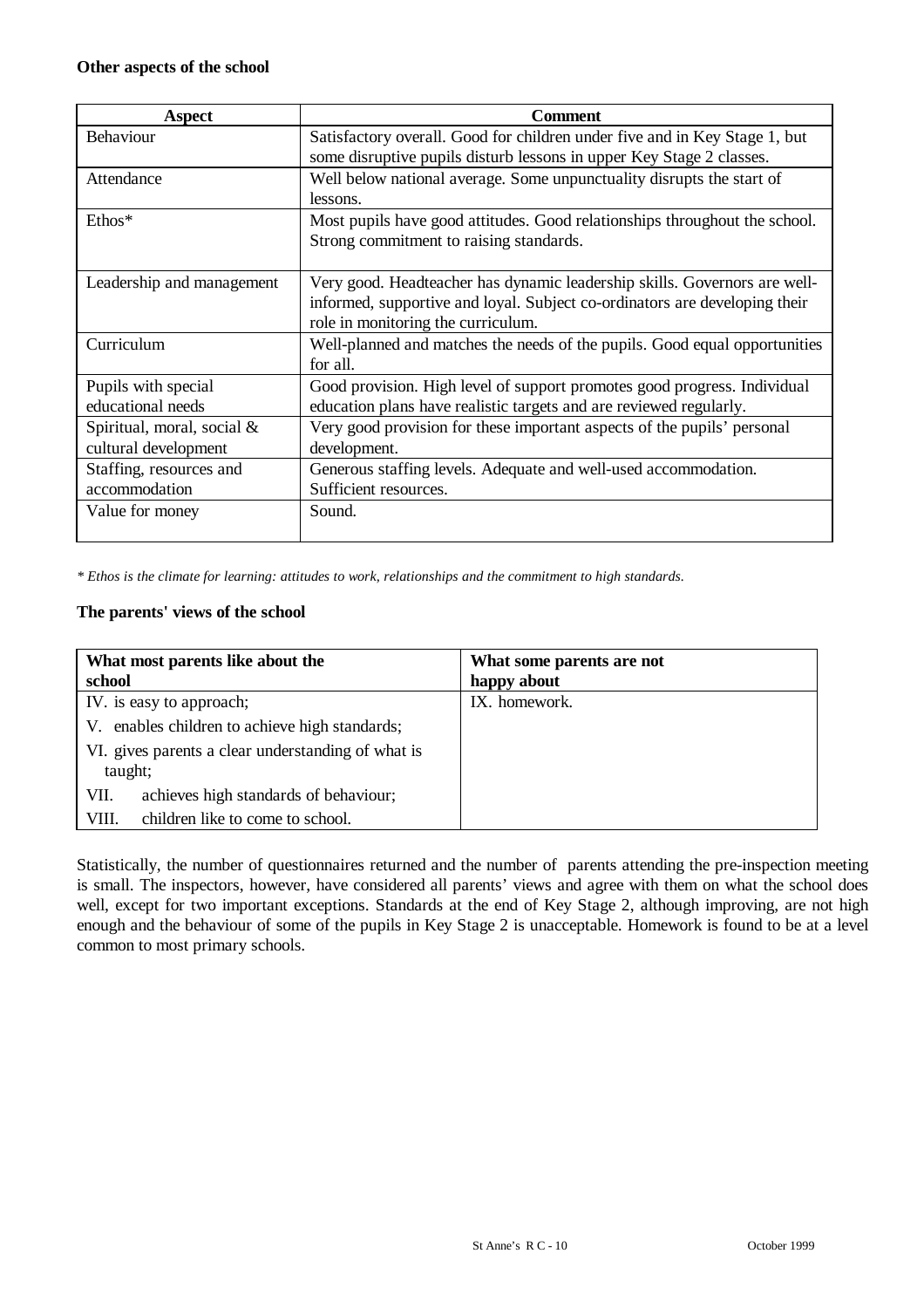**Other aspects of the school**

| Aspect | Comment |
|---|---|
| Behaviour | Satisfactory overall. Good for children under five and in Key Stage 1, but some disruptive pupils disturb lessons in upper Key Stage 2 classes. |
| Attendance | Well below national average. Some unpunctuality disrupts the start of lessons. |
| Ethos* | Most pupils have good attitudes. Good relationships throughout the school. Strong commitment to raising standards. |
| Leadership and management | Very good. Headteacher has dynamic leadership skills. Governors are well-informed, supportive and loyal. Subject co-ordinators are developing their role in monitoring the curriculum. |
| Curriculum | Well-planned and matches the needs of the pupils. Good equal opportunities for all. |
| Pupils with special educational needs | Good provision. High level of support promotes good progress. Individual education plans have realistic targets and are reviewed regularly. |
| Spiritual, moral, social & cultural development | Very good provision for these important aspects of the pupils' personal development. |
| Staffing, resources and accommodation | Generous staffing levels. Adequate and well-used accommodation. Sufficient resources. |
| Value for money | Sound. |

*\* Ethos is the climate for learning: attitudes to work, relationships and the commitment to high standards.*

**The parents' views of the school**

| What most parents like about the school | What some parents are not happy about |
|---|---|
| IV. is easy to approach; | IX. homework. |
| V. enables children to achieve high standards; | |
| VI. gives parents a clear understanding of what is taught; | |
| VII. achieves high standards of behaviour; | |
| VIII. children like to come to school. | |

Statistically, the number of questionnaires returned and the number of parents attending the pre-inspection meeting is small. The inspectors, however, have considered all parents' views and agree with them on what the school does well, except for two important exceptions. Standards at the end of Key Stage 2, although improving, are not high enough and the behaviour of some of the pupils in Key Stage 2 is unacceptable. Homework is found to be at a level common to most primary schools.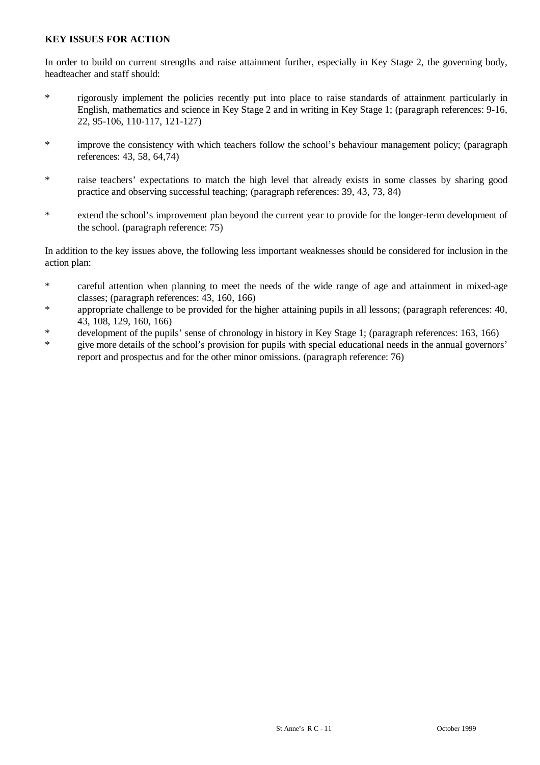## KEY ISSUES FOR ACTION

In order to build on current strengths and raise attainment further, especially in Key Stage 2, the governing body, headteacher and staff should:

* rigorously implement the policies recently put into place to raise standards of attainment particularly in English, mathematics and science in Key Stage 2 and in writing in Key Stage 1; (paragraph references: 9-16, 22, 95-106, 110-117, 121-127)

* improve the consistency with which teachers follow the school's behaviour management policy; (paragraph references: 43, 58, 64,74)

* raise teachers' expectations to match the high level that already exists in some classes by sharing good practice and observing successful teaching; (paragraph references: 39, 43, 73, 84)

* extend the school's improvement plan beyond the current year to provide for the longer-term development of the school. (paragraph reference: 75)

In addition to the key issues above, the following less important weaknesses should be considered for inclusion in the action plan:

* careful attention when planning to meet the needs of the wide range of age and attainment in mixed-age classes; (paragraph references: 43, 160, 166)
* appropriate challenge to be provided for the higher attaining pupils in all lessons; (paragraph references: 40, 43, 108, 129, 160, 166)
* development of the pupils' sense of chronology in history in Key Stage 1; (paragraph references: 163, 166)
* give more details of the school's provision for pupils with special educational needs in the annual governors' report and prospectus and for the other minor omissions. (paragraph reference: 76)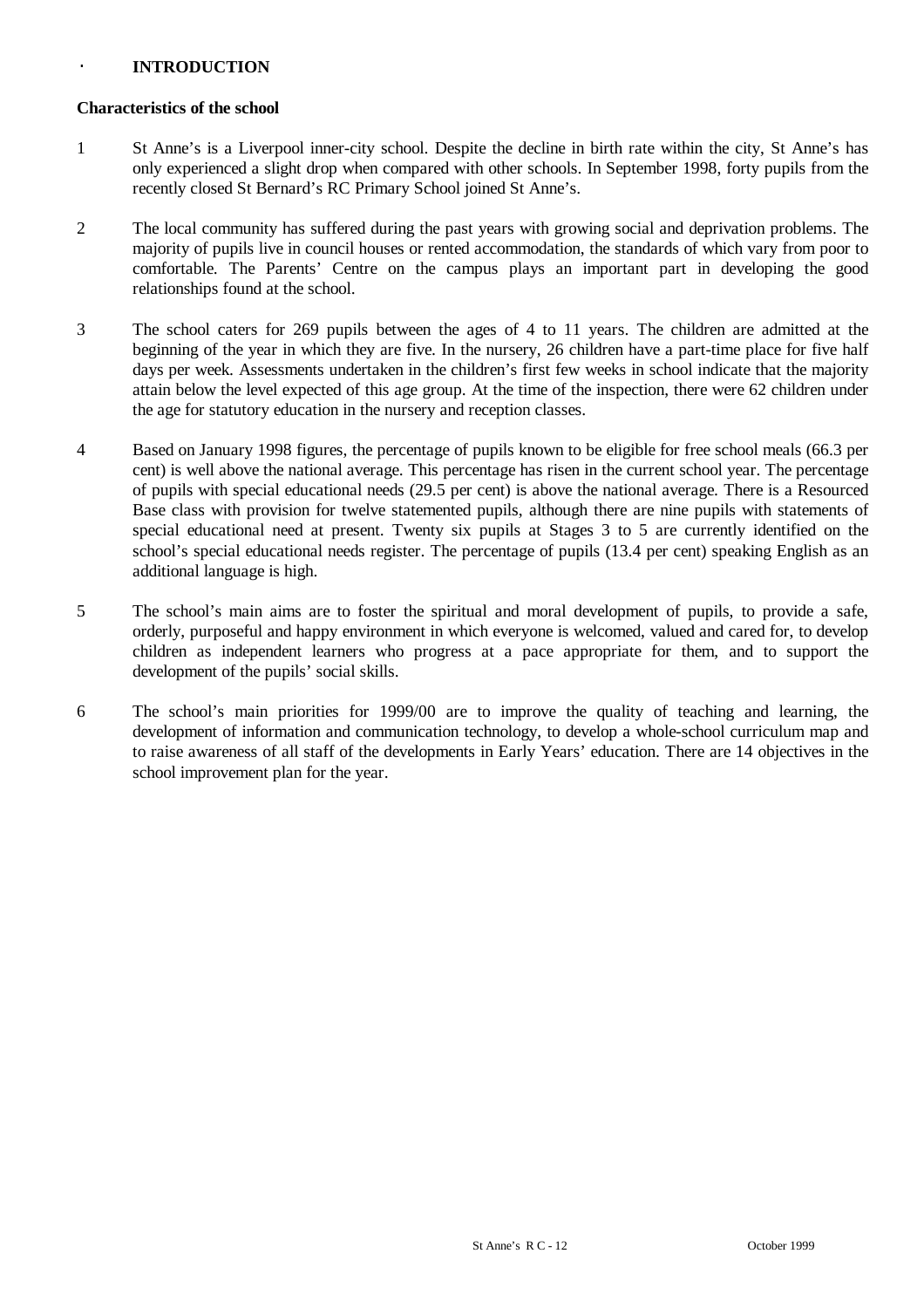## INTRODUCTION

### Characteristics of the school

1 St Anne's is a Liverpool inner-city school. Despite the decline in birth rate within the city, St Anne's has only experienced a slight drop when compared with other schools. In September 1998, forty pupils from the recently closed St Bernard's RC Primary School joined St Anne's.

2 The local community has suffered during the past years with growing social and deprivation problems. The majority of pupils live in council houses or rented accommodation, the standards of which vary from poor to comfortable. The Parents' Centre on the campus plays an important part in developing the good relationships found at the school.

3 The school caters for 269 pupils between the ages of 4 to 11 years. The children are admitted at the beginning of the year in which they are five. In the nursery, 26 children have a part-time place for five half days per week. Assessments undertaken in the children's first few weeks in school indicate that the majority attain below the level expected of this age group. At the time of the inspection, there were 62 children under the age for statutory education in the nursery and reception classes.

4 Based on January 1998 figures, the percentage of pupils known to be eligible for free school meals (66.3 per cent) is well above the national average. This percentage has risen in the current school year. The percentage of pupils with special educational needs (29.5 per cent) is above the national average. There is a Resourced Base class with provision for twelve statemented pupils, although there are nine pupils with statements of special educational need at present. Twenty six pupils at Stages 3 to 5 are currently identified on the school's special educational needs register. The percentage of pupils (13.4 per cent) speaking English as an additional language is high.

5 The school's main aims are to foster the spiritual and moral development of pupils, to provide a safe, orderly, purposeful and happy environment in which everyone is welcomed, valued and cared for, to develop children as independent learners who progress at a pace appropriate for them, and to support the development of the pupils' social skills.

6 The school's main priorities for 1999/00 are to improve the quality of teaching and learning, the development of information and communication technology, to develop a whole-school curriculum map and to raise awareness of all staff of the developments in Early Years' education. There are 14 objectives in the school improvement plan for the year.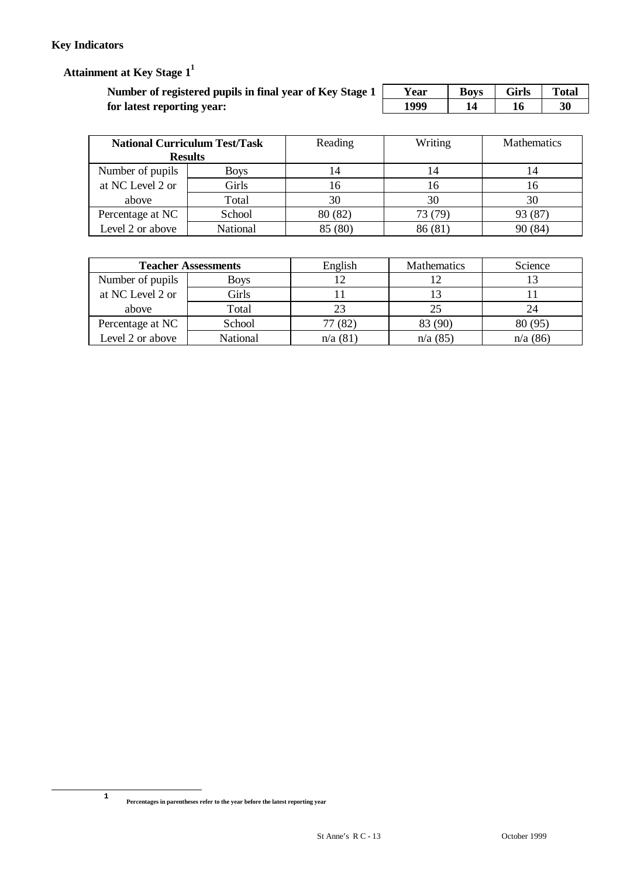### Key Indicators

#### Attainment at Key Stage 1[1]

**Number of registered pupils in final year of Key Stage 1 for latest reporting year:**

| Year | Boys | Girls | Total |
|---|---|---|---|
| 1999 | 14 | 16 | 30 |

| National Curriculum Test/Task Results | | Reading | Writing | Mathematics |
|---|---|---|---|---|
| Number of pupils at NC Level 2 or above | Boys | 14 | 14 | 14 |
| | Girls | 16 | 16 | 16 |
| | Total | 30 | 30 | 30 |
| Percentage at NC Level 2 or above | School | 80 (82) | 73 (79) | 93 (87) |
| | National | 85 (80) | 86 (81) | 90 (84) |

| Teacher Assessments | | English | Mathematics | Science |
|---|---|---|---|---|
| Number of pupils at NC Level 2 or above | Boys | 12 | 12 | 13 |
| | Girls | 11 | 13 | 11 |
| | Total | 23 | 25 | 24 |
| Percentage at NC Level 2 or above | School | 77 (82) | 83 (90) | 80 (95) |
| | National | n/a (81) | n/a (85) | n/a (86) |

1 Percentages in parentheses refer to the year before the latest reporting year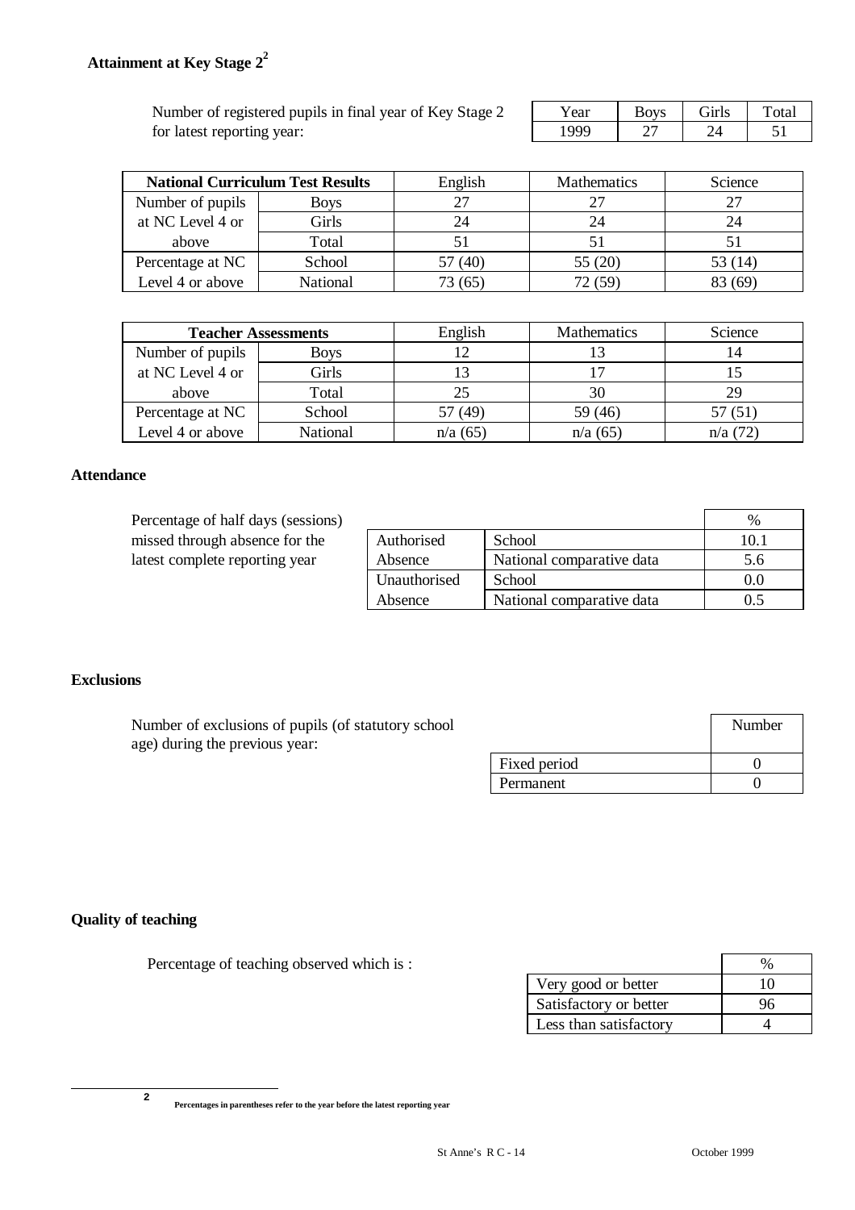### Attainment at Key Stage 2[2]

Number of registered pupils in final year of Key Stage 2 for latest reporting year:

| Year | Boys | Girls | Total |
|---|---|---|---|
| 1999 | 27 | 24 | 51 |

| National Curriculum Test Results | | English | Mathematics | Science |
|---|---|---|---|---|
| Number of pupils at NC Level 4 or above | Boys | 27 | 27 | 27 |
| | Girls | 24 | 24 | 24 |
| | Total | 51 | 51 | 51 |
| Percentage at NC Level 4 or above | School | 57 (40) | 55 (20) | 53 (14) |
| | National | 73 (65) | 72 (59) | 83 (69) |

| Teacher Assessments | | English | Mathematics | Science |
|---|---|---|---|---|
| Number of pupils at NC Level 4 or above | Boys | 12 | 13 | 14 |
| | Girls | 13 | 17 | 15 |
| | Total | 25 | 30 | 29 |
| Percentage at NC Level 4 or above | School | 57 (49) | 59 (46) | 57 (51) |
| | National | n/a (65) | n/a (65) | n/a (72) |

### Attendance

Percentage of half days (sessions) missed through absence for the latest complete reporting year

| | | % |
|---|---|---|
| Authorised Absence | School | 10.1 |
| | National comparative data | 5.6 |
| Unauthorised Absence | School | 0.0 |
| | National comparative data | 0.5 |

### Exclusions

Number of exclusions of pupils (of statutory school age) during the previous year:

| | Number |
|---|---|
| Fixed period | 0 |
| Permanent | 0 |

### Quality of teaching

Percentage of teaching observed which is :

| | % |
|---|---|
| Very good or better | 10 |
| Satisfactory or better | 96 |
| Less than satisfactory | 4 |

[2] Percentages in parentheses refer to the year before the latest reporting year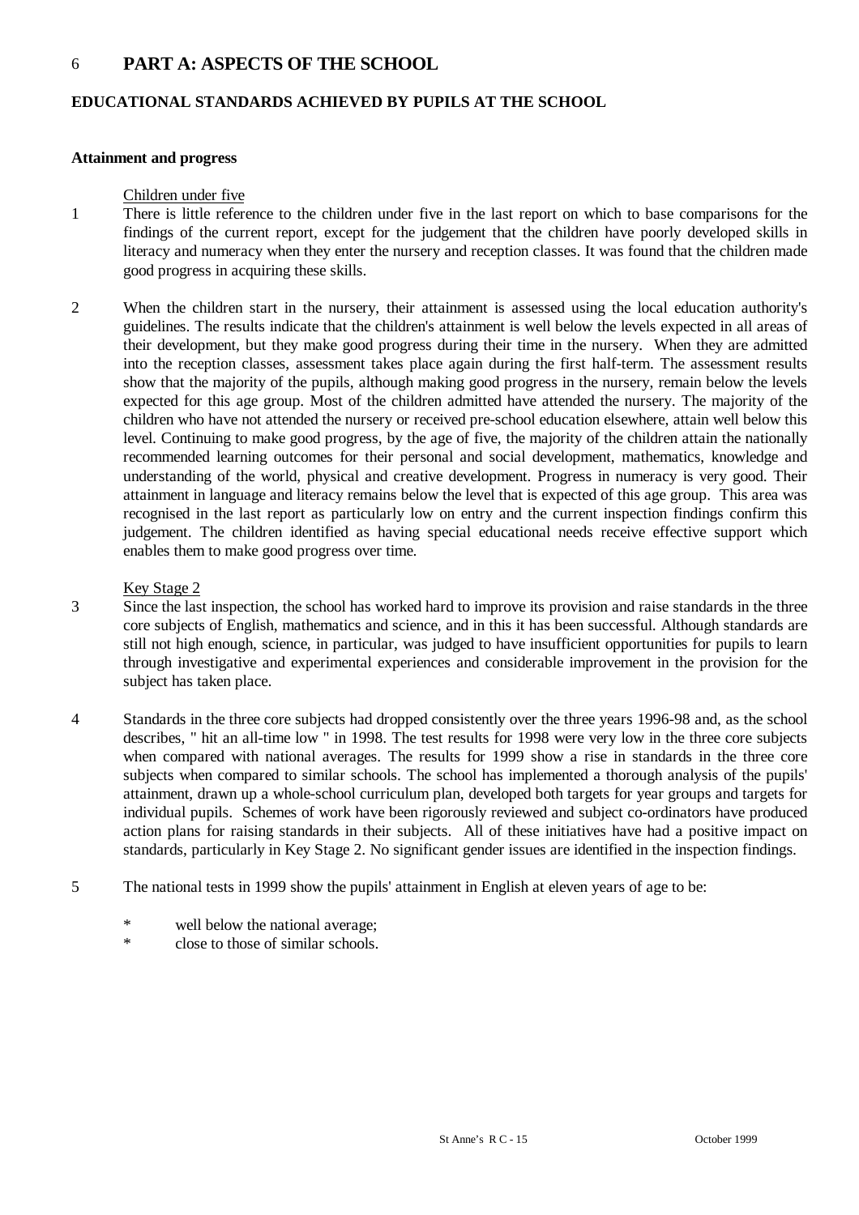# 6 PART A: ASPECTS OF THE SCHOOL

## EDUCATIONAL STANDARDS ACHIEVED BY PUPILS AT THE SCHOOL

### Attainment and progress

Children under five

1 There is little reference to the children under five in the last report on which to base comparisons for the findings of the current report, except for the judgement that the children have poorly developed skills in literacy and numeracy when they enter the nursery and reception classes. It was found that the children made good progress in acquiring these skills.

2 When the children start in the nursery, their attainment is assessed using the local education authority's guidelines. The results indicate that the children's attainment is well below the levels expected in all areas of their development, but they make good progress during their time in the nursery. When they are admitted into the reception classes, assessment takes place again during the first half-term. The assessment results show that the majority of the pupils, although making good progress in the nursery, remain below the levels expected for this age group. Most of the children admitted have attended the nursery. The majority of the children who have not attended the nursery or received pre-school education elsewhere, attain well below this level. Continuing to make good progress, by the age of five, the majority of the children attain the nationally recommended learning outcomes for their personal and social development, mathematics, knowledge and understanding of the world, physical and creative development. Progress in numeracy is very good. Their attainment in language and literacy remains below the level that is expected of this age group. This area was recognised in the last report as particularly low on entry and the current inspection findings confirm this judgement. The children identified as having special educational needs receive effective support which enables them to make good progress over time.

Key Stage 2

3 Since the last inspection, the school has worked hard to improve its provision and raise standards in the three core subjects of English, mathematics and science, and in this it has been successful. Although standards are still not high enough, science, in particular, was judged to have insufficient opportunities for pupils to learn through investigative and experimental experiences and considerable improvement in the provision for the subject has taken place.

4 Standards in the three core subjects had dropped consistently over the three years 1996-98 and, as the school describes, " hit an all-time low " in 1998. The test results for 1998 were very low in the three core subjects when compared with national averages. The results for 1999 show a rise in standards in the three core subjects when compared to similar schools. The school has implemented a thorough analysis of the pupils' attainment, drawn up a whole-school curriculum plan, developed both targets for year groups and targets for individual pupils. Schemes of work have been rigorously reviewed and subject co-ordinators have produced action plans for raising standards in their subjects. All of these initiatives have had a positive impact on standards, particularly in Key Stage 2. No significant gender issues are identified in the inspection findings.

5 The national tests in 1999 show the pupils' attainment in English at eleven years of age to be:

- well below the national average;
- close to those of similar schools.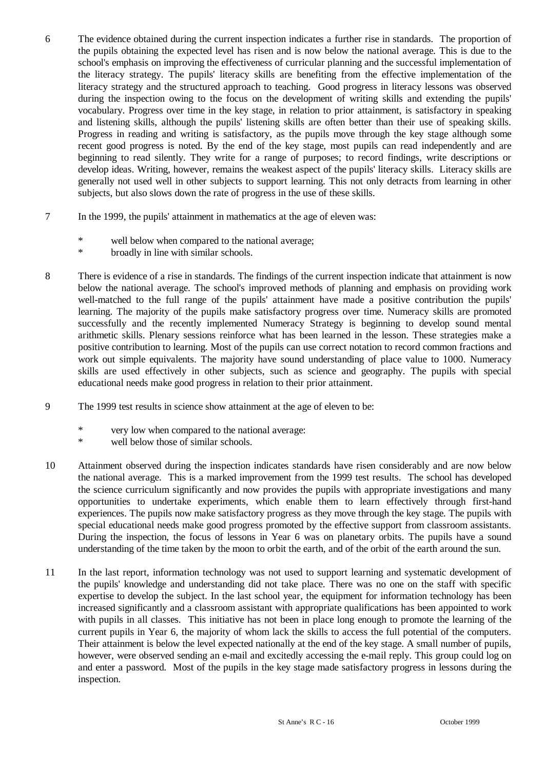6 The evidence obtained during the current inspection indicates a further rise in standards. The proportion of the pupils obtaining the expected level has risen and is now below the national average. This is due to the school's emphasis on improving the effectiveness of curricular planning and the successful implementation of the literacy strategy. The pupils' literacy skills are benefiting from the effective implementation of the literacy strategy and the structured approach to teaching. Good progress in literacy lessons was observed during the inspection owing to the focus on the development of writing skills and extending the pupils' vocabulary. Progress over time in the key stage, in relation to prior attainment, is satisfactory in speaking and listening skills, although the pupils' listening skills are often better than their use of speaking skills. Progress in reading and writing is satisfactory, as the pupils move through the key stage although some recent good progress is noted. By the end of the key stage, most pupils can read independently and are beginning to read silently. They write for a range of purposes; to record findings, write descriptions or develop ideas. Writing, however, remains the weakest aspect of the pupils' literacy skills. Literacy skills are generally not used well in other subjects to support learning. This not only detracts from learning in other subjects, but also slows down the rate of progress in the use of these skills.

7 In the 1999, the pupils' attainment in mathematics at the age of eleven was:

* well below when compared to the national average;
* broadly in line with similar schools.

8 There is evidence of a rise in standards. The findings of the current inspection indicate that attainment is now below the national average. The school's improved methods of planning and emphasis on providing work well-matched to the full range of the pupils' attainment have made a positive contribution the pupils' learning. The majority of the pupils make satisfactory progress over time. Numeracy skills are promoted successfully and the recently implemented Numeracy Strategy is beginning to develop sound mental arithmetic skills. Plenary sessions reinforce what has been learned in the lesson. These strategies make a positive contribution to learning. Most of the pupils can use correct notation to record common fractions and work out simple equivalents. The majority have sound understanding of place value to 1000. Numeracy skills are used effectively in other subjects, such as science and geography. The pupils with special educational needs make good progress in relation to their prior attainment.

9 The 1999 test results in science show attainment at the age of eleven to be:

* very low when compared to the national average:
* well below those of similar schools.

10 Attainment observed during the inspection indicates standards have risen considerably and are now below the national average. This is a marked improvement from the 1999 test results. The school has developed the science curriculum significantly and now provides the pupils with appropriate investigations and many opportunities to undertake experiments, which enable them to learn effectively through first-hand experiences. The pupils now make satisfactory progress as they move through the key stage. The pupils with special educational needs make good progress promoted by the effective support from classroom assistants. During the inspection, the focus of lessons in Year 6 was on planetary orbits. The pupils have a sound understanding of the time taken by the moon to orbit the earth, and of the orbit of the earth around the sun.

11 In the last report, information technology was not used to support learning and systematic development of the pupils' knowledge and understanding did not take place. There was no one on the staff with specific expertise to develop the subject. In the last school year, the equipment for information technology has been increased significantly and a classroom assistant with appropriate qualifications has been appointed to work with pupils in all classes. This initiative has not been in place long enough to promote the learning of the current pupils in Year 6, the majority of whom lack the skills to access the full potential of the computers. Their attainment is below the level expected nationally at the end of the key stage. A small number of pupils, however, were observed sending an e-mail and excitedly accessing the e-mail reply. This group could log on and enter a password. Most of the pupils in the key stage made satisfactory progress in lessons during the inspection.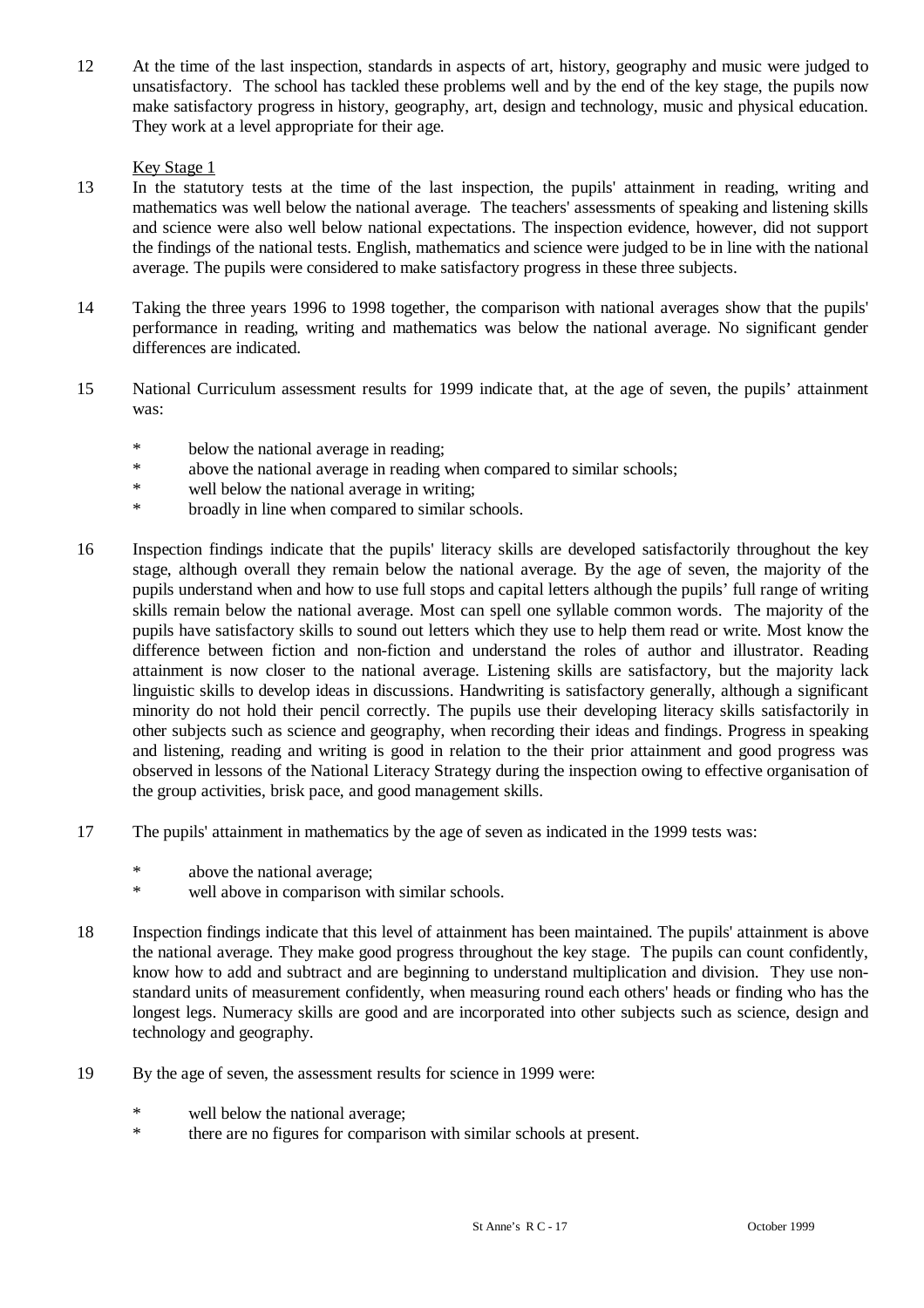12 At the time of the last inspection, standards in aspects of art, history, geography and music were judged to unsatisfactory. The school has tackled these problems well and by the end of the key stage, the pupils now make satisfactory progress in history, geography, art, design and technology, music and physical education. They work at a level appropriate for their age.

Key Stage 1

13 In the statutory tests at the time of the last inspection, the pupils' attainment in reading, writing and mathematics was well below the national average. The teachers' assessments of speaking and listening skills and science were also well below national expectations. The inspection evidence, however, did not support the findings of the national tests. English, mathematics and science were judged to be in line with the national average. The pupils were considered to make satisfactory progress in these three subjects.

14 Taking the three years 1996 to 1998 together, the comparison with national averages show that the pupils' performance in reading, writing and mathematics was below the national average. No significant gender differences are indicated.

15 National Curriculum assessment results for 1999 indicate that, at the age of seven, the pupils' attainment was:

- below the national average in reading;
- above the national average in reading when compared to similar schools;
- well below the national average in writing;
- broadly in line when compared to similar schools.

16 Inspection findings indicate that the pupils' literacy skills are developed satisfactorily throughout the key stage, although overall they remain below the national average. By the age of seven, the majority of the pupils understand when and how to use full stops and capital letters although the pupils' full range of writing skills remain below the national average. Most can spell one syllable common words. The majority of the pupils have satisfactory skills to sound out letters which they use to help them read or write. Most know the difference between fiction and non-fiction and understand the roles of author and illustrator. Reading attainment is now closer to the national average. Listening skills are satisfactory, but the majority lack linguistic skills to develop ideas in discussions. Handwriting is satisfactory generally, although a significant minority do not hold their pencil correctly. The pupils use their developing literacy skills satisfactorily in other subjects such as science and geography, when recording their ideas and findings. Progress in speaking and listening, reading and writing is good in relation to the their prior attainment and good progress was observed in lessons of the National Literacy Strategy during the inspection owing to effective organisation of the group activities, brisk pace, and good management skills.

17 The pupils' attainment in mathematics by the age of seven as indicated in the 1999 tests was:

- above the national average;
- well above in comparison with similar schools.

18 Inspection findings indicate that this level of attainment has been maintained. The pupils' attainment is above the national average. They make good progress throughout the key stage. The pupils can count confidently, know how to add and subtract and are beginning to understand multiplication and division. They use non-standard units of measurement confidently, when measuring round each others' heads or finding who has the longest legs. Numeracy skills are good and are incorporated into other subjects such as science, design and technology and geography.

19 By the age of seven, the assessment results for science in 1999 were:

- well below the national average;
- there are no figures for comparison with similar schools at present.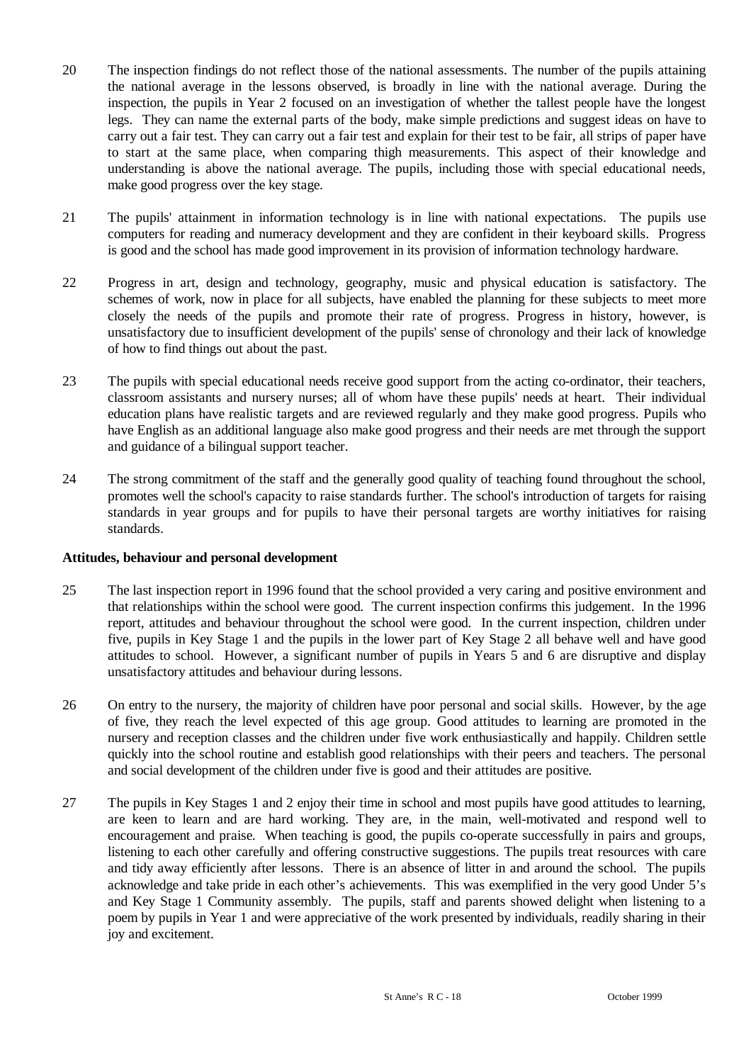20 The inspection findings do not reflect those of the national assessments. The number of the pupils attaining the national average in the lessons observed, is broadly in line with the national average. During the inspection, the pupils in Year 2 focused on an investigation of whether the tallest people have the longest legs. They can name the external parts of the body, make simple predictions and suggest ideas on have to carry out a fair test. They can carry out a fair test and explain for their test to be fair, all strips of paper have to start at the same place, when comparing thigh measurements. This aspect of their knowledge and understanding is above the national average. The pupils, including those with special educational needs, make good progress over the key stage.

21 The pupils' attainment in information technology is in line with national expectations. The pupils use computers for reading and numeracy development and they are confident in their keyboard skills. Progress is good and the school has made good improvement in its provision of information technology hardware.

22 Progress in art, design and technology, geography, music and physical education is satisfactory. The schemes of work, now in place for all subjects, have enabled the planning for these subjects to meet more closely the needs of the pupils and promote their rate of progress. Progress in history, however, is unsatisfactory due to insufficient development of the pupils' sense of chronology and their lack of knowledge of how to find things out about the past.

23 The pupils with special educational needs receive good support from the acting co-ordinator, their teachers, classroom assistants and nursery nurses; all of whom have these pupils' needs at heart. Their individual education plans have realistic targets and are reviewed regularly and they make good progress. Pupils who have English as an additional language also make good progress and their needs are met through the support and guidance of a bilingual support teacher.

24 The strong commitment of the staff and the generally good quality of teaching found throughout the school, promotes well the school's capacity to raise standards further. The school's introduction of targets for raising standards in year groups and for pupils to have their personal targets are worthy initiatives for raising standards.

**Attitudes, behaviour and personal development**

25 The last inspection report in 1996 found that the school provided a very caring and positive environment and that relationships within the school were good. The current inspection confirms this judgement. In the 1996 report, attitudes and behaviour throughout the school were good. In the current inspection, children under five, pupils in Key Stage 1 and the pupils in the lower part of Key Stage 2 all behave well and have good attitudes to school. However, a significant number of pupils in Years 5 and 6 are disruptive and display unsatisfactory attitudes and behaviour during lessons.

26 On entry to the nursery, the majority of children have poor personal and social skills. However, by the age of five, they reach the level expected of this age group. Good attitudes to learning are promoted in the nursery and reception classes and the children under five work enthusiastically and happily. Children settle quickly into the school routine and establish good relationships with their peers and teachers. The personal and social development of the children under five is good and their attitudes are positive.

27 The pupils in Key Stages 1 and 2 enjoy their time in school and most pupils have good attitudes to learning, are keen to learn and are hard working. They are, in the main, well-motivated and respond well to encouragement and praise. When teaching is good, the pupils co-operate successfully in pairs and groups, listening to each other carefully and offering constructive suggestions. The pupils treat resources with care and tidy away efficiently after lessons. There is an absence of litter in and around the school. The pupils acknowledge and take pride in each other's achievements. This was exemplified in the very good Under 5's and Key Stage 1 Community assembly. The pupils, staff and parents showed delight when listening to a poem by pupils in Year 1 and were appreciative of the work presented by individuals, readily sharing in their joy and excitement.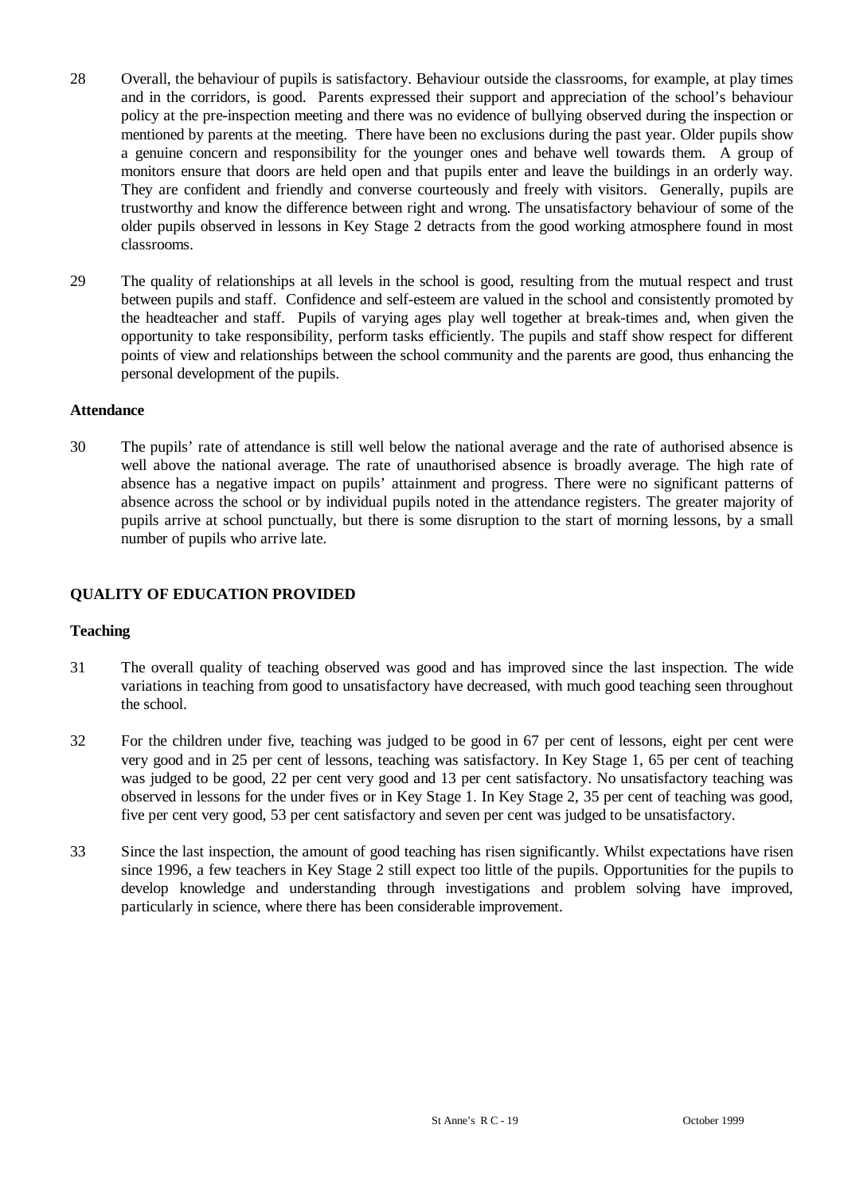28 Overall, the behaviour of pupils is satisfactory. Behaviour outside the classrooms, for example, at play times and in the corridors, is good. Parents expressed their support and appreciation of the school's behaviour policy at the pre-inspection meeting and there was no evidence of bullying observed during the inspection or mentioned by parents at the meeting. There have been no exclusions during the past year. Older pupils show a genuine concern and responsibility for the younger ones and behave well towards them. A group of monitors ensure that doors are held open and that pupils enter and leave the buildings in an orderly way. They are confident and friendly and converse courteously and freely with visitors. Generally, pupils are trustworthy and know the difference between right and wrong. The unsatisfactory behaviour of some of the older pupils observed in lessons in Key Stage 2 detracts from the good working atmosphere found in most classrooms.

29 The quality of relationships at all levels in the school is good, resulting from the mutual respect and trust between pupils and staff. Confidence and self-esteem are valued in the school and consistently promoted by the headteacher and staff. Pupils of varying ages play well together at break-times and, when given the opportunity to take responsibility, perform tasks efficiently. The pupils and staff show respect for different points of view and relationships between the school community and the parents are good, thus enhancing the personal development of the pupils.

### Attendance

30 The pupils' rate of attendance is still well below the national average and the rate of authorised absence is well above the national average. The rate of unauthorised absence is broadly average. The high rate of absence has a negative impact on pupils' attainment and progress. There were no significant patterns of absence across the school or by individual pupils noted in the attendance registers. The greater majority of pupils arrive at school punctually, but there is some disruption to the start of morning lessons, by a small number of pupils who arrive late.

## QUALITY OF EDUCATION PROVIDED

### Teaching

31 The overall quality of teaching observed was good and has improved since the last inspection. The wide variations in teaching from good to unsatisfactory have decreased, with much good teaching seen throughout the school.

32 For the children under five, teaching was judged to be good in 67 per cent of lessons, eight per cent were very good and in 25 per cent of lessons, teaching was satisfactory. In Key Stage 1, 65 per cent of teaching was judged to be good, 22 per cent very good and 13 per cent satisfactory. No unsatisfactory teaching was observed in lessons for the under fives or in Key Stage 1. In Key Stage 2, 35 per cent of teaching was good, five per cent very good, 53 per cent satisfactory and seven per cent was judged to be unsatisfactory.

33 Since the last inspection, the amount of good teaching has risen significantly. Whilst expectations have risen since 1996, a few teachers in Key Stage 2 still expect too little of the pupils. Opportunities for the pupils to develop knowledge and understanding through investigations and problem solving have improved, particularly in science, where there has been considerable improvement.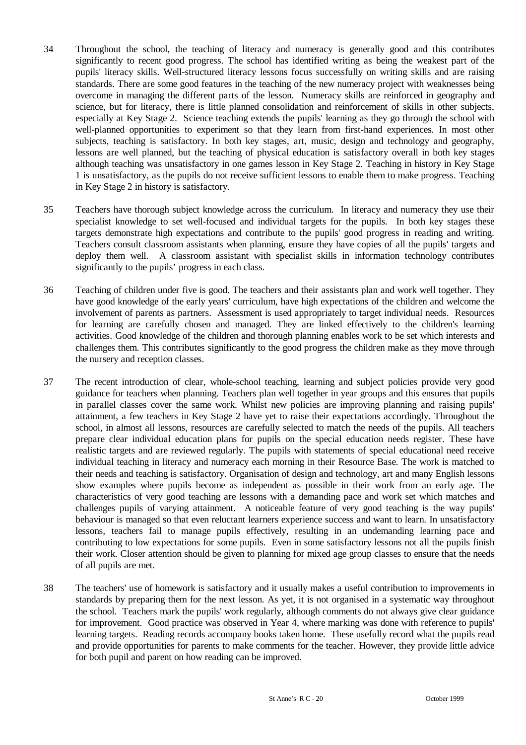34 Throughout the school, the teaching of literacy and numeracy is generally good and this contributes significantly to recent good progress. The school has identified writing as being the weakest part of the pupils' literacy skills. Well-structured literacy lessons focus successfully on writing skills and are raising standards. There are some good features in the teaching of the new numeracy project with weaknesses being overcome in managing the different parts of the lesson. Numeracy skills are reinforced in geography and science, but for literacy, there is little planned consolidation and reinforcement of skills in other subjects, especially at Key Stage 2. Science teaching extends the pupils' learning as they go through the school with well-planned opportunities to experiment so that they learn from first-hand experiences. In most other subjects, teaching is satisfactory. In both key stages, art, music, design and technology and geography, lessons are well planned, but the teaching of physical education is satisfactory overall in both key stages although teaching was unsatisfactory in one games lesson in Key Stage 2. Teaching in history in Key Stage 1 is unsatisfactory, as the pupils do not receive sufficient lessons to enable them to make progress. Teaching in Key Stage 2 in history is satisfactory.

35 Teachers have thorough subject knowledge across the curriculum. In literacy and numeracy they use their specialist knowledge to set well-focused and individual targets for the pupils. In both key stages these targets demonstrate high expectations and contribute to the pupils' good progress in reading and writing. Teachers consult classroom assistants when planning, ensure they have copies of all the pupils' targets and deploy them well. A classroom assistant with specialist skills in information technology contributes significantly to the pupils' progress in each class.

36 Teaching of children under five is good. The teachers and their assistants plan and work well together. They have good knowledge of the early years' curriculum, have high expectations of the children and welcome the involvement of parents as partners. Assessment is used appropriately to target individual needs. Resources for learning are carefully chosen and managed. They are linked effectively to the children's learning activities. Good knowledge of the children and thorough planning enables work to be set which interests and challenges them. This contributes significantly to the good progress the children make as they move through the nursery and reception classes.

37 The recent introduction of clear, whole-school teaching, learning and subject policies provide very good guidance for teachers when planning. Teachers plan well together in year groups and this ensures that pupils in parallel classes cover the same work. Whilst new policies are improving planning and raising pupils' attainment, a few teachers in Key Stage 2 have yet to raise their expectations accordingly. Throughout the school, in almost all lessons, resources are carefully selected to match the needs of the pupils. All teachers prepare clear individual education plans for pupils on the special education needs register. These have realistic targets and are reviewed regularly. The pupils with statements of special educational need receive individual teaching in literacy and numeracy each morning in their Resource Base. The work is matched to their needs and teaching is satisfactory. Organisation of design and technology, art and many English lessons show examples where pupils become as independent as possible in their work from an early age. The characteristics of very good teaching are lessons with a demanding pace and work set which matches and challenges pupils of varying attainment. A noticeable feature of very good teaching is the way pupils' behaviour is managed so that even reluctant learners experience success and want to learn. In unsatisfactory lessons, teachers fail to manage pupils effectively, resulting in an undemanding learning pace and contributing to low expectations for some pupils. Even in some satisfactory lessons not all the pupils finish their work. Closer attention should be given to planning for mixed age group classes to ensure that the needs of all pupils are met.

38 The teachers' use of homework is satisfactory and it usually makes a useful contribution to improvements in standards by preparing them for the next lesson. As yet, it is not organised in a systematic way throughout the school. Teachers mark the pupils' work regularly, although comments do not always give clear guidance for improvement. Good practice was observed in Year 4, where marking was done with reference to pupils' learning targets. Reading records accompany books taken home. These usefully record what the pupils read and provide opportunities for parents to make comments for the teacher. However, they provide little advice for both pupil and parent on how reading can be improved.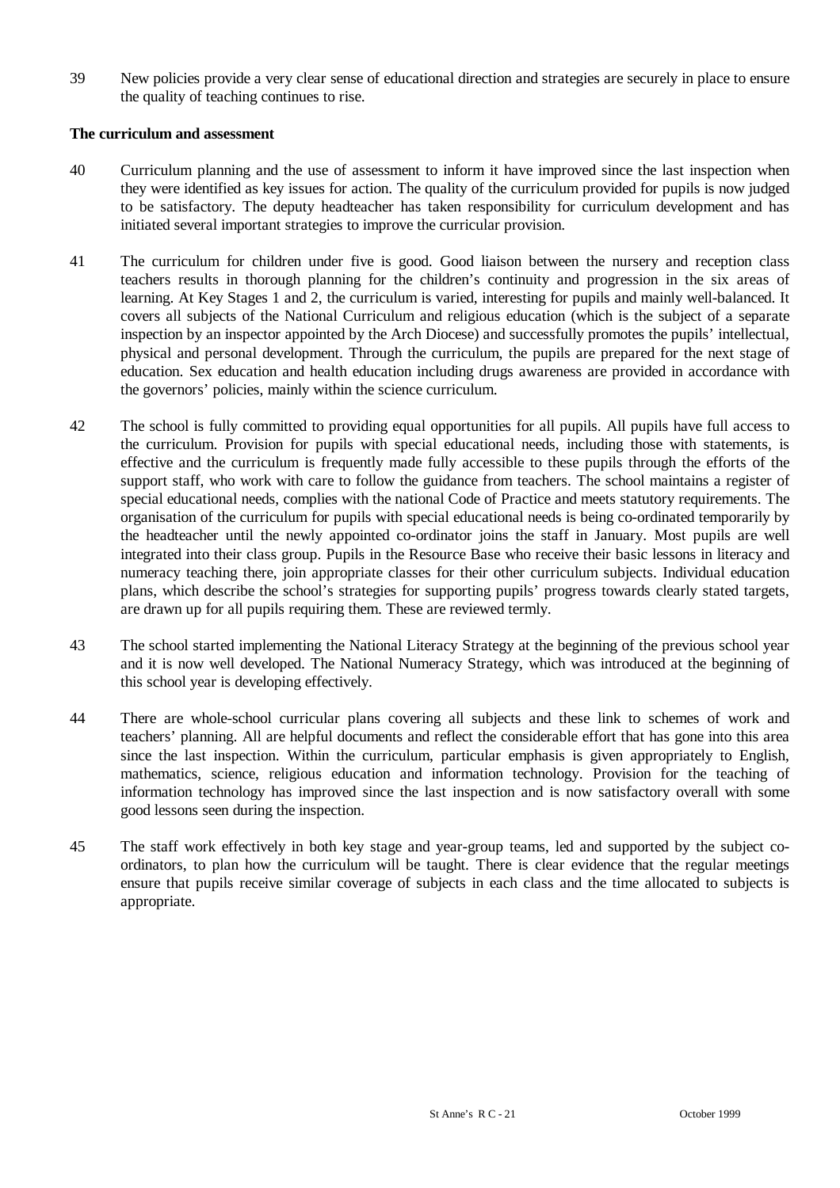39 New policies provide a very clear sense of educational direction and strategies are securely in place to ensure the quality of teaching continues to rise.

**The curriculum and assessment**

40 Curriculum planning and the use of assessment to inform it have improved since the last inspection when they were identified as key issues for action. The quality of the curriculum provided for pupils is now judged to be satisfactory. The deputy headteacher has taken responsibility for curriculum development and has initiated several important strategies to improve the curricular provision.

41 The curriculum for children under five is good. Good liaison between the nursery and reception class teachers results in thorough planning for the children's continuity and progression in the six areas of learning. At Key Stages 1 and 2, the curriculum is varied, interesting for pupils and mainly well-balanced. It covers all subjects of the National Curriculum and religious education (which is the subject of a separate inspection by an inspector appointed by the Arch Diocese) and successfully promotes the pupils' intellectual, physical and personal development. Through the curriculum, the pupils are prepared for the next stage of education. Sex education and health education including drugs awareness are provided in accordance with the governors' policies, mainly within the science curriculum.

42 The school is fully committed to providing equal opportunities for all pupils. All pupils have full access to the curriculum. Provision for pupils with special educational needs, including those with statements, is effective and the curriculum is frequently made fully accessible to these pupils through the efforts of the support staff, who work with care to follow the guidance from teachers. The school maintains a register of special educational needs, complies with the national Code of Practice and meets statutory requirements. The organisation of the curriculum for pupils with special educational needs is being co-ordinated temporarily by the headteacher until the newly appointed co-ordinator joins the staff in January. Most pupils are well integrated into their class group. Pupils in the Resource Base who receive their basic lessons in literacy and numeracy teaching there, join appropriate classes for their other curriculum subjects. Individual education plans, which describe the school's strategies for supporting pupils' progress towards clearly stated targets, are drawn up for all pupils requiring them. These are reviewed termly.

43 The school started implementing the National Literacy Strategy at the beginning of the previous school year and it is now well developed. The National Numeracy Strategy, which was introduced at the beginning of this school year is developing effectively.

44 There are whole-school curricular plans covering all subjects and these link to schemes of work and teachers' planning. All are helpful documents and reflect the considerable effort that has gone into this area since the last inspection. Within the curriculum, particular emphasis is given appropriately to English, mathematics, science, religious education and information technology. Provision for the teaching of information technology has improved since the last inspection and is now satisfactory overall with some good lessons seen during the inspection.

45 The staff work effectively in both key stage and year-group teams, led and supported by the subject co-ordinators, to plan how the curriculum will be taught. There is clear evidence that the regular meetings ensure that pupils receive similar coverage of subjects in each class and the time allocated to subjects is appropriate.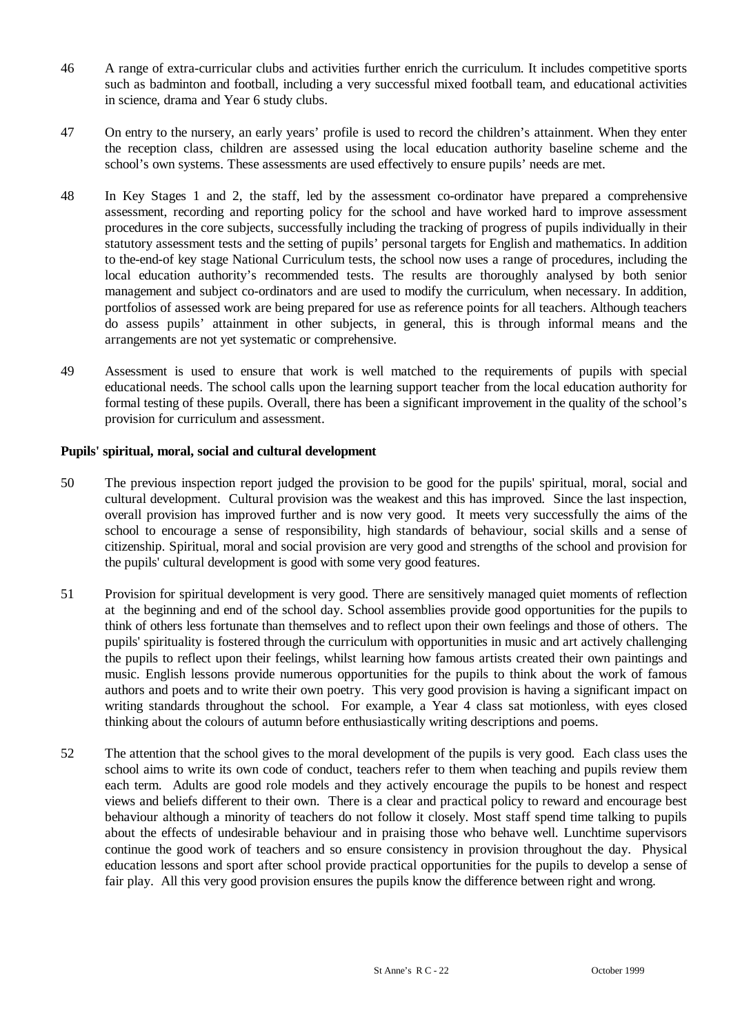46 A range of extra-curricular clubs and activities further enrich the curriculum. It includes competitive sports such as badminton and football, including a very successful mixed football team, and educational activities in science, drama and Year 6 study clubs.

47 On entry to the nursery, an early years' profile is used to record the children's attainment. When they enter the reception class, children are assessed using the local education authority baseline scheme and the school's own systems. These assessments are used effectively to ensure pupils' needs are met.

48 In Key Stages 1 and 2, the staff, led by the assessment co-ordinator have prepared a comprehensive assessment, recording and reporting policy for the school and have worked hard to improve assessment procedures in the core subjects, successfully including the tracking of progress of pupils individually in their statutory assessment tests and the setting of pupils' personal targets for English and mathematics. In addition to the-end-of key stage National Curriculum tests, the school now uses a range of procedures, including the local education authority's recommended tests. The results are thoroughly analysed by both senior management and subject co-ordinators and are used to modify the curriculum, when necessary. In addition, portfolios of assessed work are being prepared for use as reference points for all teachers. Although teachers do assess pupils' attainment in other subjects, in general, this is through informal means and the arrangements are not yet systematic or comprehensive.

49 Assessment is used to ensure that work is well matched to the requirements of pupils with special educational needs. The school calls upon the learning support teacher from the local education authority for formal testing of these pupils. Overall, there has been a significant improvement in the quality of the school's provision for curriculum and assessment.

**Pupils' spiritual, moral, social and cultural development**

50 The previous inspection report judged the provision to be good for the pupils' spiritual, moral, social and cultural development. Cultural provision was the weakest and this has improved. Since the last inspection, overall provision has improved further and is now very good. It meets very successfully the aims of the school to encourage a sense of responsibility, high standards of behaviour, social skills and a sense of citizenship. Spiritual, moral and social provision are very good and strengths of the school and provision for the pupils' cultural development is good with some very good features.

51 Provision for spiritual development is very good. There are sensitively managed quiet moments of reflection at the beginning and end of the school day. School assemblies provide good opportunities for the pupils to think of others less fortunate than themselves and to reflect upon their own feelings and those of others. The pupils' spirituality is fostered through the curriculum with opportunities in music and art actively challenging the pupils to reflect upon their feelings, whilst learning how famous artists created their own paintings and music. English lessons provide numerous opportunities for the pupils to think about the work of famous authors and poets and to write their own poetry. This very good provision is having a significant impact on writing standards throughout the school. For example, a Year 4 class sat motionless, with eyes closed thinking about the colours of autumn before enthusiastically writing descriptions and poems.

52 The attention that the school gives to the moral development of the pupils is very good. Each class uses the school aims to write its own code of conduct, teachers refer to them when teaching and pupils review them each term. Adults are good role models and they actively encourage the pupils to be honest and respect views and beliefs different to their own. There is a clear and practical policy to reward and encourage best behaviour although a minority of teachers do not follow it closely. Most staff spend time talking to pupils about the effects of undesirable behaviour and in praising those who behave well. Lunchtime supervisors continue the good work of teachers and so ensure consistency in provision throughout the day. Physical education lessons and sport after school provide practical opportunities for the pupils to develop a sense of fair play. All this very good provision ensures the pupils know the difference between right and wrong.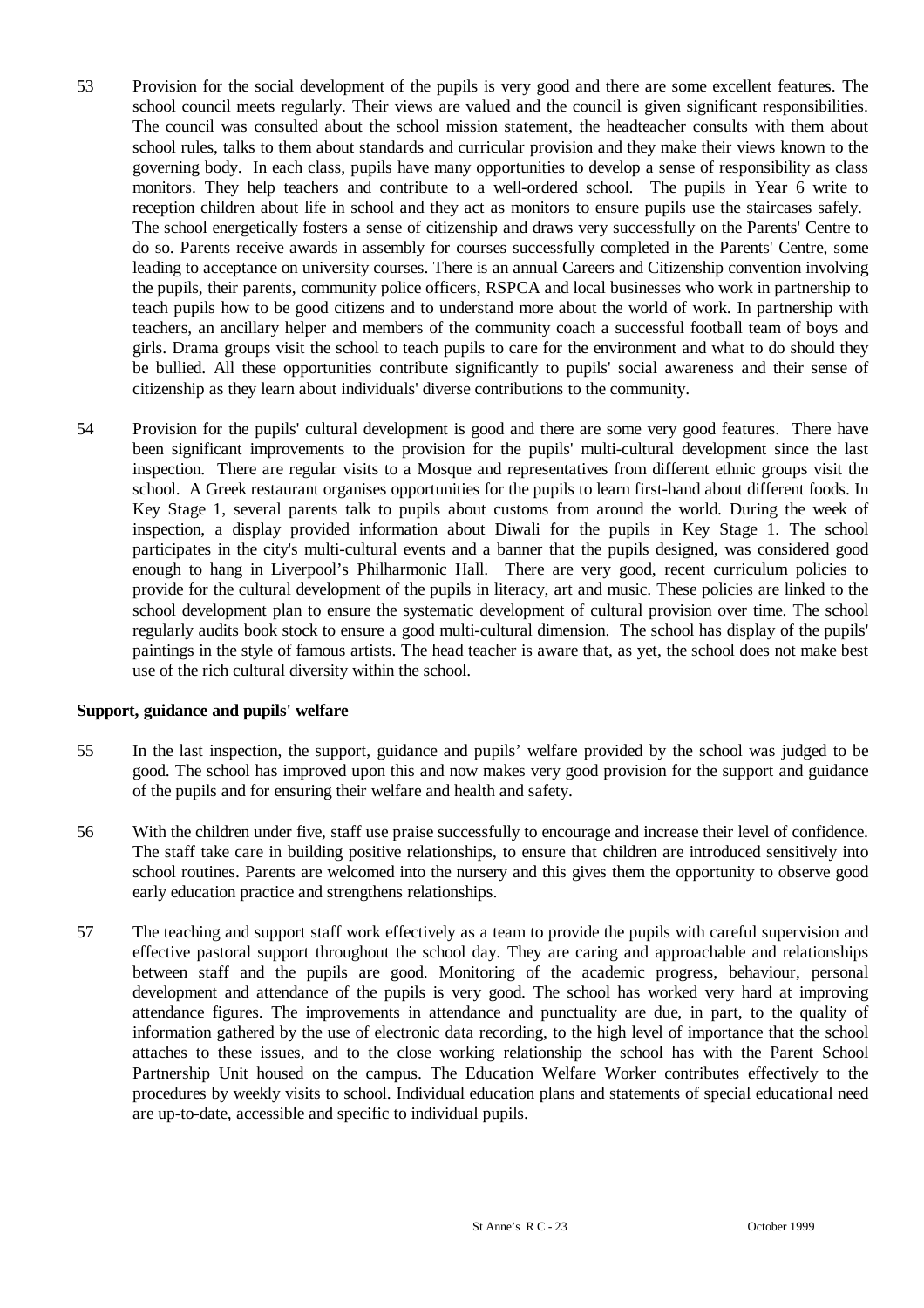53 Provision for the social development of the pupils is very good and there are some excellent features. The school council meets regularly. Their views are valued and the council is given significant responsibilities. The council was consulted about the school mission statement, the headteacher consults with them about school rules, talks to them about standards and curricular provision and they make their views known to the governing body. In each class, pupils have many opportunities to develop a sense of responsibility as class monitors. They help teachers and contribute to a well-ordered school. The pupils in Year 6 write to reception children about life in school and they act as monitors to ensure pupils use the staircases safely. The school energetically fosters a sense of citizenship and draws very successfully on the Parents' Centre to do so. Parents receive awards in assembly for courses successfully completed in the Parents' Centre, some leading to acceptance on university courses. There is an annual Careers and Citizenship convention involving the pupils, their parents, community police officers, RSPCA and local businesses who work in partnership to teach pupils how to be good citizens and to understand more about the world of work. In partnership with teachers, an ancillary helper and members of the community coach a successful football team of boys and girls. Drama groups visit the school to teach pupils to care for the environment and what to do should they be bullied. All these opportunities contribute significantly to pupils' social awareness and their sense of citizenship as they learn about individuals' diverse contributions to the community.

54 Provision for the pupils' cultural development is good and there are some very good features. There have been significant improvements to the provision for the pupils' multi-cultural development since the last inspection. There are regular visits to a Mosque and representatives from different ethnic groups visit the school. A Greek restaurant organises opportunities for the pupils to learn first-hand about different foods. In Key Stage 1, several parents talk to pupils about customs from around the world. During the week of inspection, a display provided information about Diwali for the pupils in Key Stage 1. The school participates in the city's multi-cultural events and a banner that the pupils designed, was considered good enough to hang in Liverpool's Philharmonic Hall. There are very good, recent curriculum policies to provide for the cultural development of the pupils in literacy, art and music. These policies are linked to the school development plan to ensure the systematic development of cultural provision over time. The school regularly audits book stock to ensure a good multi-cultural dimension. The school has display of the pupils' paintings in the style of famous artists. The head teacher is aware that, as yet, the school does not make best use of the rich cultural diversity within the school.

**Support, guidance and pupils' welfare**

55 In the last inspection, the support, guidance and pupils' welfare provided by the school was judged to be good. The school has improved upon this and now makes very good provision for the support and guidance of the pupils and for ensuring their welfare and health and safety.

56 With the children under five, staff use praise successfully to encourage and increase their level of confidence. The staff take care in building positive relationships, to ensure that children are introduced sensitively into school routines. Parents are welcomed into the nursery and this gives them the opportunity to observe good early education practice and strengthens relationships.

57 The teaching and support staff work effectively as a team to provide the pupils with careful supervision and effective pastoral support throughout the school day. They are caring and approachable and relationships between staff and the pupils are good. Monitoring of the academic progress, behaviour, personal development and attendance of the pupils is very good. The school has worked very hard at improving attendance figures. The improvements in attendance and punctuality are due, in part, to the quality of information gathered by the use of electronic data recording, to the high level of importance that the school attaches to these issues, and to the close working relationship the school has with the Parent School Partnership Unit housed on the campus. The Education Welfare Worker contributes effectively to the procedures by weekly visits to school. Individual education plans and statements of special educational need are up-to-date, accessible and specific to individual pupils.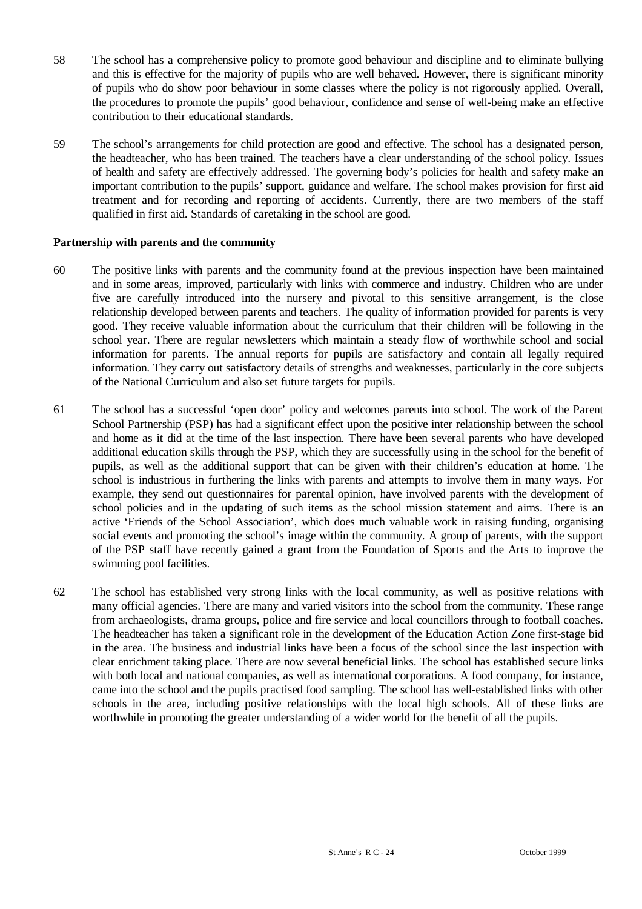58 The school has a comprehensive policy to promote good behaviour and discipline and to eliminate bullying and this is effective for the majority of pupils who are well behaved. However, there is significant minority of pupils who do show poor behaviour in some classes where the policy is not rigorously applied. Overall, the procedures to promote the pupils' good behaviour, confidence and sense of well-being make an effective contribution to their educational standards.

59 The school's arrangements for child protection are good and effective. The school has a designated person, the headteacher, who has been trained. The teachers have a clear understanding of the school policy. Issues of health and safety are effectively addressed. The governing body's policies for health and safety make an important contribution to the pupils' support, guidance and welfare. The school makes provision for first aid treatment and for recording and reporting of accidents. Currently, there are two members of the staff qualified in first aid. Standards of caretaking in the school are good.

**Partnership with parents and the community**

60 The positive links with parents and the community found at the previous inspection have been maintained and in some areas, improved, particularly with links with commerce and industry. Children who are under five are carefully introduced into the nursery and pivotal to this sensitive arrangement, is the close relationship developed between parents and teachers. The quality of information provided for parents is very good. They receive valuable information about the curriculum that their children will be following in the school year. There are regular newsletters which maintain a steady flow of worthwhile school and social information for parents. The annual reports for pupils are satisfactory and contain all legally required information. They carry out satisfactory details of strengths and weaknesses, particularly in the core subjects of the National Curriculum and also set future targets for pupils.

61 The school has a successful 'open door' policy and welcomes parents into school. The work of the Parent School Partnership (PSP) has had a significant effect upon the positive inter relationship between the school and home as it did at the time of the last inspection. There have been several parents who have developed additional education skills through the PSP, which they are successfully using in the school for the benefit of pupils, as well as the additional support that can be given with their children's education at home. The school is industrious in furthering the links with parents and attempts to involve them in many ways. For example, they send out questionnaires for parental opinion, have involved parents with the development of school policies and in the updating of such items as the school mission statement and aims. There is an active 'Friends of the School Association', which does much valuable work in raising funding, organising social events and promoting the school's image within the community. A group of parents, with the support of the PSP staff have recently gained a grant from the Foundation of Sports and the Arts to improve the swimming pool facilities.

62 The school has established very strong links with the local community, as well as positive relations with many official agencies. There are many and varied visitors into the school from the community. These range from archaeologists, drama groups, police and fire service and local councillors through to football coaches. The headteacher has taken a significant role in the development of the Education Action Zone first-stage bid in the area. The business and industrial links have been a focus of the school since the last inspection with clear enrichment taking place. There are now several beneficial links. The school has established secure links with both local and national companies, as well as international corporations. A food company, for instance, came into the school and the pupils practised food sampling. The school has well-established links with other schools in the area, including positive relationships with the local high schools. All of these links are worthwhile in promoting the greater understanding of a wider world for the benefit of all the pupils.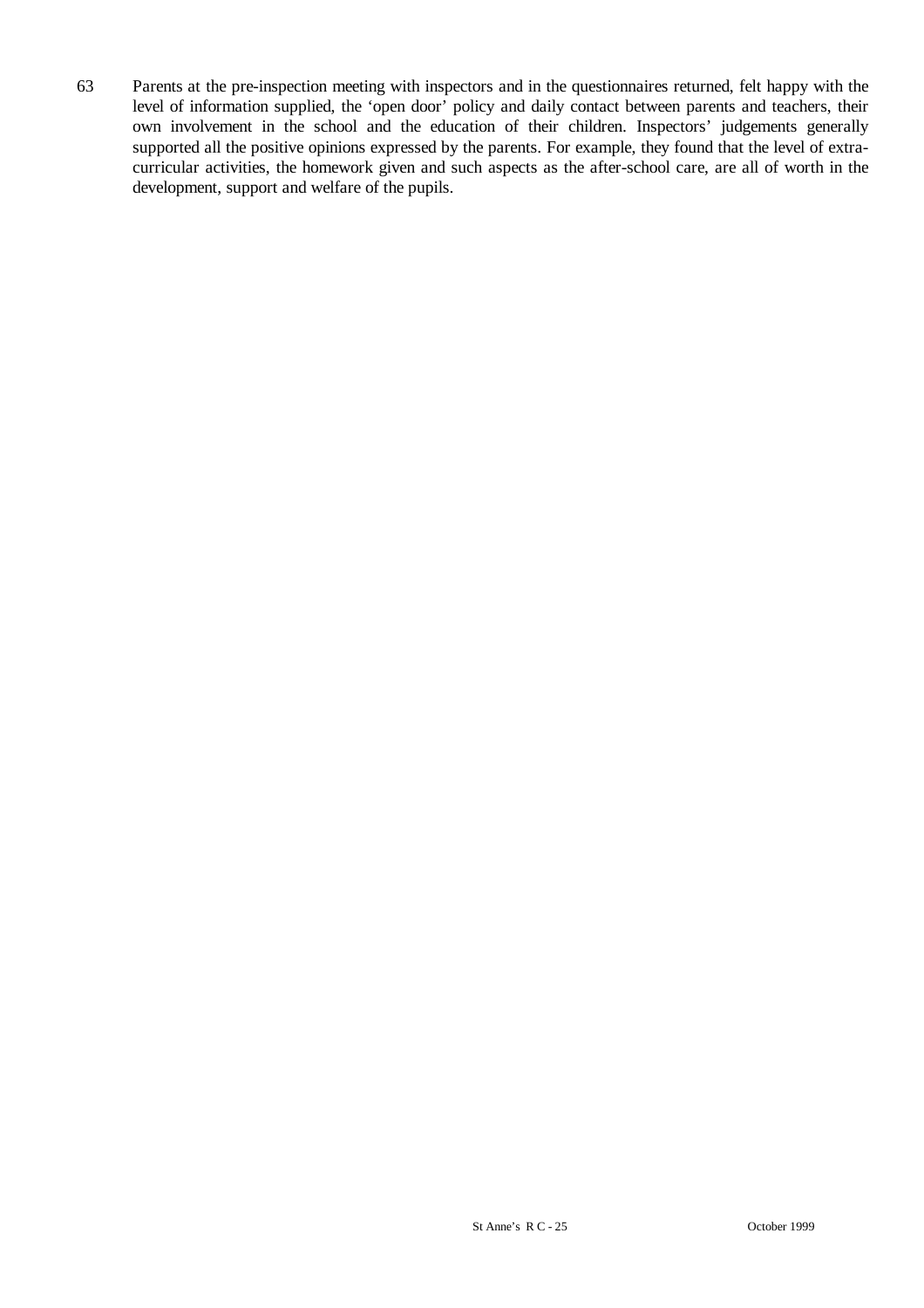63 Parents at the pre-inspection meeting with inspectors and in the questionnaires returned, felt happy with the level of information supplied, the 'open door' policy and daily contact between parents and teachers, their own involvement in the school and the education of their children. Inspectors' judgements generally supported all the positive opinions expressed by the parents. For example, they found that the level of extra-curricular activities, the homework given and such aspects as the after-school care, are all of worth in the development, support and welfare of the pupils.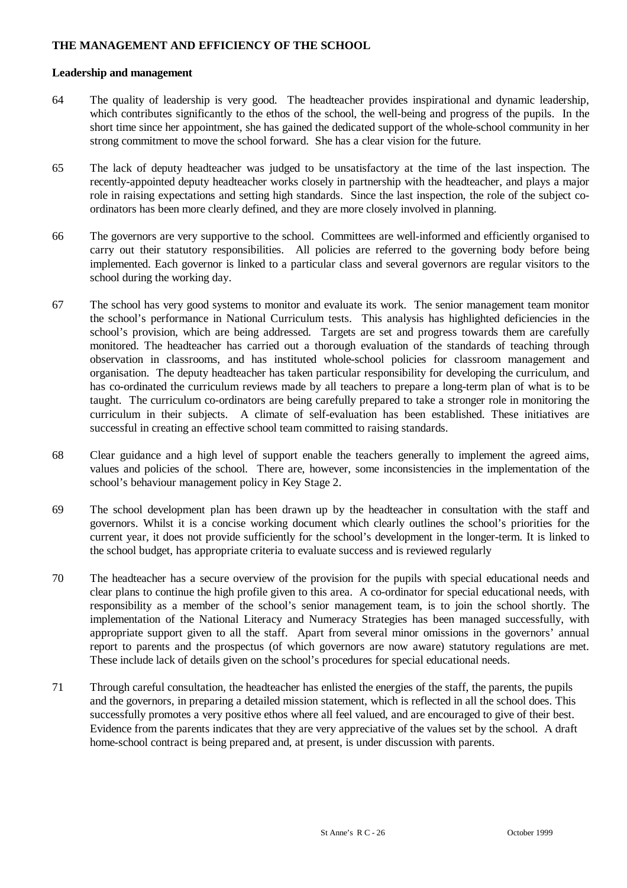## THE MANAGEMENT AND EFFICIENCY OF THE SCHOOL

### Leadership and management

64 The quality of leadership is very good. The headteacher provides inspirational and dynamic leadership, which contributes significantly to the ethos of the school, the well-being and progress of the pupils. In the short time since her appointment, she has gained the dedicated support of the whole-school community in her strong commitment to move the school forward. She has a clear vision for the future.

65 The lack of deputy headteacher was judged to be unsatisfactory at the time of the last inspection. The recently-appointed deputy headteacher works closely in partnership with the headteacher, and plays a major role in raising expectations and setting high standards. Since the last inspection, the role of the subject co-ordinators has been more clearly defined, and they are more closely involved in planning.

66 The governors are very supportive to the school. Committees are well-informed and efficiently organised to carry out their statutory responsibilities. All policies are referred to the governing body before being implemented. Each governor is linked to a particular class and several governors are regular visitors to the school during the working day.

67 The school has very good systems to monitor and evaluate its work. The senior management team monitor the school's performance in National Curriculum tests. This analysis has highlighted deficiencies in the school's provision, which are being addressed. Targets are set and progress towards them are carefully monitored. The headteacher has carried out a thorough evaluation of the standards of teaching through observation in classrooms, and has instituted whole-school policies for classroom management and organisation. The deputy headteacher has taken particular responsibility for developing the curriculum, and has co-ordinated the curriculum reviews made by all teachers to prepare a long-term plan of what is to be taught. The curriculum co-ordinators are being carefully prepared to take a stronger role in monitoring the curriculum in their subjects. A climate of self-evaluation has been established. These initiatives are successful in creating an effective school team committed to raising standards.

68 Clear guidance and a high level of support enable the teachers generally to implement the agreed aims, values and policies of the school. There are, however, some inconsistencies in the implementation of the school's behaviour management policy in Key Stage 2.

69 The school development plan has been drawn up by the headteacher in consultation with the staff and governors. Whilst it is a concise working document which clearly outlines the school's priorities for the current year, it does not provide sufficiently for the school's development in the longer-term. It is linked to the school budget, has appropriate criteria to evaluate success and is reviewed regularly

70 The headteacher has a secure overview of the provision for the pupils with special educational needs and clear plans to continue the high profile given to this area. A co-ordinator for special educational needs, with responsibility as a member of the school's senior management team, is to join the school shortly. The implementation of the National Literacy and Numeracy Strategies has been managed successfully, with appropriate support given to all the staff. Apart from several minor omissions in the governors' annual report to parents and the prospectus (of which governors are now aware) statutory regulations are met. These include lack of details given on the school's procedures for special educational needs.

71 Through careful consultation, the headteacher has enlisted the energies of the staff, the parents, the pupils and the governors, in preparing a detailed mission statement, which is reflected in all the school does. This successfully promotes a very positive ethos where all feel valued, and are encouraged to give of their best. Evidence from the parents indicates that they are very appreciative of the values set by the school. A draft home-school contract is being prepared and, at present, is under discussion with parents.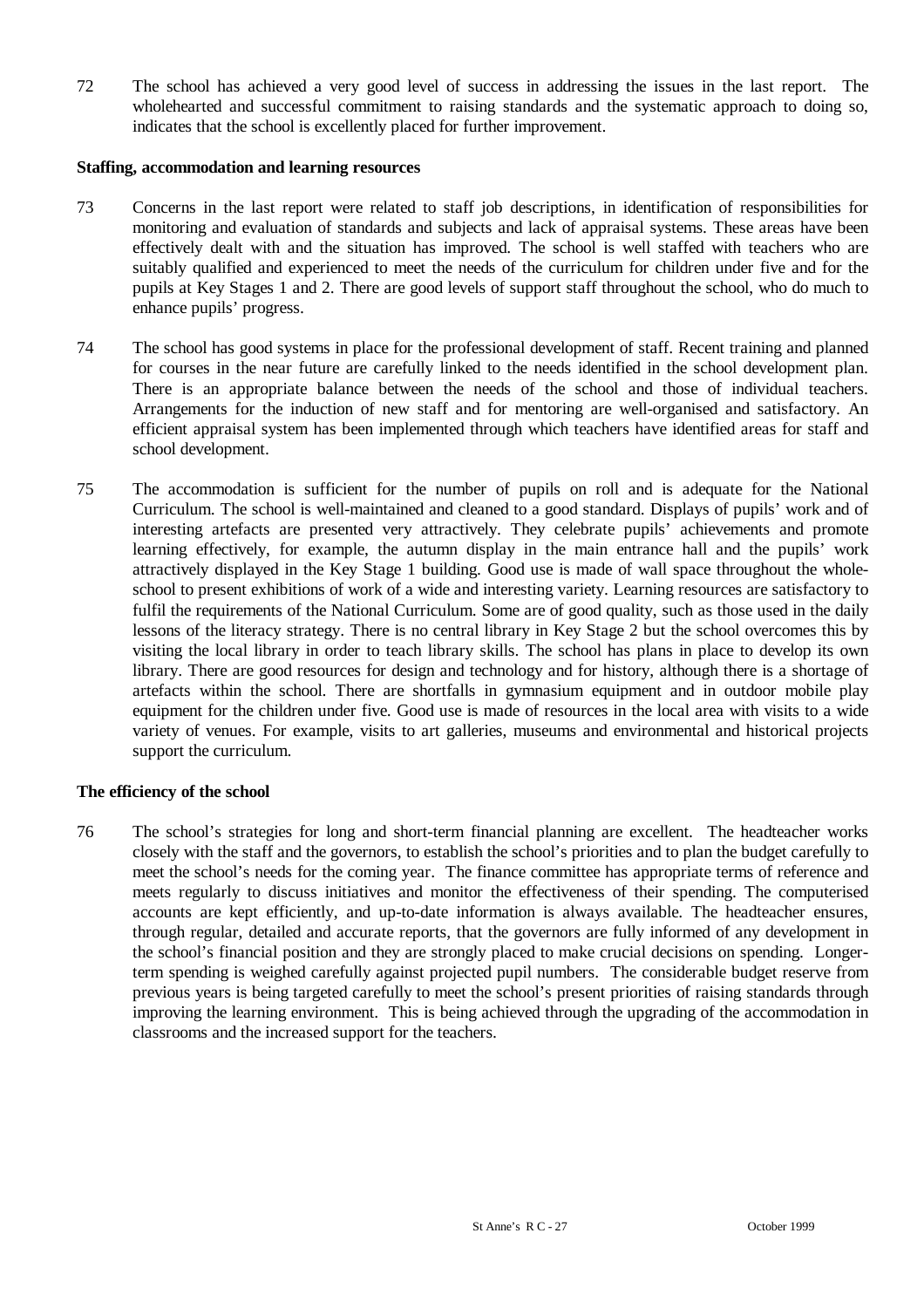72 The school has achieved a very good level of success in addressing the issues in the last report. The wholehearted and successful commitment to raising standards and the systematic approach to doing so, indicates that the school is excellently placed for further improvement.

**Staffing, accommodation and learning resources**

73 Concerns in the last report were related to staff job descriptions, in identification of responsibilities for monitoring and evaluation of standards and subjects and lack of appraisal systems. These areas have been effectively dealt with and the situation has improved. The school is well staffed with teachers who are suitably qualified and experienced to meet the needs of the curriculum for children under five and for the pupils at Key Stages 1 and 2. There are good levels of support staff throughout the school, who do much to enhance pupils' progress.

74 The school has good systems in place for the professional development of staff. Recent training and planned for courses in the near future are carefully linked to the needs identified in the school development plan. There is an appropriate balance between the needs of the school and those of individual teachers. Arrangements for the induction of new staff and for mentoring are well-organised and satisfactory. An efficient appraisal system has been implemented through which teachers have identified areas for staff and school development.

75 The accommodation is sufficient for the number of pupils on roll and is adequate for the National Curriculum. The school is well-maintained and cleaned to a good standard. Displays of pupils' work and of interesting artefacts are presented very attractively. They celebrate pupils' achievements and promote learning effectively, for example, the autumn display in the main entrance hall and the pupils' work attractively displayed in the Key Stage 1 building. Good use is made of wall space throughout the whole-school to present exhibitions of work of a wide and interesting variety. Learning resources are satisfactory to fulfil the requirements of the National Curriculum. Some are of good quality, such as those used in the daily lessons of the literacy strategy. There is no central library in Key Stage 2 but the school overcomes this by visiting the local library in order to teach library skills. The school has plans in place to develop its own library. There are good resources for design and technology and for history, although there is a shortage of artefacts within the school. There are shortfalls in gymnasium equipment and in outdoor mobile play equipment for the children under five. Good use is made of resources in the local area with visits to a wide variety of venues. For example, visits to art galleries, museums and environmental and historical projects support the curriculum.

**The efficiency of the school**

76 The school's strategies for long and short-term financial planning are excellent. The headteacher works closely with the staff and the governors, to establish the school's priorities and to plan the budget carefully to meet the school's needs for the coming year. The finance committee has appropriate terms of reference and meets regularly to discuss initiatives and monitor the effectiveness of their spending. The computerised accounts are kept efficiently, and up-to-date information is always available. The headteacher ensures, through regular, detailed and accurate reports, that the governors are fully informed of any development in the school's financial position and they are strongly placed to make crucial decisions on spending. Longer-term spending is weighed carefully against projected pupil numbers. The considerable budget reserve from previous years is being targeted carefully to meet the school's present priorities of raising standards through improving the learning environment. This is being achieved through the upgrading of the accommodation in classrooms and the increased support for the teachers.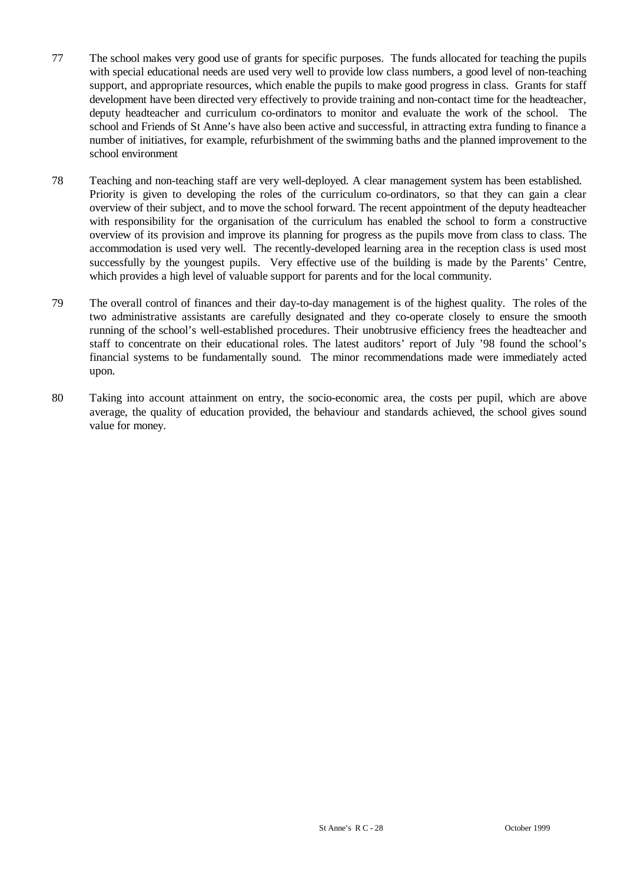77 The school makes very good use of grants for specific purposes. The funds allocated for teaching the pupils with special educational needs are used very well to provide low class numbers, a good level of non-teaching support, and appropriate resources, which enable the pupils to make good progress in class. Grants for staff development have been directed very effectively to provide training and non-contact time for the headteacher, deputy headteacher and curriculum co-ordinators to monitor and evaluate the work of the school. The school and Friends of St Anne's have also been active and successful, in attracting extra funding to finance a number of initiatives, for example, refurbishment of the swimming baths and the planned improvement to the school environment

78 Teaching and non-teaching staff are very well-deployed. A clear management system has been established. Priority is given to developing the roles of the curriculum co-ordinators, so that they can gain a clear overview of their subject, and to move the school forward. The recent appointment of the deputy headteacher with responsibility for the organisation of the curriculum has enabled the school to form a constructive overview of its provision and improve its planning for progress as the pupils move from class to class. The accommodation is used very well. The recently-developed learning area in the reception class is used most successfully by the youngest pupils. Very effective use of the building is made by the Parents' Centre, which provides a high level of valuable support for parents and for the local community.

79 The overall control of finances and their day-to-day management is of the highest quality. The roles of the two administrative assistants are carefully designated and they co-operate closely to ensure the smooth running of the school's well-established procedures. Their unobtrusive efficiency frees the headteacher and staff to concentrate on their educational roles. The latest auditors' report of July '98 found the school's financial systems to be fundamentally sound. The minor recommendations made were immediately acted upon.

80 Taking into account attainment on entry, the socio-economic area, the costs per pupil, which are above average, the quality of education provided, the behaviour and standards achieved, the school gives sound value for money.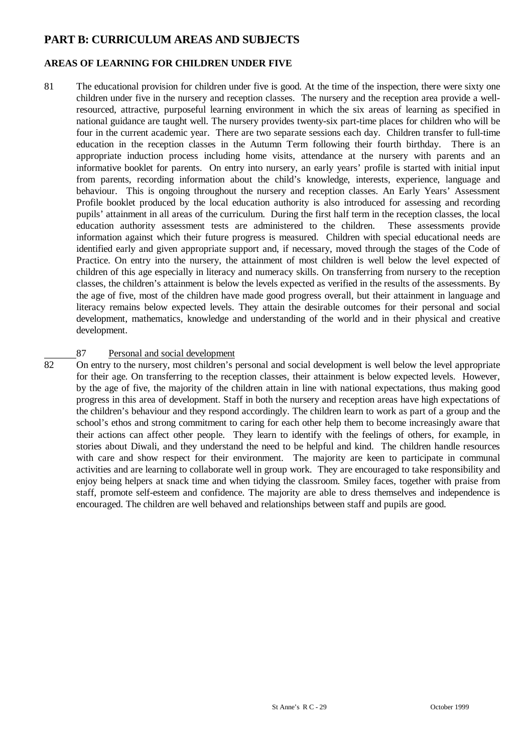# PART B: CURRICULUM AREAS AND SUBJECTS

## AREAS OF LEARNING FOR CHILDREN UNDER FIVE

81 The educational provision for children under five is good. At the time of the inspection, there were sixty one children under five in the nursery and reception classes. The nursery and the reception area provide a well-resourced, attractive, purposeful learning environment in which the six areas of learning as specified in national guidance are taught well. The nursery provides twenty-six part-time places for children who will be four in the current academic year. There are two separate sessions each day. Children transfer to full-time education in the reception classes in the Autumn Term following their fourth birthday. There is an appropriate induction process including home visits, attendance at the nursery with parents and an informative booklet for parents. On entry into nursery, an early years' profile is started with initial input from parents, recording information about the child's knowledge, interests, experience, language and behaviour. This is ongoing throughout the nursery and reception classes. An Early Years' Assessment Profile booklet produced by the local education authority is also introduced for assessing and recording pupils' attainment in all areas of the curriculum. During the first half term in the reception classes, the local education authority assessment tests are administered to the children. These assessments provide information against which their future progress is measured. Children with special educational needs are identified early and given appropriate support and, if necessary, moved through the stages of the Code of Practice. On entry into the nursery, the attainment of most children is well below the level expected of children of this age especially in literacy and numeracy skills. On transferring from nursery to the reception classes, the children's attainment is below the levels expected as verified in the results of the assessments. By the age of five, most of the children have made good progress overall, but their attainment in language and literacy remains below expected levels. They attain the desirable outcomes for their personal and social development, mathematics, knowledge and understanding of the world and in their physical and creative development.

87 Personal and social development

82 On entry to the nursery, most children's personal and social development is well below the level appropriate for their age. On transferring to the reception classes, their attainment is below expected levels. However, by the age of five, the majority of the children attain in line with national expectations, thus making good progress in this area of development. Staff in both the nursery and reception areas have high expectations of the children's behaviour and they respond accordingly. The children learn to work as part of a group and the school's ethos and strong commitment to caring for each other help them to become increasingly aware that their actions can affect other people. They learn to identify with the feelings of others, for example, in stories about Diwali, and they understand the need to be helpful and kind. The children handle resources with care and show respect for their environment. The majority are keen to participate in communal activities and are learning to collaborate well in group work. They are encouraged to take responsibility and enjoy being helpers at snack time and when tidying the classroom. Smiley faces, together with praise from staff, promote self-esteem and confidence. The majority are able to dress themselves and independence is encouraged. The children are well behaved and relationships between staff and pupils are good.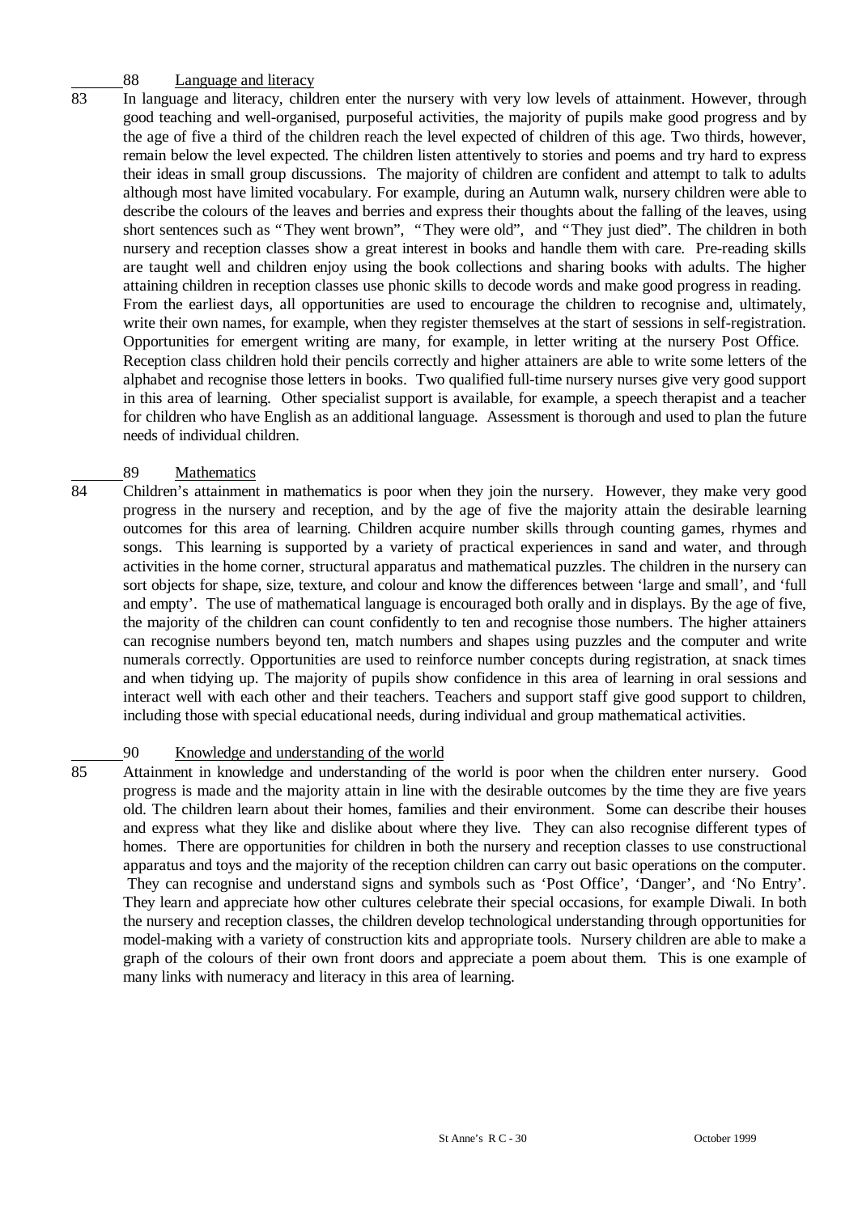### 88 Language and literacy

83 In language and literacy, children enter the nursery with very low levels of attainment. However, through good teaching and well-organised, purposeful activities, the majority of pupils make good progress and by the age of five a third of the children reach the level expected of children of this age. Two thirds, however, remain below the level expected. The children listen attentively to stories and poems and try hard to express their ideas in small group discussions. The majority of children are confident and attempt to talk to adults although most have limited vocabulary. For example, during an Autumn walk, nursery children were able to describe the colours of the leaves and berries and express their thoughts about the falling of the leaves, using short sentences such as "They went brown", "They were old", and "They just died". The children in both nursery and reception classes show a great interest in books and handle them with care. Pre-reading skills are taught well and children enjoy using the book collections and sharing books with adults. The higher attaining children in reception classes use phonic skills to decode words and make good progress in reading. From the earliest days, all opportunities are used to encourage the children to recognise and, ultimately, write their own names, for example, when they register themselves at the start of sessions in self-registration. Opportunities for emergent writing are many, for example, in letter writing at the nursery Post Office. Reception class children hold their pencils correctly and higher attainers are able to write some letters of the alphabet and recognise those letters in books. Two qualified full-time nursery nurses give very good support in this area of learning. Other specialist support is available, for example, a speech therapist and a teacher for children who have English as an additional language. Assessment is thorough and used to plan the future needs of individual children.

### 89 Mathematics

84 Children's attainment in mathematics is poor when they join the nursery. However, they make very good progress in the nursery and reception, and by the age of five the majority attain the desirable learning outcomes for this area of learning. Children acquire number skills through counting games, rhymes and songs. This learning is supported by a variety of practical experiences in sand and water, and through activities in the home corner, structural apparatus and mathematical puzzles. The children in the nursery can sort objects for shape, size, texture, and colour and know the differences between 'large and small', and 'full and empty'. The use of mathematical language is encouraged both orally and in displays. By the age of five, the majority of the children can count confidently to ten and recognise those numbers. The higher attainers can recognise numbers beyond ten, match numbers and shapes using puzzles and the computer and write numerals correctly. Opportunities are used to reinforce number concepts during registration, at snack times and when tidying up. The majority of pupils show confidence in this area of learning in oral sessions and interact well with each other and their teachers. Teachers and support staff give good support to children, including those with special educational needs, during individual and group mathematical activities.

### 90 Knowledge and understanding of the world

85 Attainment in knowledge and understanding of the world is poor when the children enter nursery. Good progress is made and the majority attain in line with the desirable outcomes by the time they are five years old. The children learn about their homes, families and their environment. Some can describe their houses and express what they like and dislike about where they live. They can also recognise different types of homes. There are opportunities for children in both the nursery and reception classes to use constructional apparatus and toys and the majority of the reception children can carry out basic operations on the computer. They can recognise and understand signs and symbols such as 'Post Office', 'Danger', and 'No Entry'. They learn and appreciate how other cultures celebrate their special occasions, for example Diwali. In both the nursery and reception classes, the children develop technological understanding through opportunities for model-making with a variety of construction kits and appropriate tools. Nursery children are able to make a graph of the colours of their own front doors and appreciate a poem about them. This is one example of many links with numeracy and literacy in this area of learning.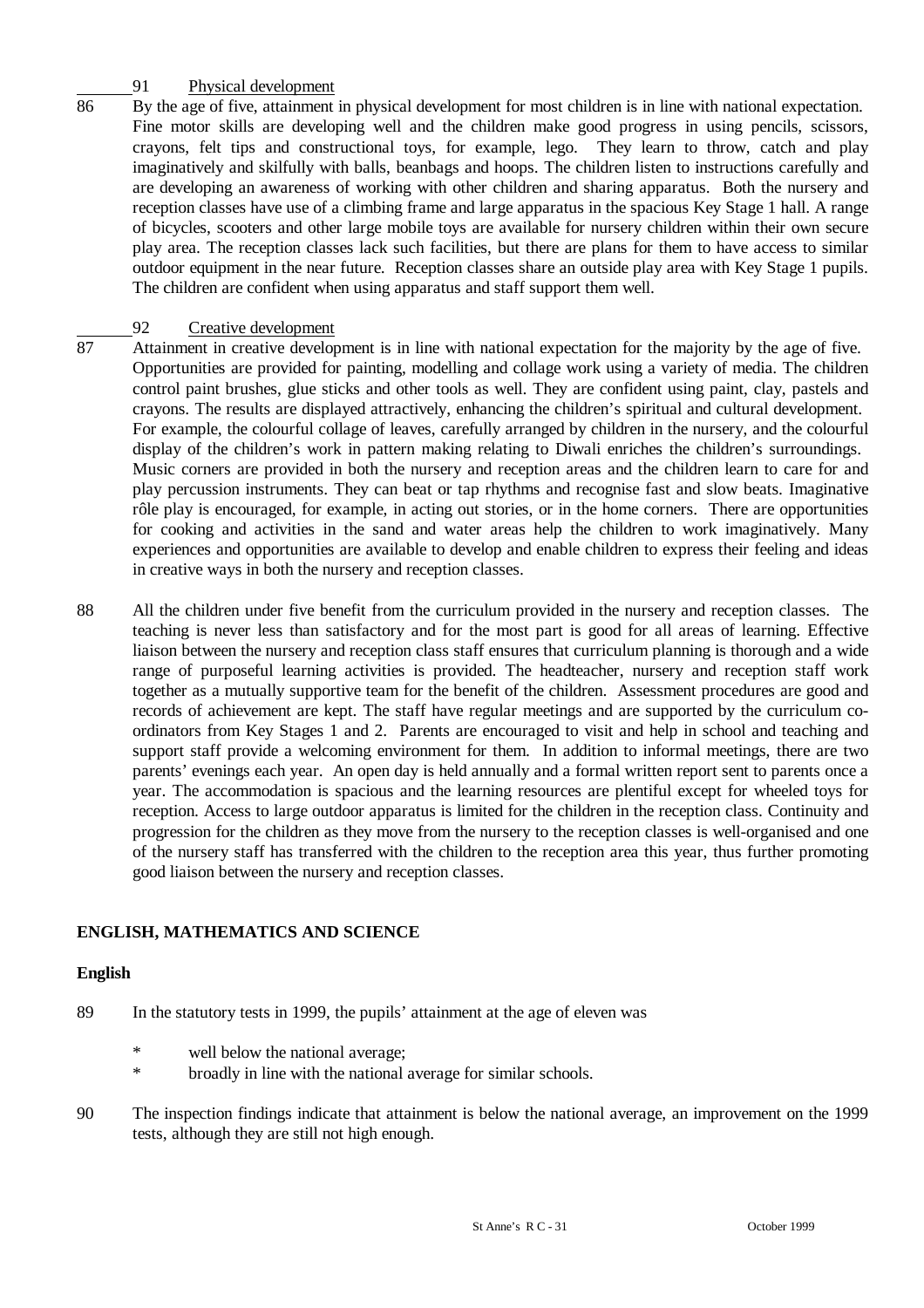91 Physical development

86 By the age of five, attainment in physical development for most children is in line with national expectation. Fine motor skills are developing well and the children make good progress in using pencils, scissors, crayons, felt tips and constructional toys, for example, lego. They learn to throw, catch and play imaginatively and skilfully with balls, beanbags and hoops. The children listen to instructions carefully and are developing an awareness of working with other children and sharing apparatus. Both the nursery and reception classes have use of a climbing frame and large apparatus in the spacious Key Stage 1 hall. A range of bicycles, scooters and other large mobile toys are available for nursery children within their own secure play area. The reception classes lack such facilities, but there are plans for them to have access to similar outdoor equipment in the near future. Reception classes share an outside play area with Key Stage 1 pupils. The children are confident when using apparatus and staff support them well.

92 Creative development

87 Attainment in creative development is in line with national expectation for the majority by the age of five. Opportunities are provided for painting, modelling and collage work using a variety of media. The children control paint brushes, glue sticks and other tools as well. They are confident using paint, clay, pastels and crayons. The results are displayed attractively, enhancing the children's spiritual and cultural development. For example, the colourful collage of leaves, carefully arranged by children in the nursery, and the colourful display of the children's work in pattern making relating to Diwali enriches the children's surroundings. Music corners are provided in both the nursery and reception areas and the children learn to care for and play percussion instruments. They can beat or tap rhythms and recognise fast and slow beats. Imaginative rôle play is encouraged, for example, in acting out stories, or in the home corners. There are opportunities for cooking and activities in the sand and water areas help the children to work imaginatively. Many experiences and opportunities are available to develop and enable children to express their feeling and ideas in creative ways in both the nursery and reception classes.

88 All the children under five benefit from the curriculum provided in the nursery and reception classes. The teaching is never less than satisfactory and for the most part is good for all areas of learning. Effective liaison between the nursery and reception class staff ensures that curriculum planning is thorough and a wide range of purposeful learning activities is provided. The headteacher, nursery and reception staff work together as a mutually supportive team for the benefit of the children. Assessment procedures are good and records of achievement are kept. The staff have regular meetings and are supported by the curriculum co-ordinators from Key Stages 1 and 2. Parents are encouraged to visit and help in school and teaching and support staff provide a welcoming environment for them. In addition to informal meetings, there are two parents' evenings each year. An open day is held annually and a formal written report sent to parents once a year. The accommodation is spacious and the learning resources are plentiful except for wheeled toys for reception. Access to large outdoor apparatus is limited for the children in the reception class. Continuity and progression for the children as they move from the nursery to the reception classes is well-organised and one of the nursery staff has transferred with the children to the reception area this year, thus further promoting good liaison between the nursery and reception classes.

## ENGLISH, MATHEMATICS AND SCIENCE

### English

89 In the statutory tests in 1999, the pupils' attainment at the age of eleven was

- well below the national average;
- broadly in line with the national average for similar schools.

90 The inspection findings indicate that attainment is below the national average, an improvement on the 1999 tests, although they are still not high enough.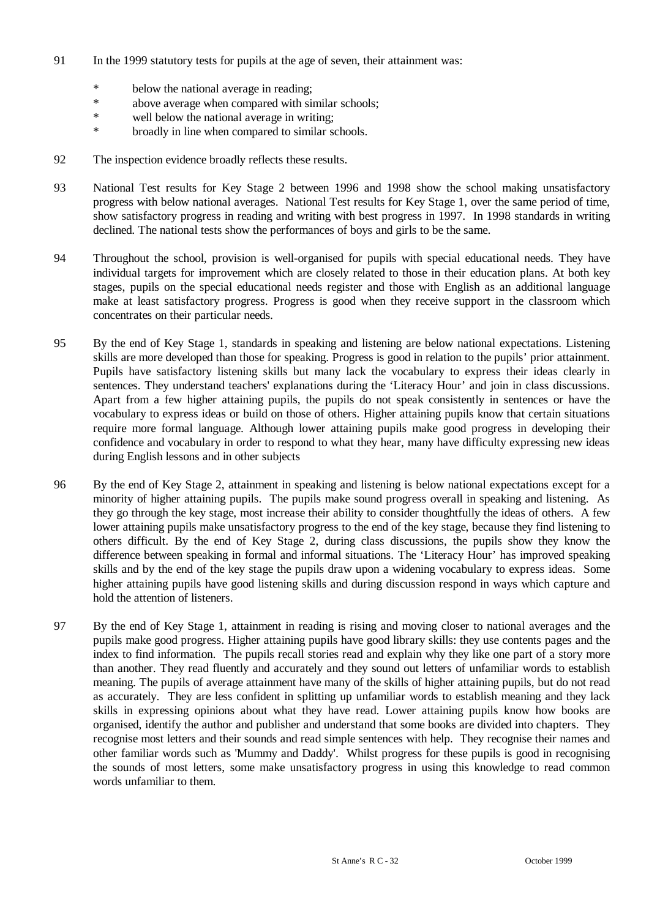91 In the 1999 statutory tests for pupils at the age of seven, their attainment was:

- below the national average in reading;
- above average when compared with similar schools;
- well below the national average in writing;
- broadly in line when compared to similar schools.

92 The inspection evidence broadly reflects these results.

93 National Test results for Key Stage 2 between 1996 and 1998 show the school making unsatisfactory progress with below national averages. National Test results for Key Stage 1, over the same period of time, show satisfactory progress in reading and writing with best progress in 1997. In 1998 standards in writing declined. The national tests show the performances of boys and girls to be the same.

94 Throughout the school, provision is well-organised for pupils with special educational needs. They have individual targets for improvement which are closely related to those in their education plans. At both key stages, pupils on the special educational needs register and those with English as an additional language make at least satisfactory progress. Progress is good when they receive support in the classroom which concentrates on their particular needs.

95 By the end of Key Stage 1, standards in speaking and listening are below national expectations. Listening skills are more developed than those for speaking. Progress is good in relation to the pupils' prior attainment. Pupils have satisfactory listening skills but many lack the vocabulary to express their ideas clearly in sentences. They understand teachers' explanations during the 'Literacy Hour' and join in class discussions. Apart from a few higher attaining pupils, the pupils do not speak consistently in sentences or have the vocabulary to express ideas or build on those of others. Higher attaining pupils know that certain situations require more formal language. Although lower attaining pupils make good progress in developing their confidence and vocabulary in order to respond to what they hear, many have difficulty expressing new ideas during English lessons and in other subjects

96 By the end of Key Stage 2, attainment in speaking and listening is below national expectations except for a minority of higher attaining pupils. The pupils make sound progress overall in speaking and listening. As they go through the key stage, most increase their ability to consider thoughtfully the ideas of others. A few lower attaining pupils make unsatisfactory progress to the end of the key stage, because they find listening to others difficult. By the end of Key Stage 2, during class discussions, the pupils show they know the difference between speaking in formal and informal situations. The 'Literacy Hour' has improved speaking skills and by the end of the key stage the pupils draw upon a widening vocabulary to express ideas. Some higher attaining pupils have good listening skills and during discussion respond in ways which capture and hold the attention of listeners.

97 By the end of Key Stage 1, attainment in reading is rising and moving closer to national averages and the pupils make good progress. Higher attaining pupils have good library skills: they use contents pages and the index to find information. The pupils recall stories read and explain why they like one part of a story more than another. They read fluently and accurately and they sound out letters of unfamiliar words to establish meaning. The pupils of average attainment have many of the skills of higher attaining pupils, but do not read as accurately. They are less confident in splitting up unfamiliar words to establish meaning and they lack skills in expressing opinions about what they have read. Lower attaining pupils know how books are organised, identify the author and publisher and understand that some books are divided into chapters. They recognise most letters and their sounds and read simple sentences with help. They recognise their names and other familiar words such as 'Mummy and Daddy'. Whilst progress for these pupils is good in recognising the sounds of most letters, some make unsatisfactory progress in using this knowledge to read common words unfamiliar to them.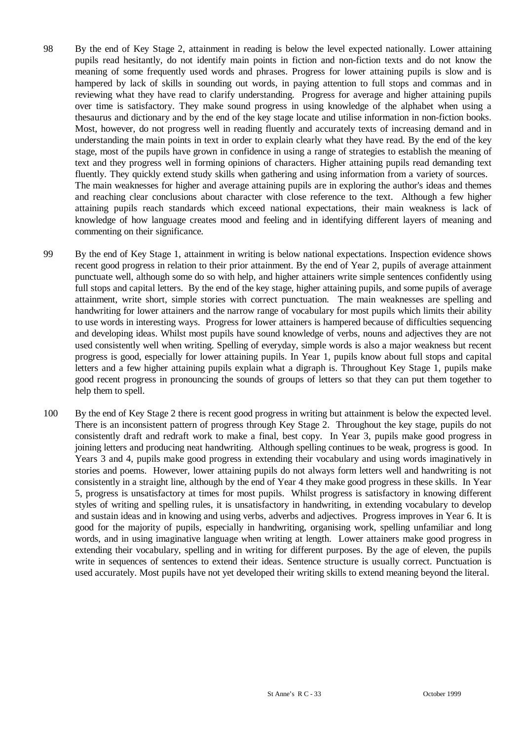98 By the end of Key Stage 2, attainment in reading is below the level expected nationally. Lower attaining pupils read hesitantly, do not identify main points in fiction and non-fiction texts and do not know the meaning of some frequently used words and phrases. Progress for lower attaining pupils is slow and is hampered by lack of skills in sounding out words, in paying attention to full stops and commas and in reviewing what they have read to clarify understanding. Progress for average and higher attaining pupils over time is satisfactory. They make sound progress in using knowledge of the alphabet when using a thesaurus and dictionary and by the end of the key stage locate and utilise information in non-fiction books. Most, however, do not progress well in reading fluently and accurately texts of increasing demand and in understanding the main points in text in order to explain clearly what they have read. By the end of the key stage, most of the pupils have grown in confidence in using a range of strategies to establish the meaning of text and they progress well in forming opinions of characters. Higher attaining pupils read demanding text fluently. They quickly extend study skills when gathering and using information from a variety of sources. The main weaknesses for higher and average attaining pupils are in exploring the author's ideas and themes and reaching clear conclusions about character with close reference to the text. Although a few higher attaining pupils reach standards which exceed national expectations, their main weakness is lack of knowledge of how language creates mood and feeling and in identifying different layers of meaning and commenting on their significance.

99 By the end of Key Stage 1, attainment in writing is below national expectations. Inspection evidence shows recent good progress in relation to their prior attainment. By the end of Year 2, pupils of average attainment punctuate well, although some do so with help, and higher attainers write simple sentences confidently using full stops and capital letters. By the end of the key stage, higher attaining pupils, and some pupils of average attainment, write short, simple stories with correct punctuation. The main weaknesses are spelling and handwriting for lower attainers and the narrow range of vocabulary for most pupils which limits their ability to use words in interesting ways. Progress for lower attainers is hampered because of difficulties sequencing and developing ideas. Whilst most pupils have sound knowledge of verbs, nouns and adjectives they are not used consistently well when writing. Spelling of everyday, simple words is also a major weakness but recent progress is good, especially for lower attaining pupils. In Year 1, pupils know about full stops and capital letters and a few higher attaining pupils explain what a digraph is. Throughout Key Stage 1, pupils make good recent progress in pronouncing the sounds of groups of letters so that they can put them together to help them to spell.

100 By the end of Key Stage 2 there is recent good progress in writing but attainment is below the expected level. There is an inconsistent pattern of progress through Key Stage 2. Throughout the key stage, pupils do not consistently draft and redraft work to make a final, best copy. In Year 3, pupils make good progress in joining letters and producing neat handwriting. Although spelling continues to be weak, progress is good. In Years 3 and 4, pupils make good progress in extending their vocabulary and using words imaginatively in stories and poems. However, lower attaining pupils do not always form letters well and handwriting is not consistently in a straight line, although by the end of Year 4 they make good progress in these skills. In Year 5, progress is unsatisfactory at times for most pupils. Whilst progress is satisfactory in knowing different styles of writing and spelling rules, it is unsatisfactory in handwriting, in extending vocabulary to develop and sustain ideas and in knowing and using verbs, adverbs and adjectives. Progress improves in Year 6. It is good for the majority of pupils, especially in handwriting, organising work, spelling unfamiliar and long words, and in using imaginative language when writing at length. Lower attainers make good progress in extending their vocabulary, spelling and in writing for different purposes. By the age of eleven, the pupils write in sequences of sentences to extend their ideas. Sentence structure is usually correct. Punctuation is used accurately. Most pupils have not yet developed their writing skills to extend meaning beyond the literal.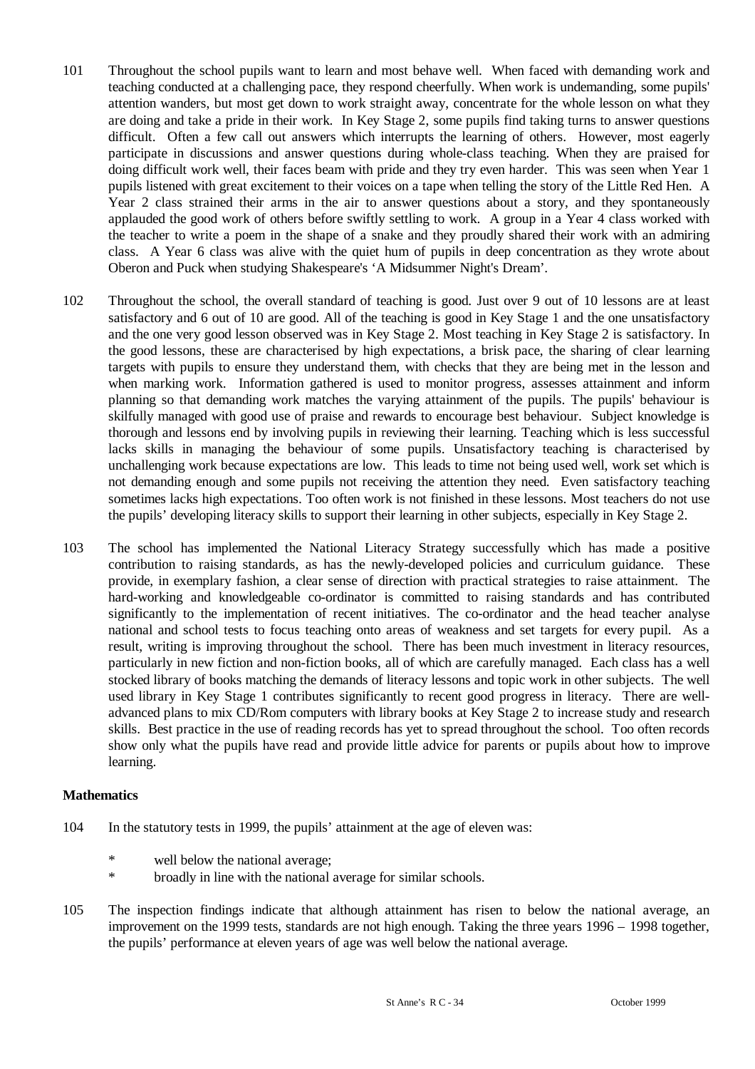101 Throughout the school pupils want to learn and most behave well. When faced with demanding work and teaching conducted at a challenging pace, they respond cheerfully. When work is undemanding, some pupils' attention wanders, but most get down to work straight away, concentrate for the whole lesson on what they are doing and take a pride in their work. In Key Stage 2, some pupils find taking turns to answer questions difficult. Often a few call out answers which interrupts the learning of others. However, most eagerly participate in discussions and answer questions during whole-class teaching. When they are praised for doing difficult work well, their faces beam with pride and they try even harder. This was seen when Year 1 pupils listened with great excitement to their voices on a tape when telling the story of the Little Red Hen. A Year 2 class strained their arms in the air to answer questions about a story, and they spontaneously applauded the good work of others before swiftly settling to work. A group in a Year 4 class worked with the teacher to write a poem in the shape of a snake and they proudly shared their work with an admiring class. A Year 6 class was alive with the quiet hum of pupils in deep concentration as they wrote about Oberon and Puck when studying Shakespeare's 'A Midsummer Night's Dream'.

102 Throughout the school, the overall standard of teaching is good. Just over 9 out of 10 lessons are at least satisfactory and 6 out of 10 are good. All of the teaching is good in Key Stage 1 and the one unsatisfactory and the one very good lesson observed was in Key Stage 2. Most teaching in Key Stage 2 is satisfactory. In the good lessons, these are characterised by high expectations, a brisk pace, the sharing of clear learning targets with pupils to ensure they understand them, with checks that they are being met in the lesson and when marking work. Information gathered is used to monitor progress, assesses attainment and inform planning so that demanding work matches the varying attainment of the pupils. The pupils' behaviour is skilfully managed with good use of praise and rewards to encourage best behaviour. Subject knowledge is thorough and lessons end by involving pupils in reviewing their learning. Teaching which is less successful lacks skills in managing the behaviour of some pupils. Unsatisfactory teaching is characterised by unchallenging work because expectations are low. This leads to time not being used well, work set which is not demanding enough and some pupils not receiving the attention they need. Even satisfactory teaching sometimes lacks high expectations. Too often work is not finished in these lessons. Most teachers do not use the pupils' developing literacy skills to support their learning in other subjects, especially in Key Stage 2.

103 The school has implemented the National Literacy Strategy successfully which has made a positive contribution to raising standards, as has the newly-developed policies and curriculum guidance. These provide, in exemplary fashion, a clear sense of direction with practical strategies to raise attainment. The hard-working and knowledgeable co-ordinator is committed to raising standards and has contributed significantly to the implementation of recent initiatives. The co-ordinator and the head teacher analyse national and school tests to focus teaching onto areas of weakness and set targets for every pupil. As a result, writing is improving throughout the school. There has been much investment in literacy resources, particularly in new fiction and non-fiction books, all of which are carefully managed. Each class has a well stocked library of books matching the demands of literacy lessons and topic work in other subjects. The well used library in Key Stage 1 contributes significantly to recent good progress in literacy. There are well-advanced plans to mix CD/Rom computers with library books at Key Stage 2 to increase study and research skills. Best practice in the use of reading records has yet to spread throughout the school. Too often records show only what the pupils have read and provide little advice for parents or pupils about how to improve learning.

### Mathematics

104 In the statutory tests in 1999, the pupils' attainment at the age of eleven was:

- well below the national average;
- broadly in line with the national average for similar schools.

105 The inspection findings indicate that although attainment has risen to below the national average, an improvement on the 1999 tests, standards are not high enough. Taking the three years 1996 – 1998 together, the pupils' performance at eleven years of age was well below the national average.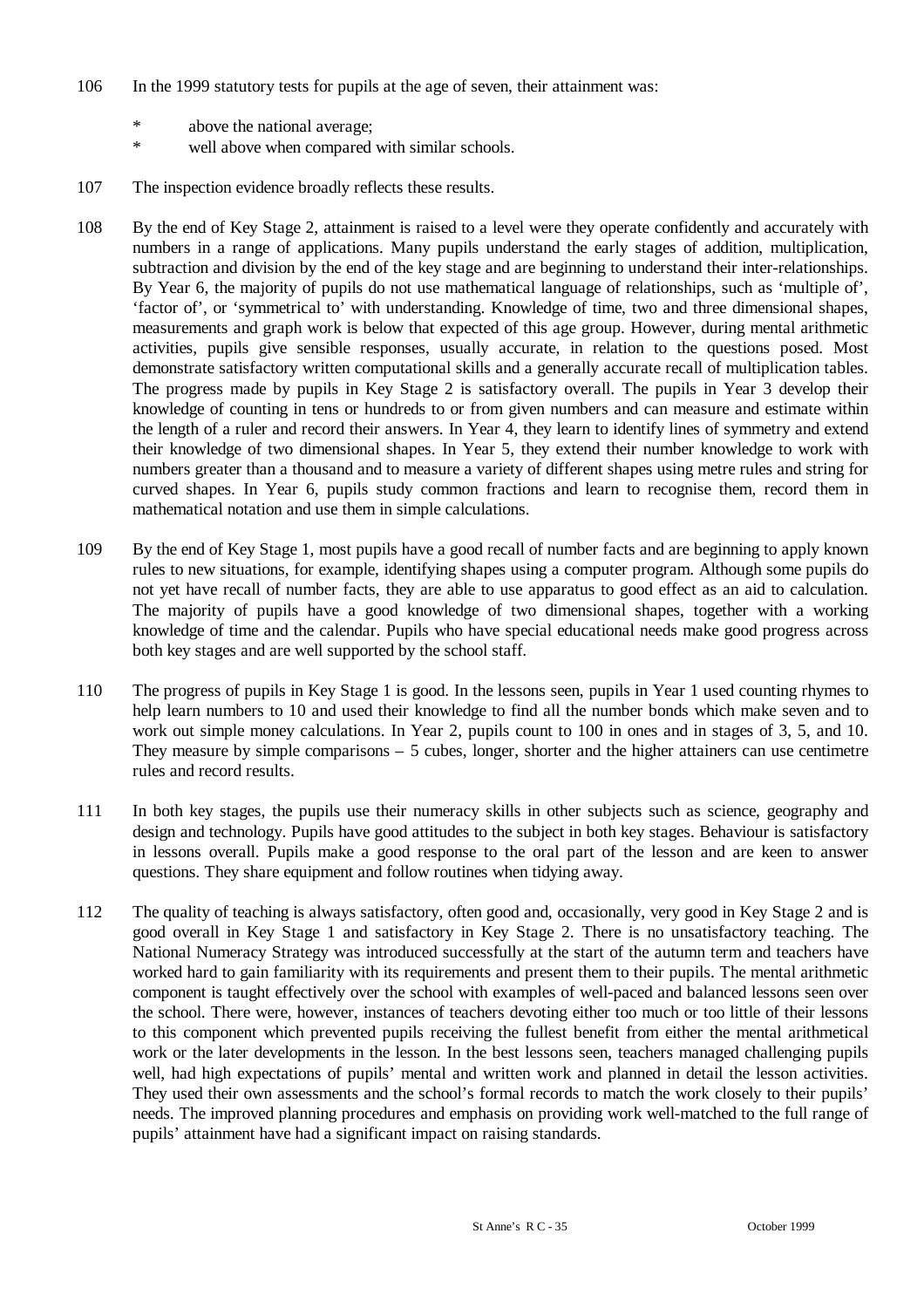106 In the 1999 statutory tests for pupils at the age of seven, their attainment was:

* above the national average;
* well above when compared with similar schools.

107 The inspection evidence broadly reflects these results.

108 By the end of Key Stage 2, attainment is raised to a level were they operate confidently and accurately with numbers in a range of applications. Many pupils understand the early stages of addition, multiplication, subtraction and division by the end of the key stage and are beginning to understand their inter-relationships. By Year 6, the majority of pupils do not use mathematical language of relationships, such as 'multiple of', 'factor of', or 'symmetrical to' with understanding. Knowledge of time, two and three dimensional shapes, measurements and graph work is below that expected of this age group. However, during mental arithmetic activities, pupils give sensible responses, usually accurate, in relation to the questions posed. Most demonstrate satisfactory written computational skills and a generally accurate recall of multiplication tables. The progress made by pupils in Key Stage 2 is satisfactory overall. The pupils in Year 3 develop their knowledge of counting in tens or hundreds to or from given numbers and can measure and estimate within the length of a ruler and record their answers. In Year 4, they learn to identify lines of symmetry and extend their knowledge of two dimensional shapes. In Year 5, they extend their number knowledge to work with numbers greater than a thousand and to measure a variety of different shapes using metre rules and string for curved shapes. In Year 6, pupils study common fractions and learn to recognise them, record them in mathematical notation and use them in simple calculations.

109 By the end of Key Stage 1, most pupils have a good recall of number facts and are beginning to apply known rules to new situations, for example, identifying shapes using a computer program. Although some pupils do not yet have recall of number facts, they are able to use apparatus to good effect as an aid to calculation. The majority of pupils have a good knowledge of two dimensional shapes, together with a working knowledge of time and the calendar. Pupils who have special educational needs make good progress across both key stages and are well supported by the school staff.

110 The progress of pupils in Key Stage 1 is good. In the lessons seen, pupils in Year 1 used counting rhymes to help learn numbers to 10 and used their knowledge to find all the number bonds which make seven and to work out simple money calculations. In Year 2, pupils count to 100 in ones and in stages of 3, 5, and 10. They measure by simple comparisons – 5 cubes, longer, shorter and the higher attainers can use centimetre rules and record results.

111 In both key stages, the pupils use their numeracy skills in other subjects such as science, geography and design and technology. Pupils have good attitudes to the subject in both key stages. Behaviour is satisfactory in lessons overall. Pupils make a good response to the oral part of the lesson and are keen to answer questions. They share equipment and follow routines when tidying away.

112 The quality of teaching is always satisfactory, often good and, occasionally, very good in Key Stage 2 and is good overall in Key Stage 1 and satisfactory in Key Stage 2. There is no unsatisfactory teaching. The National Numeracy Strategy was introduced successfully at the start of the autumn term and teachers have worked hard to gain familiarity with its requirements and present them to their pupils. The mental arithmetic component is taught effectively over the school with examples of well-paced and balanced lessons seen over the school. There were, however, instances of teachers devoting either too much or too little of their lessons to this component which prevented pupils receiving the fullest benefit from either the mental arithmetical work or the later developments in the lesson. In the best lessons seen, teachers managed challenging pupils well, had high expectations of pupils' mental and written work and planned in detail the lesson activities. They used their own assessments and the school's formal records to match the work closely to their pupils' needs. The improved planning procedures and emphasis on providing work well-matched to the full range of pupils' attainment have had a significant impact on raising standards.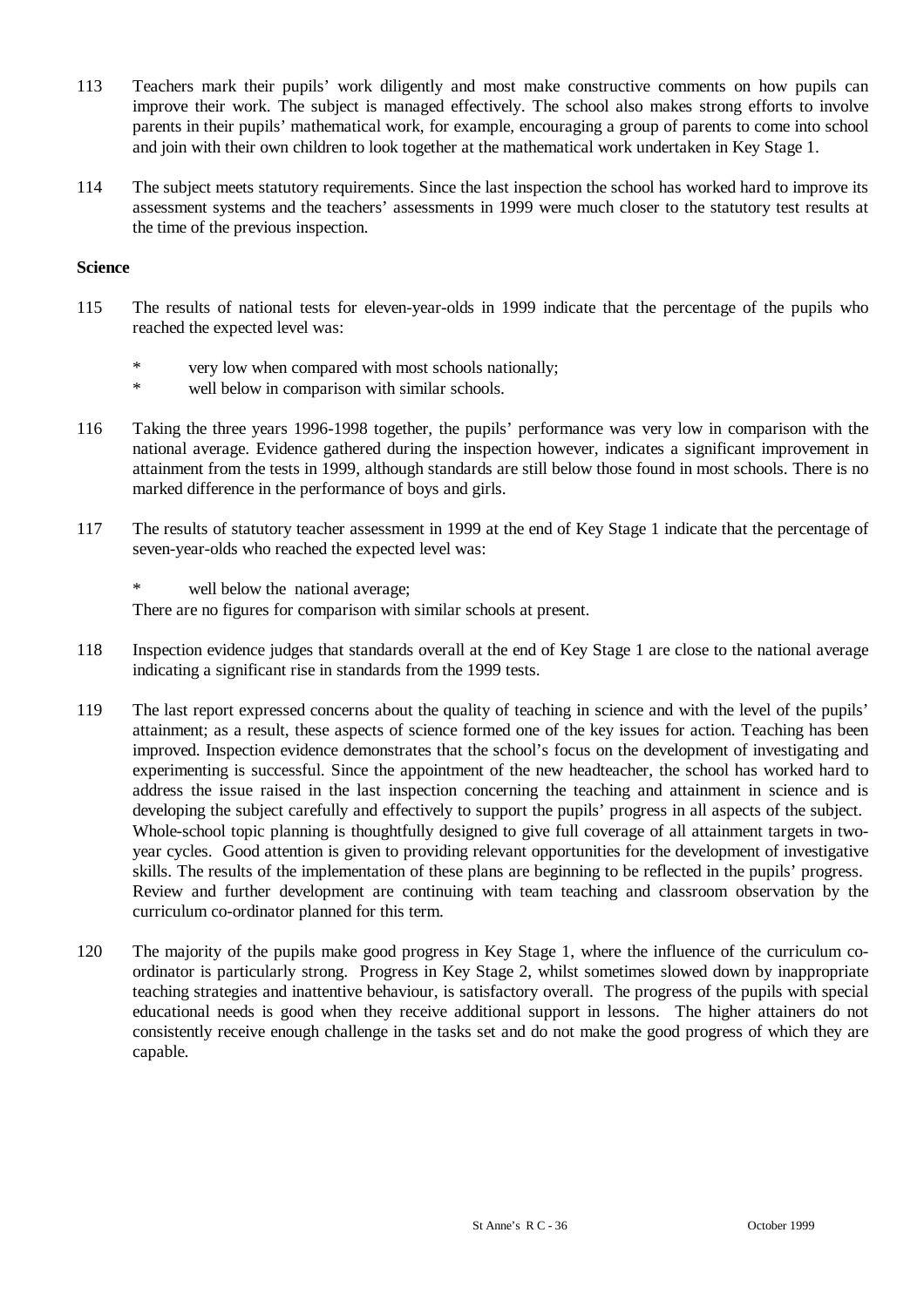113 Teachers mark their pupils' work diligently and most make constructive comments on how pupils can improve their work. The subject is managed effectively. The school also makes strong efforts to involve parents in their pupils' mathematical work, for example, encouraging a group of parents to come into school and join with their own children to look together at the mathematical work undertaken in Key Stage 1.

114 The subject meets statutory requirements. Since the last inspection the school has worked hard to improve its assessment systems and the teachers' assessments in 1999 were much closer to the statutory test results at the time of the previous inspection.

**Science**

115 The results of national tests for eleven-year-olds in 1999 indicate that the percentage of the pupils who reached the expected level was:

- very low when compared with most schools nationally;
- well below in comparison with similar schools.

116 Taking the three years 1996-1998 together, the pupils' performance was very low in comparison with the national average. Evidence gathered during the inspection however, indicates a significant improvement in attainment from the tests in 1999, although standards are still below those found in most schools. There is no marked difference in the performance of boys and girls.

117 The results of statutory teacher assessment in 1999 at the end of Key Stage 1 indicate that the percentage of seven-year-olds who reached the expected level was:

- well below the national average;

There are no figures for comparison with similar schools at present.

118 Inspection evidence judges that standards overall at the end of Key Stage 1 are close to the national average indicating a significant rise in standards from the 1999 tests.

119 The last report expressed concerns about the quality of teaching in science and with the level of the pupils' attainment; as a result, these aspects of science formed one of the key issues for action. Teaching has been improved. Inspection evidence demonstrates that the school's focus on the development of investigating and experimenting is successful. Since the appointment of the new headteacher, the school has worked hard to address the issue raised in the last inspection concerning the teaching and attainment in science and is developing the subject carefully and effectively to support the pupils' progress in all aspects of the subject. Whole-school topic planning is thoughtfully designed to give full coverage of all attainment targets in two-year cycles. Good attention is given to providing relevant opportunities for the development of investigative skills. The results of the implementation of these plans are beginning to be reflected in the pupils' progress. Review and further development are continuing with team teaching and classroom observation by the curriculum co-ordinator planned for this term.

120 The majority of the pupils make good progress in Key Stage 1, where the influence of the curriculum co-ordinator is particularly strong. Progress in Key Stage 2, whilst sometimes slowed down by inappropriate teaching strategies and inattentive behaviour, is satisfactory overall. The progress of the pupils with special educational needs is good when they receive additional support in lessons. The higher attainers do not consistently receive enough challenge in the tasks set and do not make the good progress of which they are capable.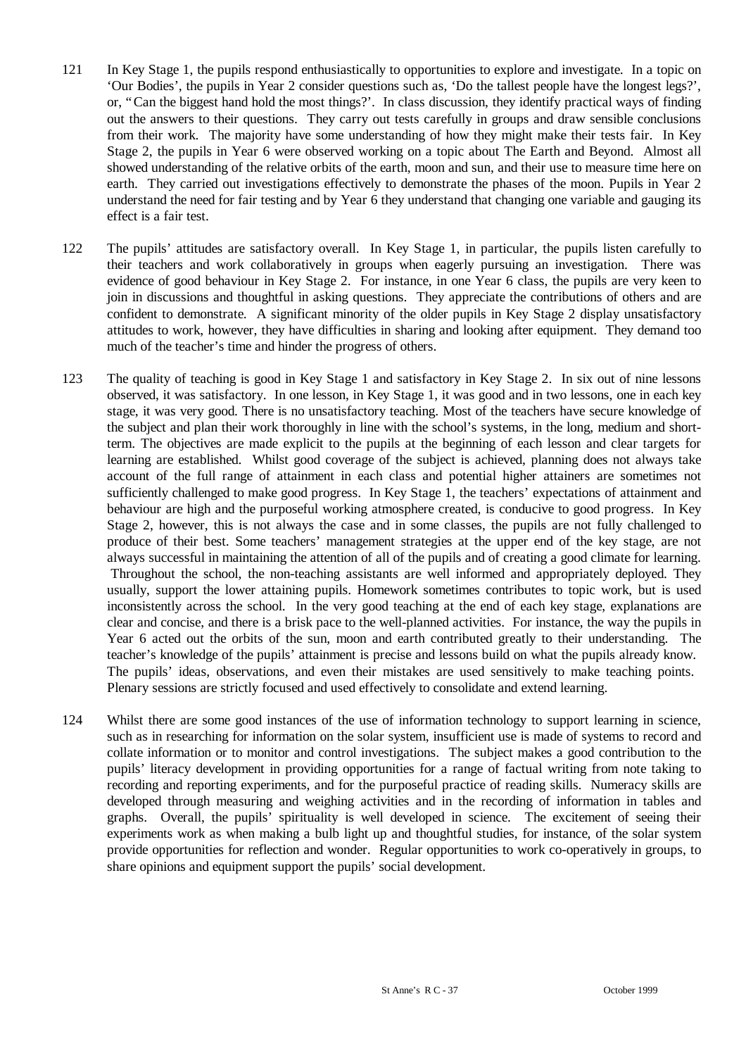121 In Key Stage 1, the pupils respond enthusiastically to opportunities to explore and investigate. In a topic on 'Our Bodies', the pupils in Year 2 consider questions such as, 'Do the tallest people have the longest legs?', or, "Can the biggest hand hold the most things?'. In class discussion, they identify practical ways of finding out the answers to their questions. They carry out tests carefully in groups and draw sensible conclusions from their work. The majority have some understanding of how they might make their tests fair. In Key Stage 2, the pupils in Year 6 were observed working on a topic about The Earth and Beyond. Almost all showed understanding of the relative orbits of the earth, moon and sun, and their use to measure time here on earth. They carried out investigations effectively to demonstrate the phases of the moon. Pupils in Year 2 understand the need for fair testing and by Year 6 they understand that changing one variable and gauging its effect is a fair test.

122 The pupils' attitudes are satisfactory overall. In Key Stage 1, in particular, the pupils listen carefully to their teachers and work collaboratively in groups when eagerly pursuing an investigation. There was evidence of good behaviour in Key Stage 2. For instance, in one Year 6 class, the pupils are very keen to join in discussions and thoughtful in asking questions. They appreciate the contributions of others and are confident to demonstrate. A significant minority of the older pupils in Key Stage 2 display unsatisfactory attitudes to work, however, they have difficulties in sharing and looking after equipment. They demand too much of the teacher's time and hinder the progress of others.

123 The quality of teaching is good in Key Stage 1 and satisfactory in Key Stage 2. In six out of nine lessons observed, it was satisfactory. In one lesson, in Key Stage 1, it was good and in two lessons, one in each key stage, it was very good. There is no unsatisfactory teaching. Most of the teachers have secure knowledge of the subject and plan their work thoroughly in line with the school's systems, in the long, medium and short-term. The objectives are made explicit to the pupils at the beginning of each lesson and clear targets for learning are established. Whilst good coverage of the subject is achieved, planning does not always take account of the full range of attainment in each class and potential higher attainers are sometimes not sufficiently challenged to make good progress. In Key Stage 1, the teachers' expectations of attainment and behaviour are high and the purposeful working atmosphere created, is conducive to good progress. In Key Stage 2, however, this is not always the case and in some classes, the pupils are not fully challenged to produce of their best. Some teachers' management strategies at the upper end of the key stage, are not always successful in maintaining the attention of all of the pupils and of creating a good climate for learning. Throughout the school, the non-teaching assistants are well informed and appropriately deployed. They usually, support the lower attaining pupils. Homework sometimes contributes to topic work, but is used inconsistently across the school. In the very good teaching at the end of each key stage, explanations are clear and concise, and there is a brisk pace to the well-planned activities. For instance, the way the pupils in Year 6 acted out the orbits of the sun, moon and earth contributed greatly to their understanding. The teacher's knowledge of the pupils' attainment is precise and lessons build on what the pupils already know. The pupils' ideas, observations, and even their mistakes are used sensitively to make teaching points. Plenary sessions are strictly focused and used effectively to consolidate and extend learning.

124 Whilst there are some good instances of the use of information technology to support learning in science, such as in researching for information on the solar system, insufficient use is made of systems to record and collate information or to monitor and control investigations. The subject makes a good contribution to the pupils' literacy development in providing opportunities for a range of factual writing from note taking to recording and reporting experiments, and for the purposeful practice of reading skills. Numeracy skills are developed through measuring and weighing activities and in the recording of information in tables and graphs. Overall, the pupils' spirituality is well developed in science. The excitement of seeing their experiments work as when making a bulb light up and thoughtful studies, for instance, of the solar system provide opportunities for reflection and wonder. Regular opportunities to work co-operatively in groups, to share opinions and equipment support the pupils' social development.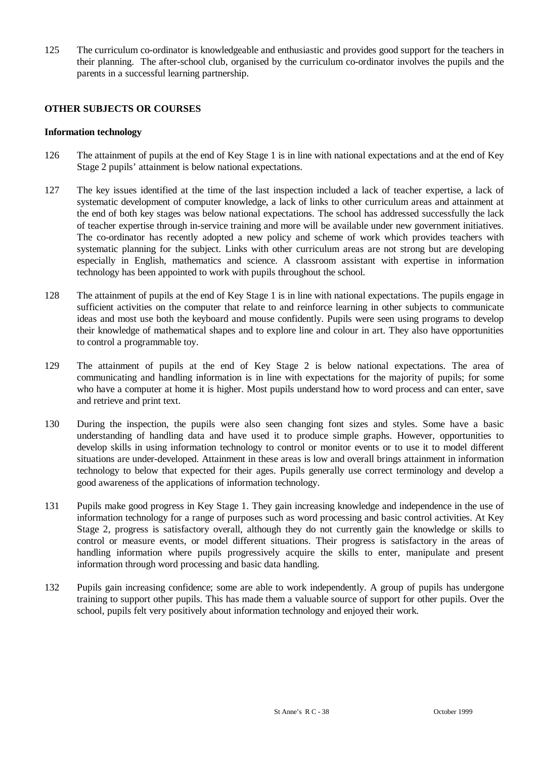125 The curriculum co-ordinator is knowledgeable and enthusiastic and provides good support for the teachers in their planning. The after-school club, organised by the curriculum co-ordinator involves the pupils and the parents in a successful learning partnership.

## OTHER SUBJECTS OR COURSES

### Information technology

126 The attainment of pupils at the end of Key Stage 1 is in line with national expectations and at the end of Key Stage 2 pupils' attainment is below national expectations.

127 The key issues identified at the time of the last inspection included a lack of teacher expertise, a lack of systematic development of computer knowledge, a lack of links to other curriculum areas and attainment at the end of both key stages was below national expectations. The school has addressed successfully the lack of teacher expertise through in-service training and more will be available under new government initiatives. The co-ordinator has recently adopted a new policy and scheme of work which provides teachers with systematic planning for the subject. Links with other curriculum areas are not strong but are developing especially in English, mathematics and science. A classroom assistant with expertise in information technology has been appointed to work with pupils throughout the school.

128 The attainment of pupils at the end of Key Stage 1 is in line with national expectations. The pupils engage in sufficient activities on the computer that relate to and reinforce learning in other subjects to communicate ideas and most use both the keyboard and mouse confidently. Pupils were seen using programs to develop their knowledge of mathematical shapes and to explore line and colour in art. They also have opportunities to control a programmable toy.

129 The attainment of pupils at the end of Key Stage 2 is below national expectations. The area of communicating and handling information is in line with expectations for the majority of pupils; for some who have a computer at home it is higher. Most pupils understand how to word process and can enter, save and retrieve and print text.

130 During the inspection, the pupils were also seen changing font sizes and styles. Some have a basic understanding of handling data and have used it to produce simple graphs. However, opportunities to develop skills in using information technology to control or monitor events or to use it to model different situations are under-developed. Attainment in these areas is low and overall brings attainment in information technology to below that expected for their ages. Pupils generally use correct terminology and develop a good awareness of the applications of information technology.

131 Pupils make good progress in Key Stage 1. They gain increasing knowledge and independence in the use of information technology for a range of purposes such as word processing and basic control activities. At Key Stage 2, progress is satisfactory overall, although they do not currently gain the knowledge or skills to control or measure events, or model different situations. Their progress is satisfactory in the areas of handling information where pupils progressively acquire the skills to enter, manipulate and present information through word processing and basic data handling.

132 Pupils gain increasing confidence; some are able to work independently. A group of pupils has undergone training to support other pupils. This has made them a valuable source of support for other pupils. Over the school, pupils felt very positively about information technology and enjoyed their work.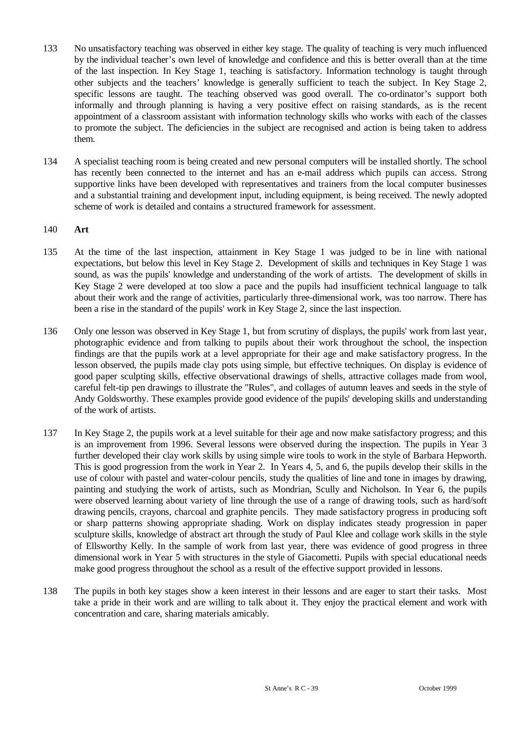133 No unsatisfactory teaching was observed in either key stage. The quality of teaching is very much influenced by the individual teacher's own level of knowledge and confidence and this is better overall than at the time of the last inspection. In Key Stage 1, teaching is satisfactory. Information technology is taught through other subjects and the teachers' knowledge is generally sufficient to teach the subject. In Key Stage 2, specific lessons are taught. The teaching observed was good overall. The co-ordinator's support both informally and through planning is having a very positive effect on raising standards, as is the recent appointment of a classroom assistant with information technology skills who works with each of the classes to promote the subject. The deficiencies in the subject are recognised and action is being taken to address them.

134 A specialist teaching room is being created and new personal computers will be installed shortly. The school has recently been connected to the internet and has an e-mail address which pupils can access. Strong supportive links have been developed with representatives and trainers from the local computer businesses and a substantial training and development input, including equipment, is being received. The newly adopted scheme of work is detailed and contains a structured framework for assessment.

140 **Art**

135 At the time of the last inspection, attainment in Key Stage 1 was judged to be in line with national expectations, but below this level in Key Stage 2. Development of skills and techniques in Key Stage 1 was sound, as was the pupils' knowledge and understanding of the work of artists. The development of skills in Key Stage 2 were developed at too slow a pace and the pupils had insufficient technical language to talk about their work and the range of activities, particularly three-dimensional work, was too narrow. There has been a rise in the standard of the pupils' work in Key Stage 2, since the last inspection.

136 Only one lesson was observed in Key Stage 1, but from scrutiny of displays, the pupils' work from last year, photographic evidence and from talking to pupils about their work throughout the school, the inspection findings are that the pupils work at a level appropriate for their age and make satisfactory progress. In the lesson observed, the pupils made clay pots using simple, but effective techniques. On display is evidence of good paper sculpting skills, effective observational drawings of shells, attractive collages made from wool, careful felt-tip pen drawings to illustrate the "Rules", and collages of autumn leaves and seeds in the style of Andy Goldsworthy. These examples provide good evidence of the pupils' developing skills and understanding of the work of artists.

137 In Key Stage 2, the pupils work at a level suitable for their age and now make satisfactory progress; and this is an improvement from 1996. Several lessons were observed during the inspection. The pupils in Year 3 further developed their clay work skills by using simple wire tools to work in the style of Barbara Hepworth. This is good progression from the work in Year 2. In Years 4, 5, and 6, the pupils develop their skills in the use of colour with pastel and water-colour pencils, study the qualities of line and tone in images by drawing, painting and studying the work of artists, such as Mondrian, Scully and Nicholson. In Year 6, the pupils were observed learning about variety of line through the use of a range of drawing tools, such as hard/soft drawing pencils, crayons, charcoal and graphite pencils. They made satisfactory progress in producing soft or sharp patterns showing appropriate shading. Work on display indicates steady progression in paper sculpture skills, knowledge of abstract art through the study of Paul Klee and collage work skills in the style of Ellsworthy Kelly. In the sample of work from last year, there was evidence of good progress in three dimensional work in Year 5 with structures in the style of Giacometti. Pupils with special educational needs make good progress throughout the school as a result of the effective support provided in lessons.

138 The pupils in both key stages show a keen interest in their lessons and are eager to start their tasks. Most take a pride in their work and are willing to talk about it. They enjoy the practical element and work with concentration and care, sharing materials amicably.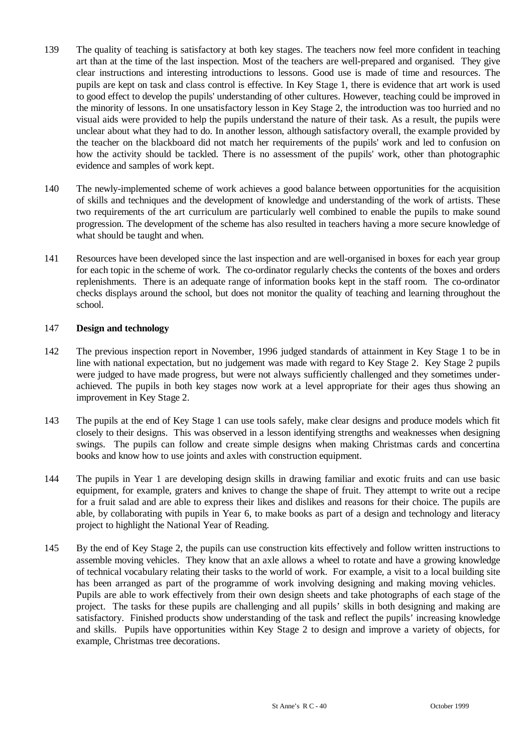139 The quality of teaching is satisfactory at both key stages. The teachers now feel more confident in teaching art than at the time of the last inspection. Most of the teachers are well-prepared and organised. They give clear instructions and interesting introductions to lessons. Good use is made of time and resources. The pupils are kept on task and class control is effective. In Key Stage 1, there is evidence that art work is used to good effect to develop the pupils' understanding of other cultures. However, teaching could be improved in the minority of lessons. In one unsatisfactory lesson in Key Stage 2, the introduction was too hurried and no visual aids were provided to help the pupils understand the nature of their task. As a result, the pupils were unclear about what they had to do. In another lesson, although satisfactory overall, the example provided by the teacher on the blackboard did not match her requirements of the pupils' work and led to confusion on how the activity should be tackled. There is no assessment of the pupils' work, other than photographic evidence and samples of work kept.

140 The newly-implemented scheme of work achieves a good balance between opportunities for the acquisition of skills and techniques and the development of knowledge and understanding of the work of artists. These two requirements of the art curriculum are particularly well combined to enable the pupils to make sound progression. The development of the scheme has also resulted in teachers having a more secure knowledge of what should be taught and when.

141 Resources have been developed since the last inspection and are well-organised in boxes for each year group for each topic in the scheme of work. The co-ordinator regularly checks the contents of the boxes and orders replenishments. There is an adequate range of information books kept in the staff room. The co-ordinator checks displays around the school, but does not monitor the quality of teaching and learning throughout the school.

### 147 Design and technology

142 The previous inspection report in November, 1996 judged standards of attainment in Key Stage 1 to be in line with national expectation, but no judgement was made with regard to Key Stage 2. Key Stage 2 pupils were judged to have made progress, but were not always sufficiently challenged and they sometimes under-achieved. The pupils in both key stages now work at a level appropriate for their ages thus showing an improvement in Key Stage 2.

143 The pupils at the end of Key Stage 1 can use tools safely, make clear designs and produce models which fit closely to their designs. This was observed in a lesson identifying strengths and weaknesses when designing swings. The pupils can follow and create simple designs when making Christmas cards and concertina books and know how to use joints and axles with construction equipment.

144 The pupils in Year 1 are developing design skills in drawing familiar and exotic fruits and can use basic equipment, for example, graters and knives to change the shape of fruit. They attempt to write out a recipe for a fruit salad and are able to express their likes and dislikes and reasons for their choice. The pupils are able, by collaborating with pupils in Year 6, to make books as part of a design and technology and literacy project to highlight the National Year of Reading.

145 By the end of Key Stage 2, the pupils can use construction kits effectively and follow written instructions to assemble moving vehicles. They know that an axle allows a wheel to rotate and have a growing knowledge of technical vocabulary relating their tasks to the world of work. For example, a visit to a local building site has been arranged as part of the programme of work involving designing and making moving vehicles. Pupils are able to work effectively from their own design sheets and take photographs of each stage of the project. The tasks for these pupils are challenging and all pupils' skills in both designing and making are satisfactory. Finished products show understanding of the task and reflect the pupils' increasing knowledge and skills. Pupils have opportunities within Key Stage 2 to design and improve a variety of objects, for example, Christmas tree decorations.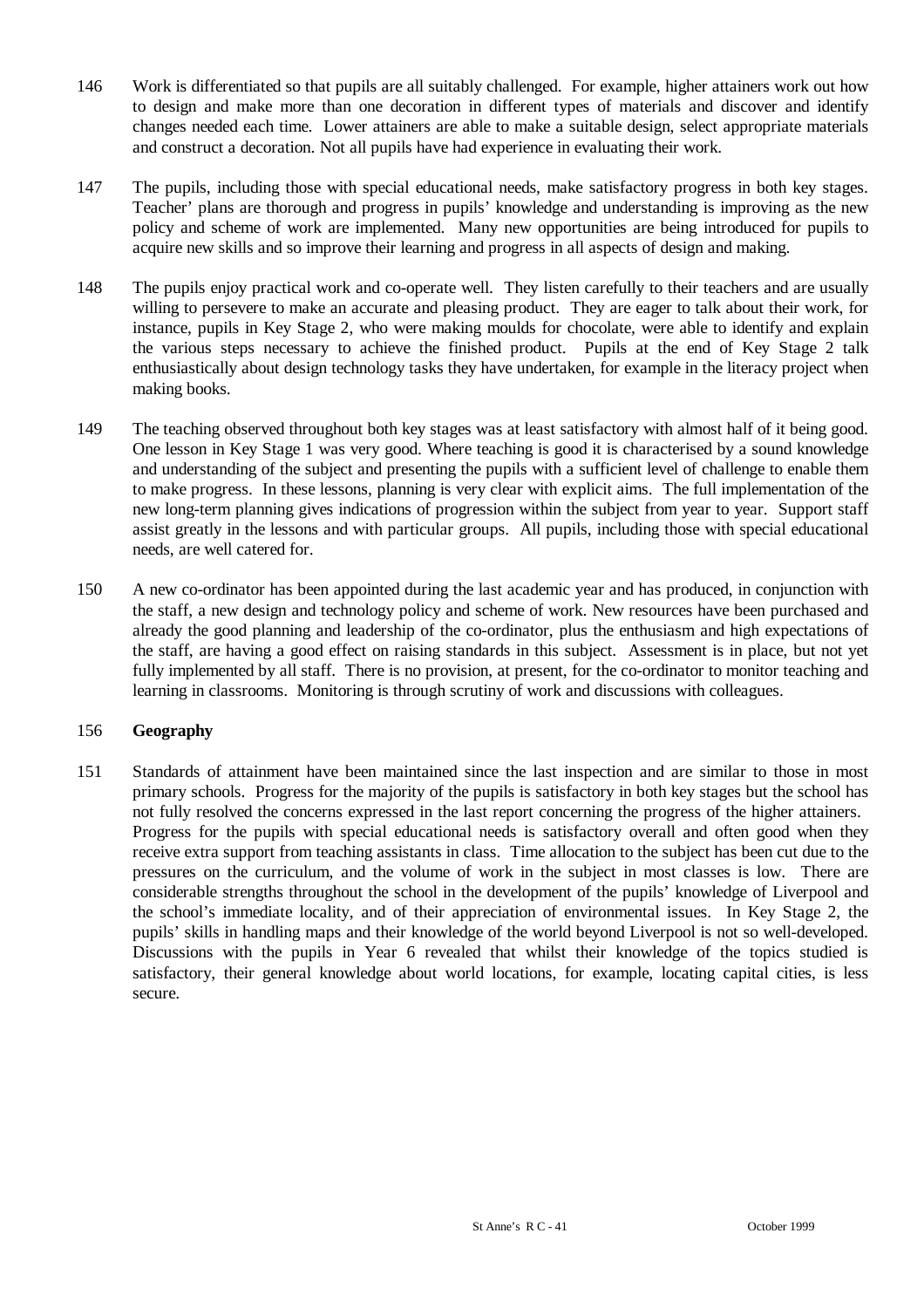146 Work is differentiated so that pupils are all suitably challenged. For example, higher attainers work out how to design and make more than one decoration in different types of materials and discover and identify changes needed each time. Lower attainers are able to make a suitable design, select appropriate materials and construct a decoration. Not all pupils have had experience in evaluating their work.

147 The pupils, including those with special educational needs, make satisfactory progress in both key stages. Teacher' plans are thorough and progress in pupils' knowledge and understanding is improving as the new policy and scheme of work are implemented. Many new opportunities are being introduced for pupils to acquire new skills and so improve their learning and progress in all aspects of design and making.

148 The pupils enjoy practical work and co-operate well. They listen carefully to their teachers and are usually willing to persevere to make an accurate and pleasing product. They are eager to talk about their work, for instance, pupils in Key Stage 2, who were making moulds for chocolate, were able to identify and explain the various steps necessary to achieve the finished product. Pupils at the end of Key Stage 2 talk enthusiastically about design technology tasks they have undertaken, for example in the literacy project when making books.

149 The teaching observed throughout both key stages was at least satisfactory with almost half of it being good. One lesson in Key Stage 1 was very good. Where teaching is good it is characterised by a sound knowledge and understanding of the subject and presenting the pupils with a sufficient level of challenge to enable them to make progress. In these lessons, planning is very clear with explicit aims. The full implementation of the new long-term planning gives indications of progression within the subject from year to year. Support staff assist greatly in the lessons and with particular groups. All pupils, including those with special educational needs, are well catered for.

150 A new co-ordinator has been appointed during the last academic year and has produced, in conjunction with the staff, a new design and technology policy and scheme of work. New resources have been purchased and already the good planning and leadership of the co-ordinator, plus the enthusiasm and high expectations of the staff, are having a good effect on raising standards in this subject. Assessment is in place, but not yet fully implemented by all staff. There is no provision, at present, for the co-ordinator to monitor teaching and learning in classrooms. Monitoring is through scrutiny of work and discussions with colleagues.

156 **Geography**

151 Standards of attainment have been maintained since the last inspection and are similar to those in most primary schools. Progress for the majority of the pupils is satisfactory in both key stages but the school has not fully resolved the concerns expressed in the last report concerning the progress of the higher attainers. Progress for the pupils with special educational needs is satisfactory overall and often good when they receive extra support from teaching assistants in class. Time allocation to the subject has been cut due to the pressures on the curriculum, and the volume of work in the subject in most classes is low. There are considerable strengths throughout the school in the development of the pupils' knowledge of Liverpool and the school's immediate locality, and of their appreciation of environmental issues. In Key Stage 2, the pupils' skills in handling maps and their knowledge of the world beyond Liverpool is not so well-developed. Discussions with the pupils in Year 6 revealed that whilst their knowledge of the topics studied is satisfactory, their general knowledge about world locations, for example, locating capital cities, is less secure.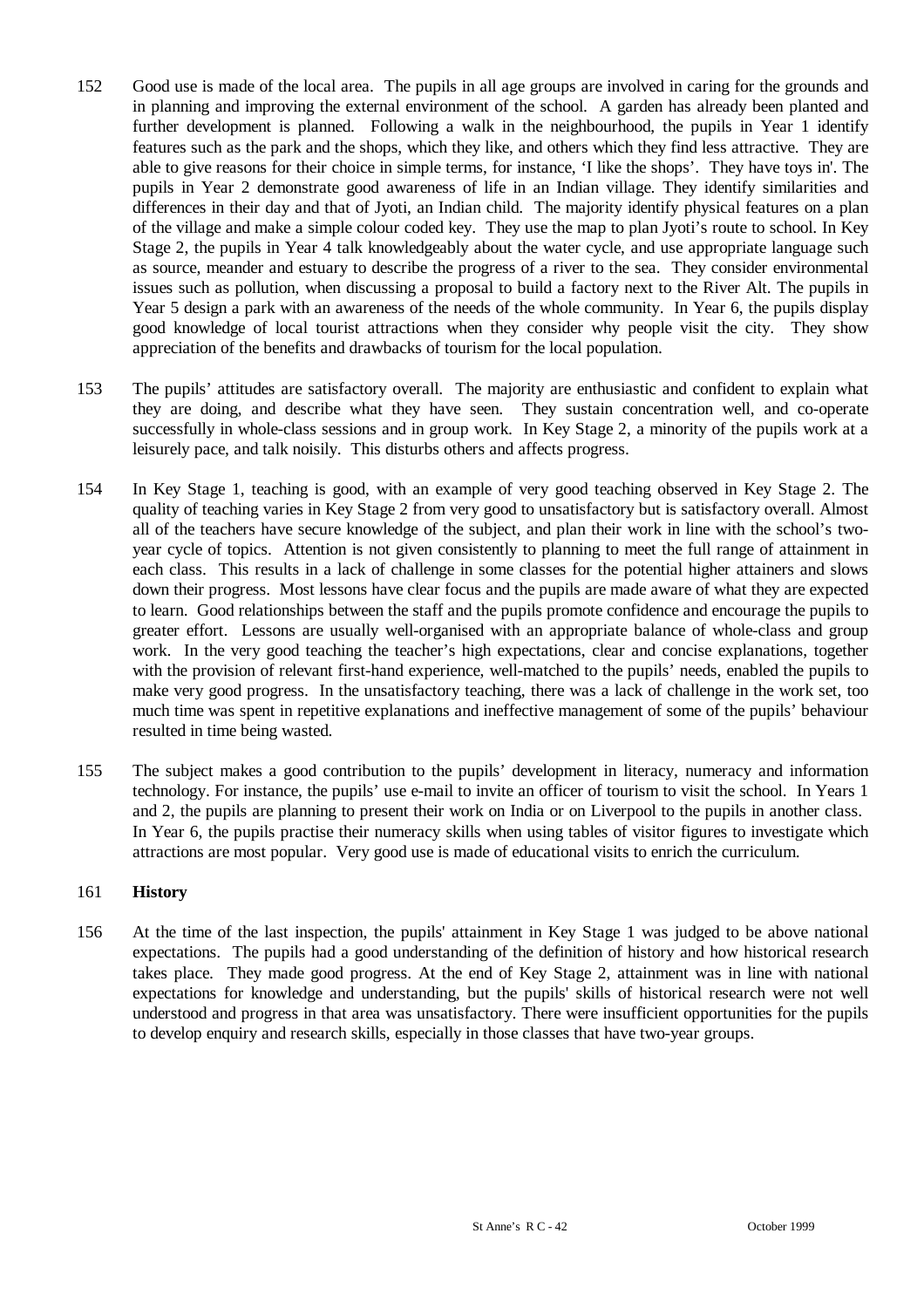152 Good use is made of the local area. The pupils in all age groups are involved in caring for the grounds and in planning and improving the external environment of the school. A garden has already been planted and further development is planned. Following a walk in the neighbourhood, the pupils in Year 1 identify features such as the park and the shops, which they like, and others which they find less attractive. They are able to give reasons for their choice in simple terms, for instance, 'I like the shops'. They have toys in'. The pupils in Year 2 demonstrate good awareness of life in an Indian village. They identify similarities and differences in their day and that of Jyoti, an Indian child. The majority identify physical features on a plan of the village and make a simple colour coded key. They use the map to plan Jyoti's route to school. In Key Stage 2, the pupils in Year 4 talk knowledgeably about the water cycle, and use appropriate language such as source, meander and estuary to describe the progress of a river to the sea. They consider environmental issues such as pollution, when discussing a proposal to build a factory next to the River Alt. The pupils in Year 5 design a park with an awareness of the needs of the whole community. In Year 6, the pupils display good knowledge of local tourist attractions when they consider why people visit the city. They show appreciation of the benefits and drawbacks of tourism for the local population.

153 The pupils' attitudes are satisfactory overall. The majority are enthusiastic and confident to explain what they are doing, and describe what they have seen. They sustain concentration well, and co-operate successfully in whole-class sessions and in group work. In Key Stage 2, a minority of the pupils work at a leisurely pace, and talk noisily. This disturbs others and affects progress.

154 In Key Stage 1, teaching is good, with an example of very good teaching observed in Key Stage 2. The quality of teaching varies in Key Stage 2 from very good to unsatisfactory but is satisfactory overall. Almost all of the teachers have secure knowledge of the subject, and plan their work in line with the school's two-year cycle of topics. Attention is not given consistently to planning to meet the full range of attainment in each class. This results in a lack of challenge in some classes for the potential higher attainers and slows down their progress. Most lessons have clear focus and the pupils are made aware of what they are expected to learn. Good relationships between the staff and the pupils promote confidence and encourage the pupils to greater effort. Lessons are usually well-organised with an appropriate balance of whole-class and group work. In the very good teaching the teacher's high expectations, clear and concise explanations, together with the provision of relevant first-hand experience, well-matched to the pupils' needs, enabled the pupils to make very good progress. In the unsatisfactory teaching, there was a lack of challenge in the work set, too much time was spent in repetitive explanations and ineffective management of some of the pupils' behaviour resulted in time being wasted.

155 The subject makes a good contribution to the pupils' development in literacy, numeracy and information technology. For instance, the pupils' use e-mail to invite an officer of tourism to visit the school. In Years 1 and 2, the pupils are planning to present their work on India or on Liverpool to the pupils in another class. In Year 6, the pupils practise their numeracy skills when using tables of visitor figures to investigate which attractions are most popular. Very good use is made of educational visits to enrich the curriculum.

161 **History**

156 At the time of the last inspection, the pupils' attainment in Key Stage 1 was judged to be above national expectations. The pupils had a good understanding of the definition of history and how historical research takes place. They made good progress. At the end of Key Stage 2, attainment was in line with national expectations for knowledge and understanding, but the pupils' skills of historical research were not well understood and progress in that area was unsatisfactory. There were insufficient opportunities for the pupils to develop enquiry and research skills, especially in those classes that have two-year groups.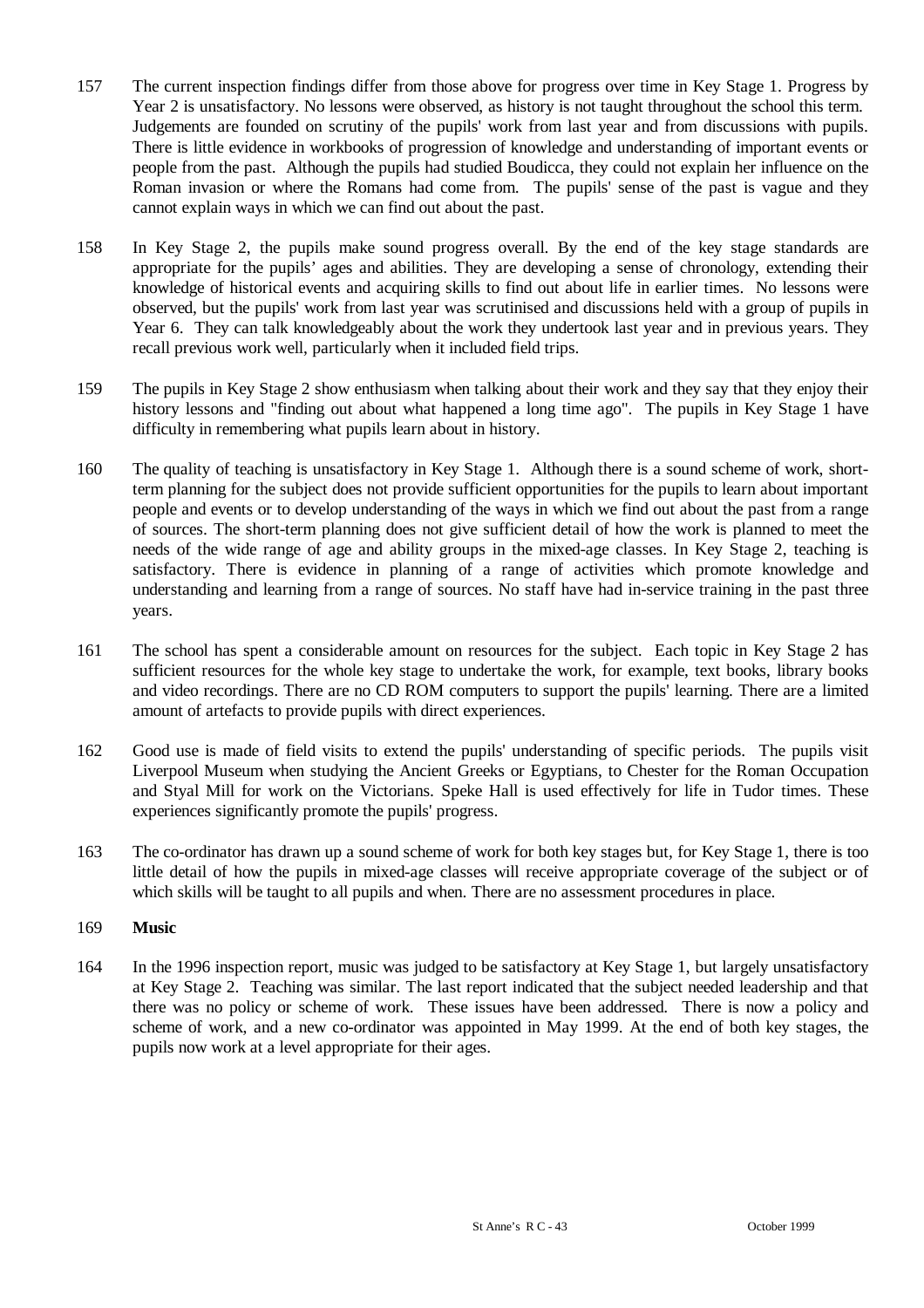157 The current inspection findings differ from those above for progress over time in Key Stage 1. Progress by Year 2 is unsatisfactory. No lessons were observed, as history is not taught throughout the school this term. Judgements are founded on scrutiny of the pupils' work from last year and from discussions with pupils. There is little evidence in workbooks of progression of knowledge and understanding of important events or people from the past. Although the pupils had studied Boudicca, they could not explain her influence on the Roman invasion or where the Romans had come from. The pupils' sense of the past is vague and they cannot explain ways in which we can find out about the past.

158 In Key Stage 2, the pupils make sound progress overall. By the end of the key stage standards are appropriate for the pupils' ages and abilities. They are developing a sense of chronology, extending their knowledge of historical events and acquiring skills to find out about life in earlier times. No lessons were observed, but the pupils' work from last year was scrutinised and discussions held with a group of pupils in Year 6. They can talk knowledgeably about the work they undertook last year and in previous years. They recall previous work well, particularly when it included field trips.

159 The pupils in Key Stage 2 show enthusiasm when talking about their work and they say that they enjoy their history lessons and "finding out about what happened a long time ago". The pupils in Key Stage 1 have difficulty in remembering what pupils learn about in history.

160 The quality of teaching is unsatisfactory in Key Stage 1. Although there is a sound scheme of work, short-term planning for the subject does not provide sufficient opportunities for the pupils to learn about important people and events or to develop understanding of the ways in which we find out about the past from a range of sources. The short-term planning does not give sufficient detail of how the work is planned to meet the needs of the wide range of age and ability groups in the mixed-age classes. In Key Stage 2, teaching is satisfactory. There is evidence in planning of a range of activities which promote knowledge and understanding and learning from a range of sources. No staff have had in-service training in the past three years.

161 The school has spent a considerable amount on resources for the subject. Each topic in Key Stage 2 has sufficient resources for the whole key stage to undertake the work, for example, text books, library books and video recordings. There are no CD ROM computers to support the pupils' learning. There are a limited amount of artefacts to provide pupils with direct experiences.

162 Good use is made of field visits to extend the pupils' understanding of specific periods. The pupils visit Liverpool Museum when studying the Ancient Greeks or Egyptians, to Chester for the Roman Occupation and Styal Mill for work on the Victorians. Speke Hall is used effectively for life in Tudor times. These experiences significantly promote the pupils' progress.

163 The co-ordinator has drawn up a sound scheme of work for both key stages but, for Key Stage 1, there is too little detail of how the pupils in mixed-age classes will receive appropriate coverage of the subject or of which skills will be taught to all pupils and when. There are no assessment procedures in place.

169 **Music**

164 In the 1996 inspection report, music was judged to be satisfactory at Key Stage 1, but largely unsatisfactory at Key Stage 2. Teaching was similar. The last report indicated that the subject needed leadership and that there was no policy or scheme of work. These issues have been addressed. There is now a policy and scheme of work, and a new co-ordinator was appointed in May 1999. At the end of both key stages, the pupils now work at a level appropriate for their ages.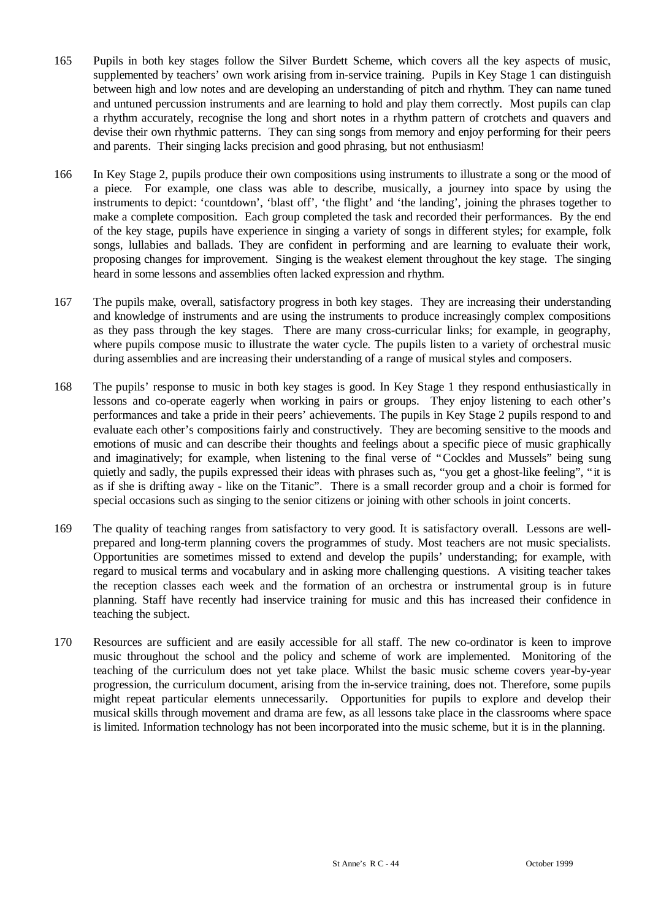165 Pupils in both key stages follow the Silver Burdett Scheme, which covers all the key aspects of music, supplemented by teachers' own work arising from in-service training. Pupils in Key Stage 1 can distinguish between high and low notes and are developing an understanding of pitch and rhythm. They can name tuned and untuned percussion instruments and are learning to hold and play them correctly. Most pupils can clap a rhythm accurately, recognise the long and short notes in a rhythm pattern of crotchets and quavers and devise their own rhythmic patterns. They can sing songs from memory and enjoy performing for their peers and parents. Their singing lacks precision and good phrasing, but not enthusiasm!

166 In Key Stage 2, pupils produce their own compositions using instruments to illustrate a song or the mood of a piece. For example, one class was able to describe, musically, a journey into space by using the instruments to depict: 'countdown', 'blast off', 'the flight' and 'the landing', joining the phrases together to make a complete composition. Each group completed the task and recorded their performances. By the end of the key stage, pupils have experience in singing a variety of songs in different styles; for example, folk songs, lullabies and ballads. They are confident in performing and are learning to evaluate their work, proposing changes for improvement. Singing is the weakest element throughout the key stage. The singing heard in some lessons and assemblies often lacked expression and rhythm.

167 The pupils make, overall, satisfactory progress in both key stages. They are increasing their understanding and knowledge of instruments and are using the instruments to produce increasingly complex compositions as they pass through the key stages. There are many cross-curricular links; for example, in geography, where pupils compose music to illustrate the water cycle. The pupils listen to a variety of orchestral music during assemblies and are increasing their understanding of a range of musical styles and composers.

168 The pupils' response to music in both key stages is good. In Key Stage 1 they respond enthusiastically in lessons and co-operate eagerly when working in pairs or groups. They enjoy listening to each other's performances and take a pride in their peers' achievements. The pupils in Key Stage 2 pupils respond to and evaluate each other's compositions fairly and constructively. They are becoming sensitive to the moods and emotions of music and can describe their thoughts and feelings about a specific piece of music graphically and imaginatively; for example, when listening to the final verse of "Cockles and Mussels" being sung quietly and sadly, the pupils expressed their ideas with phrases such as, "you get a ghost-like feeling", "it is as if she is drifting away - like on the Titanic". There is a small recorder group and a choir is formed for special occasions such as singing to the senior citizens or joining with other schools in joint concerts.

169 The quality of teaching ranges from satisfactory to very good. It is satisfactory overall. Lessons are well-prepared and long-term planning covers the programmes of study. Most teachers are not music specialists. Opportunities are sometimes missed to extend and develop the pupils' understanding; for example, with regard to musical terms and vocabulary and in asking more challenging questions. A visiting teacher takes the reception classes each week and the formation of an orchestra or instrumental group is in future planning. Staff have recently had inservice training for music and this has increased their confidence in teaching the subject.

170 Resources are sufficient and are easily accessible for all staff. The new co-ordinator is keen to improve music throughout the school and the policy and scheme of work are implemented. Monitoring of the teaching of the curriculum does not yet take place. Whilst the basic music scheme covers year-by-year progression, the curriculum document, arising from the in-service training, does not. Therefore, some pupils might repeat particular elements unnecessarily. Opportunities for pupils to explore and develop their musical skills through movement and drama are few, as all lessons take place in the classrooms where space is limited. Information technology has not been incorporated into the music scheme, but it is in the planning.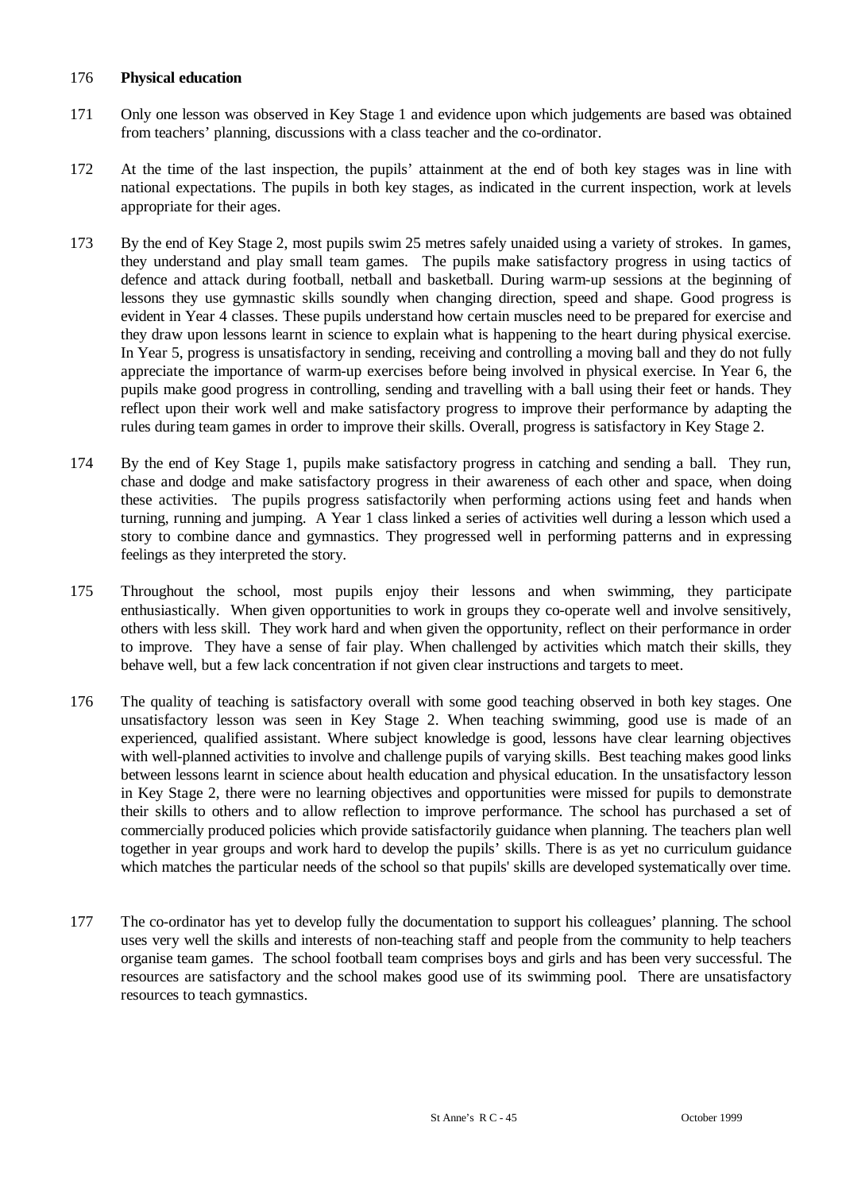176 **Physical education**

171 Only one lesson was observed in Key Stage 1 and evidence upon which judgements are based was obtained from teachers' planning, discussions with a class teacher and the co-ordinator.

172 At the time of the last inspection, the pupils' attainment at the end of both key stages was in line with national expectations. The pupils in both key stages, as indicated in the current inspection, work at levels appropriate for their ages.

173 By the end of Key Stage 2, most pupils swim 25 metres safely unaided using a variety of strokes. In games, they understand and play small team games. The pupils make satisfactory progress in using tactics of defence and attack during football, netball and basketball. During warm-up sessions at the beginning of lessons they use gymnastic skills soundly when changing direction, speed and shape. Good progress is evident in Year 4 classes. These pupils understand how certain muscles need to be prepared for exercise and they draw upon lessons learnt in science to explain what is happening to the heart during physical exercise. In Year 5, progress is unsatisfactory in sending, receiving and controlling a moving ball and they do not fully appreciate the importance of warm-up exercises before being involved in physical exercise. In Year 6, the pupils make good progress in controlling, sending and travelling with a ball using their feet or hands. They reflect upon their work well and make satisfactory progress to improve their performance by adapting the rules during team games in order to improve their skills. Overall, progress is satisfactory in Key Stage 2.

174 By the end of Key Stage 1, pupils make satisfactory progress in catching and sending a ball. They run, chase and dodge and make satisfactory progress in their awareness of each other and space, when doing these activities. The pupils progress satisfactorily when performing actions using feet and hands when turning, running and jumping. A Year 1 class linked a series of activities well during a lesson which used a story to combine dance and gymnastics. They progressed well in performing patterns and in expressing feelings as they interpreted the story.

175 Throughout the school, most pupils enjoy their lessons and when swimming, they participate enthusiastically. When given opportunities to work in groups they co-operate well and involve sensitively, others with less skill. They work hard and when given the opportunity, reflect on their performance in order to improve. They have a sense of fair play. When challenged by activities which match their skills, they behave well, but a few lack concentration if not given clear instructions and targets to meet.

176 The quality of teaching is satisfactory overall with some good teaching observed in both key stages. One unsatisfactory lesson was seen in Key Stage 2. When teaching swimming, good use is made of an experienced, qualified assistant. Where subject knowledge is good, lessons have clear learning objectives with well-planned activities to involve and challenge pupils of varying skills. Best teaching makes good links between lessons learnt in science about health education and physical education. In the unsatisfactory lesson in Key Stage 2, there were no learning objectives and opportunities were missed for pupils to demonstrate their skills to others and to allow reflection to improve performance. The school has purchased a set of commercially produced policies which provide satisfactorily guidance when planning. The teachers plan well together in year groups and work hard to develop the pupils' skills. There is as yet no curriculum guidance which matches the particular needs of the school so that pupils' skills are developed systematically over time.

177 The co-ordinator has yet to develop fully the documentation to support his colleagues' planning. The school uses very well the skills and interests of non-teaching staff and people from the community to help teachers organise team games. The school football team comprises boys and girls and has been very successful. The resources are satisfactory and the school makes good use of its swimming pool. There are unsatisfactory resources to teach gymnastics.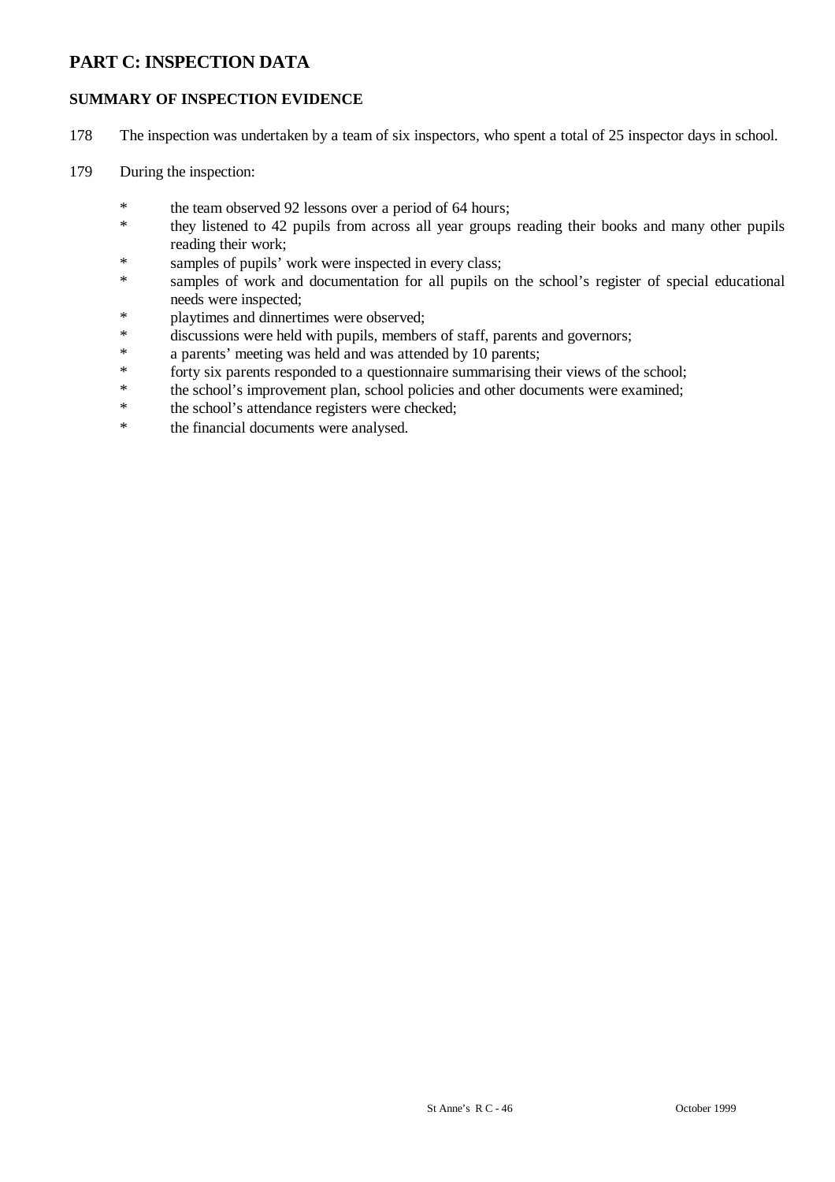# PART C: INSPECTION DATA

## SUMMARY OF INSPECTION EVIDENCE

178 The inspection was undertaken by a team of six inspectors, who spent a total of 25 inspector days in school.

179 During the inspection:

* the team observed 92 lessons over a period of 64 hours;
* they listened to 42 pupils from across all year groups reading their books and many other pupils reading their work;
* samples of pupils' work were inspected in every class;
* samples of work and documentation for all pupils on the school's register of special educational needs were inspected;
* playtimes and dinnertimes were observed;
* discussions were held with pupils, members of staff, parents and governors;
* a parents' meeting was held and was attended by 10 parents;
* forty six parents responded to a questionnaire summarising their views of the school;
* the school's improvement plan, school policies and other documents were examined;
* the school's attendance registers were checked;
* the financial documents were analysed.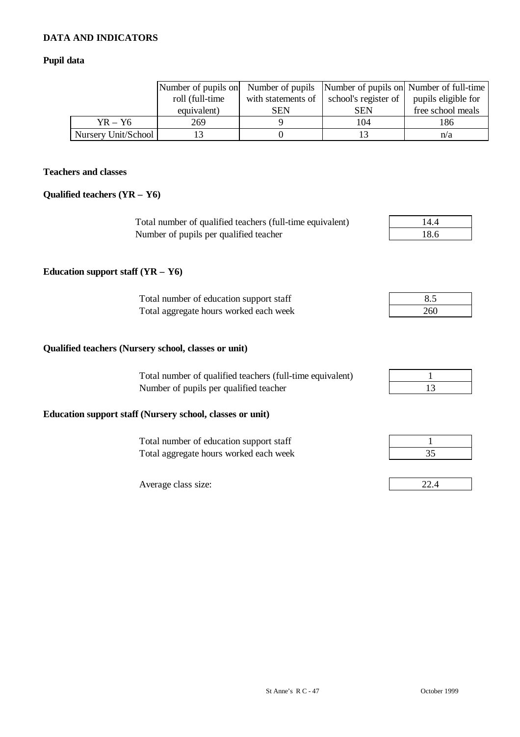## DATA AND INDICATORS

### Pupil data

| | Number of pupils on roll (full-time equivalent) | Number of pupils with statements of SEN | Number of pupils on school's register of SEN | Number of full-time pupils eligible for free school meals |
|---|---|---|---|---|
| YR – Y6 | 269 | 9 | 104 | 186 |
| Nursery Unit/School | 13 | 0 | 13 | n/a |

### Teachers and classes

#### Qualified teachers (YR – Y6)

| | |
|---|---|
| Total number of qualified teachers (full-time equivalent) | 14.4 |
| Number of pupils per qualified teacher | 18.6 |

#### Education support staff (YR – Y6)

| | |
|---|---|
| Total number of education support staff | 8.5 |
| Total aggregate hours worked each week | 260 |

#### Qualified teachers (Nursery school, classes or unit)

| | |
|---|---|
| Total number of qualified teachers (full-time equivalent) | 1 |
| Number of pupils per qualified teacher | 13 |

#### Education support staff (Nursery school, classes or unit)

| | |
|---|---|
| Total number of education support staff | 1 |
| Total aggregate hours worked each week | 35 |

| | |
|---|---|
| Average class size: | 22.4 |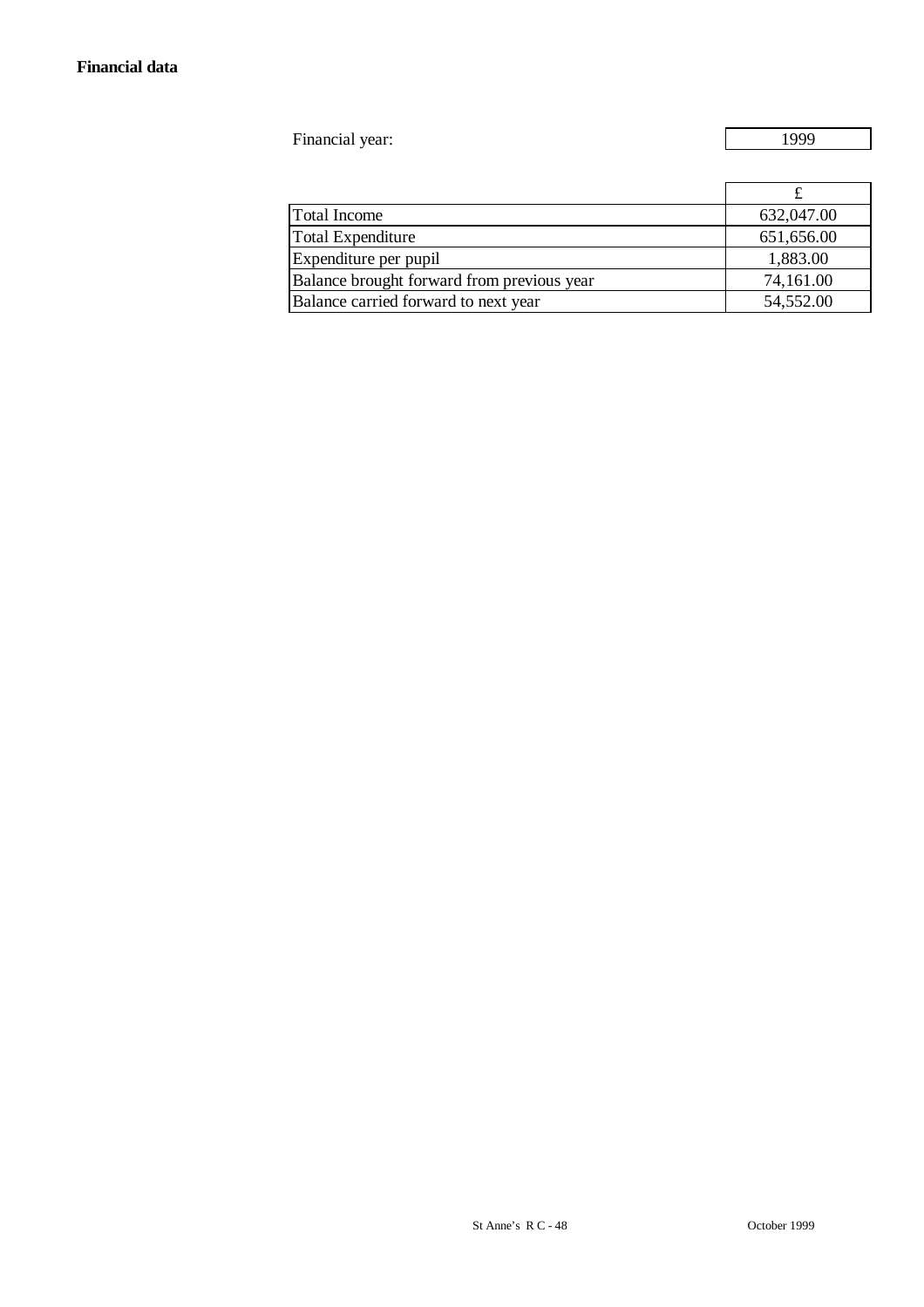**Financial data**

Financial year: 1999

| | £ |
|---|---|
| Total Income | 632,047.00 |
| Total Expenditure | 651,656.00 |
| Expenditure per pupil | 1,883.00 |
| Balance brought forward from previous year | 74,161.00 |
| Balance carried forward to next year | 54,552.00 |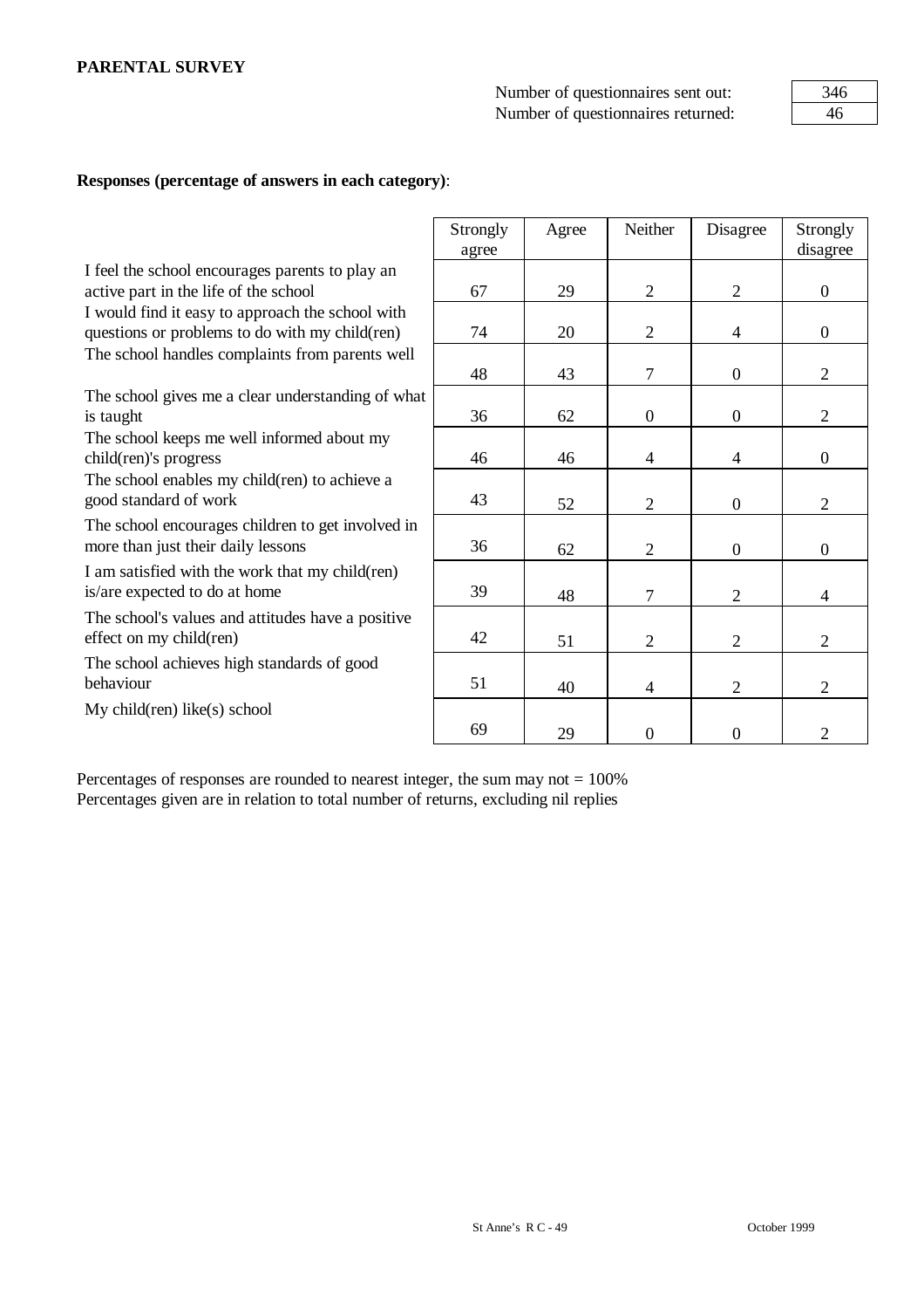**PARENTAL SURVEY**

| | |
|---|---|
| Number of questionnaires sent out: | 346 |
| Number of questionnaires returned: | 46 |

**Responses (percentage of answers in each category)**:

| | Strongly agree | Agree | Neither | Disagree | Strongly disagree |
|---|---|---|---|---|---|
| I feel the school encourages parents to play an active part in the life of the school | 67 | 29 | 2 | 2 | 0 |
| I would find it easy to approach the school with questions or problems to do with my child(ren) | 74 | 20 | 2 | 4 | 0 |
| The school handles complaints from parents well | 48 | 43 | 7 | 0 | 2 |
| The school gives me a clear understanding of what is taught | 36 | 62 | 0 | 0 | 2 |
| The school keeps me well informed about my child(ren)'s progress | 46 | 46 | 4 | 4 | 0 |
| The school enables my child(ren) to achieve a good standard of work | 43 | 52 | 2 | 0 | 2 |
| The school encourages children to get involved in more than just their daily lessons | 36 | 62 | 2 | 0 | 0 |
| I am satisfied with the work that my child(ren) is/are expected to do at home | 39 | 48 | 7 | 2 | 4 |
| The school's values and attitudes have a positive effect on my child(ren) | 42 | 51 | 2 | 2 | 2 |
| The school achieves high standards of good behaviour | 51 | 40 | 4 | 2 | 2 |
| My child(ren) like(s) school | 69 | 29 | 0 | 0 | 2 |

Percentages of responses are rounded to nearest integer, the sum may not = 100%
Percentages given are in relation to total number of returns, excluding nil replies